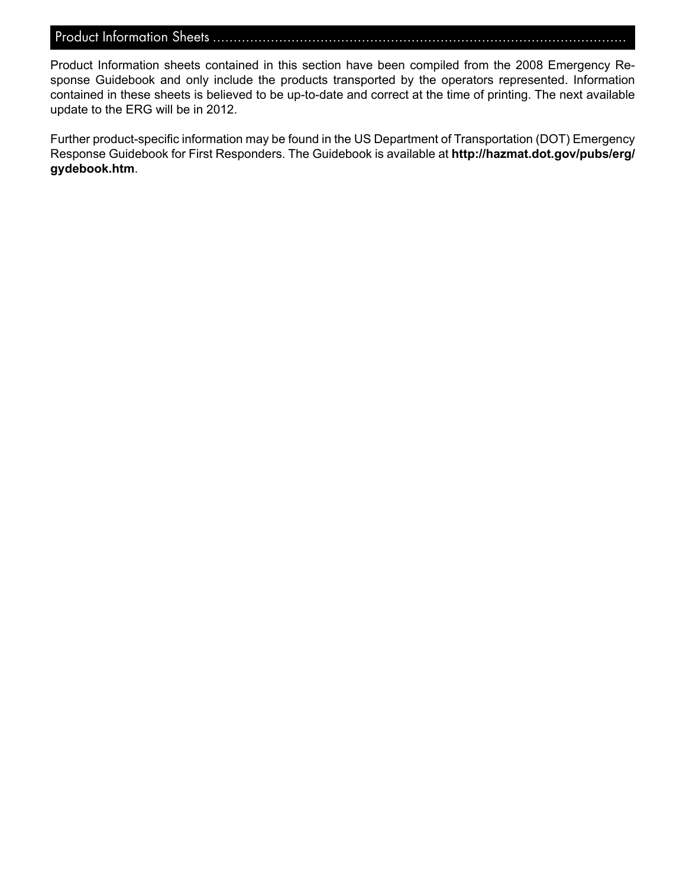# Product Information Sheets

Product Information sheets contained in this section have been compiled from the 2008 Emergency Response Guidebook and only include the products transported by the operators represented. Information contained in these sheets is believed to be up-to-date and correct at the time of printing. The next available update to the ERG will be in 2012.

Further product-specific information may be found in the US Department of Transportation (DOT) Emergency Response Guidebook for First Responders. The Guidebook is available at **http://hazmat.dot.gov/pubs/erg/gydebook.htm**.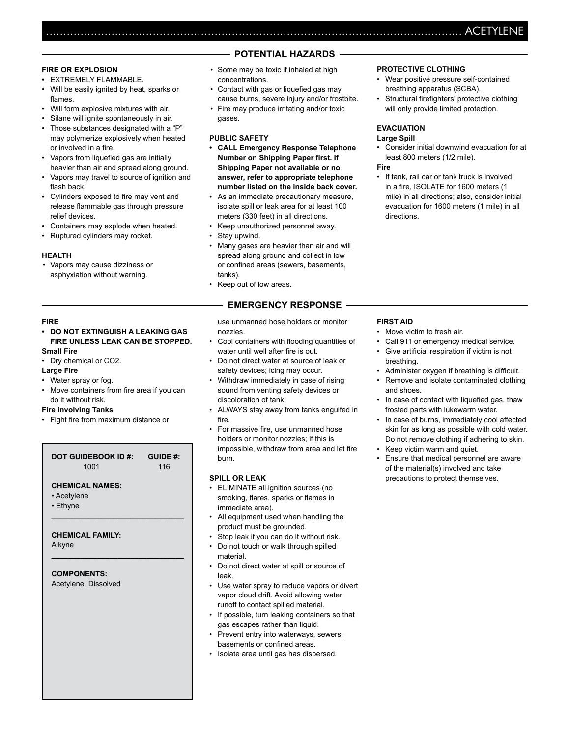# ACETYLENE

## POTENTIAL HAZARDS

### FIRE OR EXPLOSION

- **EXTREMELY FLAMMABLE.**
- Will be easily ignited by heat, sparks or flames.
- Will form explosive mixtures with air.
- Silane will ignite spontaneously in air.
- Those substances designated with a "P" may polymerize explosively when heated or involved in a fire.
- Vapors from liquefied gas are initially heavier than air and spread along ground.
- Vapors may travel to source of ignition and flash back.
- Cylinders exposed to fire may vent and release flammable gas through pressure relief devices.
- Containers may explode when heated.
- Ruptured cylinders may rocket.

### HEALTH

- Vapors may cause dizziness or asphyxiation without warning.
- Some may be toxic if inhaled at high concentrations.
- Contact with gas or liquefied gas may cause burns, severe injury and/or frostbite.
- Fire may produce irritating and/or toxic gases.

### PUBLIC SAFETY

- **CALL Emergency Response Telephone Number on Shipping Paper first. If Shipping Paper not available or no answer, refer to appropriate telephone number listed on the inside back cover.**
- As an immediate precautionary measure, isolate spill or leak area for at least 100 meters (330 feet) in all directions.
- Keep unauthorized personnel away.
- Stay upwind.
- Many gases are heavier than air and will spread along ground and collect in low or confined areas (sewers, basements, tanks).
- Keep out of low areas.

### PROTECTIVE CLOTHING

- Wear positive pressure self-contained breathing apparatus (SCBA).
- Structural firefighters' protective clothing will only provide limited protection.

### EVACUATION

**Large Spill**

- Consider initial downwind evacuation for at least 800 meters (1/2 mile).

**Fire**

- If tank, rail car or tank truck is involved in a fire, ISOLATE for 1600 meters (1 mile) in all directions; also, consider initial evacuation for 1600 meters (1 mile) in all directions.

## EMERGENCY RESPONSE

### FIRE

- **DO NOT EXTINGUISH A LEAKING GAS FIRE UNLESS LEAK CAN BE STOPPED.**

**Small Fire**

- Dry chemical or CO2.

**Large Fire**

- Water spray or fog.
- Move containers from fire area if you can do it without risk.

**Fire involving Tanks**

- Fight fire from maximum distance or use unmanned hose holders or monitor nozzles.
- Cool containers with flooding quantities of water until well after fire is out.
- Do not direct water at source of leak or safety devices; icing may occur.
- Withdraw immediately in case of rising sound from venting safety devices or discoloration of tank.
- ALWAYS stay away from tanks engulfed in fire.
- For massive fire, use unmanned hose holders or monitor nozzles; if this is impossible, withdraw from area and let fire burn.

### SPILL OR LEAK

- ELIMINATE all ignition sources (no smoking, flares, sparks or flames in immediate area).
- All equipment used when handling the product must be grounded.
- Stop leak if you can do it without risk.
- Do not touch or walk through spilled material.
- Do not direct water at spill or source of leak.
- Use water spray to reduce vapors or divert vapor cloud drift. Avoid allowing water runoff to contact spilled material.
- If possible, turn leaking containers so that gas escapes rather than liquid.
- Prevent entry into waterways, sewers, basements or confined areas.
- Isolate area until gas has dispersed.

### FIRST AID

- Move victim to fresh air.
- Call 911 or emergency medical service.
- Give artificial respiration if victim is not breathing.
- Administer oxygen if breathing is difficult.
- Remove and isolate contaminated clothing and shoes.
- In case of contact with liquefied gas, thaw frosted parts with lukewarm water.
- In case of burns, immediately cool affected skin for as long as possible with cold water. Do not remove clothing if adhering to skin.
- Keep victim warm and quiet.
- Ensure that medical personnel are aware of the material(s) involved and take precautions to protect themselves.

---

| DOT GUIDEBOOK ID #: | GUIDE #: |
|---|---|
| 1001 | 116 |

**CHEMICAL NAMES:**

- Acetylene
- Ethyne

**CHEMICAL FAMILY:**

Alkyne

**COMPONENTS:**

Acetylene, Dissolved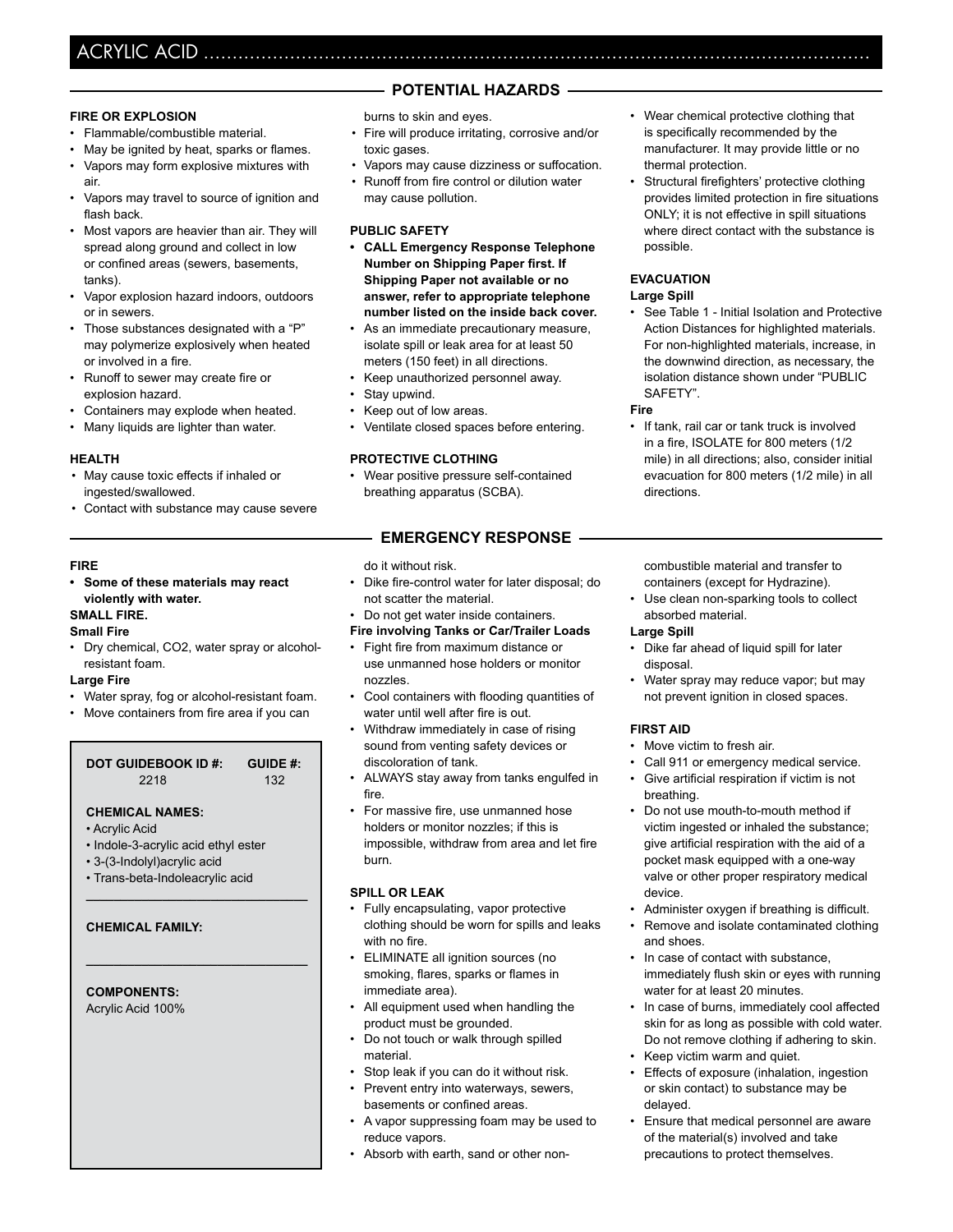# ACRYLIC ACID

## POTENTIAL HAZARDS

### FIRE OR EXPLOSION

- Flammable/combustible material.
- May be ignited by heat, sparks or flames.
- Vapors may form explosive mixtures with air.
- Vapors may travel to source of ignition and flash back.
- Most vapors are heavier than air. They will spread along ground and collect in low or confined areas (sewers, basements, tanks).
- Vapor explosion hazard indoors, outdoors or in sewers.
- Those substances designated with a "P" may polymerize explosively when heated or involved in a fire.
- Runoff to sewer may create fire or explosion hazard.
- Containers may explode when heated.
- Many liquids are lighter than water.

### HEALTH

- May cause toxic effects if inhaled or ingested/swallowed.
- Contact with substance may cause severe burns to skin and eyes.
- Fire will produce irritating, corrosive and/or toxic gases.
- Vapors may cause dizziness or suffocation.
- Runoff from fire control or dilution water may cause pollution.

### PUBLIC SAFETY

- **CALL Emergency Response Telephone Number on Shipping Paper first. If Shipping Paper not available or no answer, refer to appropriate telephone number listed on the inside back cover.**
- As an immediate precautionary measure, isolate spill or leak area for at least 50 meters (150 feet) in all directions.
- Keep unauthorized personnel away.
- Stay upwind.
- Keep out of low areas.
- Ventilate closed spaces before entering.

### PROTECTIVE CLOTHING

- Wear positive pressure self-contained breathing apparatus (SCBA).
- Wear chemical protective clothing that is specifically recommended by the manufacturer. It may provide little or no thermal protection.
- Structural firefighters' protective clothing provides limited protection in fire situations ONLY; it is not effective in spill situations where direct contact with the substance is possible.

### EVACUATION

**Large Spill**

- See Table 1 - Initial Isolation and Protective Action Distances for highlighted materials. For non-highlighted materials, increase, in the downwind direction, as necessary, the isolation distance shown under "PUBLIC SAFETY".

**Fire**

- If tank, rail car or tank truck is involved in a fire, ISOLATE for 800 meters (1/2 mile) in all directions; also, consider initial evacuation for 800 meters (1/2 mile) in all directions.

## EMERGENCY RESPONSE

### FIRE

- **Some of these materials may react violently with water.**

**SMALL FIRE.**

**Small Fire**

- Dry chemical, CO2, water spray or alcohol-resistant foam.

**Large Fire**

- Water spray, fog or alcohol-resistant foam.
- Move containers from fire area if you can do it without risk.
- Dike fire-control water for later disposal; do not scatter the material.
- Do not get water inside containers.

**Fire involving Tanks or Car/Trailer Loads**

- Fight fire from maximum distance or use unmanned hose holders or monitor nozzles.
- Cool containers with flooding quantities of water until well after fire is out.
- Withdraw immediately in case of rising sound from venting safety devices or discoloration of tank.
- ALWAYS stay away from tanks engulfed in fire.
- For massive fire, use unmanned hose holders or monitor nozzles; if this is impossible, withdraw from area and let fire burn.

### SPILL OR LEAK

- Fully encapsulating, vapor protective clothing should be worn for spills and leaks with no fire.
- ELIMINATE all ignition sources (no smoking, flares, sparks or flames in immediate area).
- All equipment used when handling the product must be grounded.
- Do not touch or walk through spilled material.
- Stop leak if you can do it without risk.
- Prevent entry into waterways, sewers, basements or confined areas.
- A vapor suppressing foam may be used to reduce vapors.
- Absorb with earth, sand or other non-combustible material and transfer to containers (except for Hydrazine).
- Use clean non-sparking tools to collect absorbed material.

**Large Spill**

- Dike far ahead of liquid spill for later disposal.
- Water spray may reduce vapor; but may not prevent ignition in closed spaces.

### FIRST AID

- Move victim to fresh air.
- Call 911 or emergency medical service.
- Give artificial respiration if victim is not breathing.
- Do not use mouth-to-mouth method if victim ingested or inhaled the substance; give artificial respiration with the aid of a pocket mask equipped with a one-way valve or other proper respiratory medical device.
- Administer oxygen if breathing is difficult.
- Remove and isolate contaminated clothing and shoes.
- In case of contact with substance, immediately flush skin or eyes with running water for at least 20 minutes.
- In case of burns, immediately cool affected skin for as long as possible with cold water. Do not remove clothing if adhering to skin.
- Keep victim warm and quiet.
- Effects of exposure (inhalation, ingestion or skin contact) to substance may be delayed.
- Ensure that medical personnel are aware of the material(s) involved and take precautions to protect themselves.

---

| DOT GUIDEBOOK ID #: | GUIDE #: |
|---|---|
| 2218 | 132 |

**CHEMICAL NAMES:**

- Acrylic Acid
- Indole-3-acrylic acid ethyl ester
- 3-(3-Indolyl)acrylic acid
- Trans-beta-Indoleacrylic acid

**CHEMICAL FAMILY:**

**COMPONENTS:**

Acrylic Acid 100%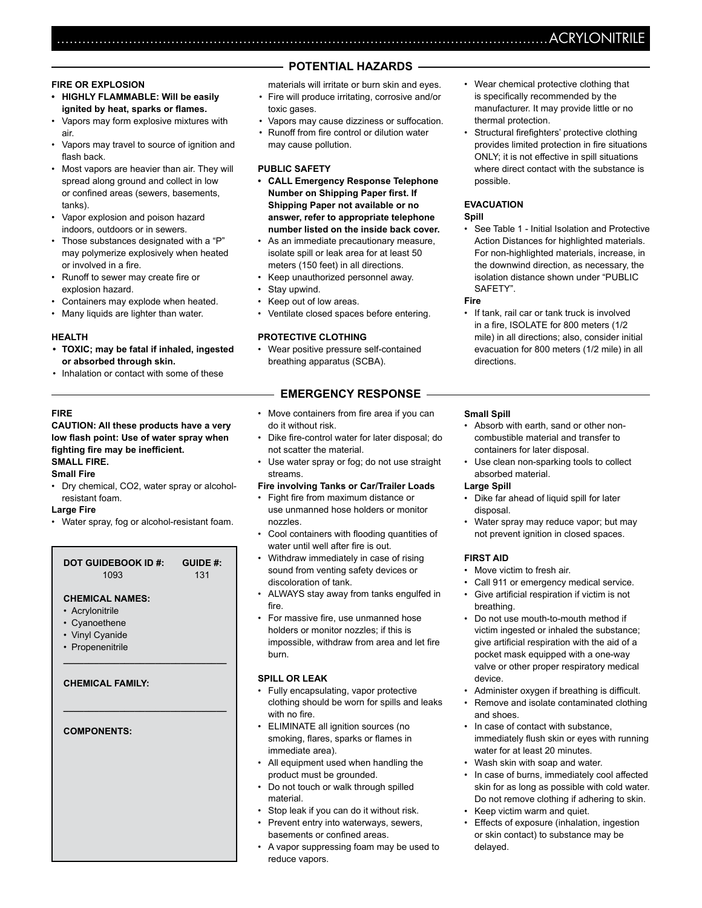# ACRYLONITRILE

## POTENTIAL HAZARDS

### FIRE OR EXPLOSION

- **HIGHLY FLAMMABLE: Will be easily ignited by heat, sparks or flames.**
- Vapors may form explosive mixtures with air.
- Vapors may travel to source of ignition and flash back.
- Most vapors are heavier than air. They will spread along ground and collect in low or confined areas (sewers, basements, tanks).
- Vapor explosion and poison hazard indoors, outdoors or in sewers.
- Those substances designated with a "P" may polymerize explosively when heated or involved in a fire.
- Runoff to sewer may create fire or explosion hazard.
- Containers may explode when heated.
- Many liquids are lighter than water.

### HEALTH

- **TOXIC; may be fatal if inhaled, ingested or absorbed through skin.**
- Inhalation or contact with some of these materials will irritate or burn skin and eyes.
- Fire will produce irritating, corrosive and/or toxic gases.
- Vapors may cause dizziness or suffocation.
- Runoff from fire control or dilution water may cause pollution.

### PUBLIC SAFETY

- **CALL Emergency Response Telephone Number on Shipping Paper first. If Shipping Paper not available or no answer, refer to appropriate telephone number listed on the inside back cover.**
- As an immediate precautionary measure, isolate spill or leak area for at least 50 meters (150 feet) in all directions.
- Keep unauthorized personnel away.
- Stay upwind.
- Keep out of low areas.
- Ventilate closed spaces before entering.

### PROTECTIVE CLOTHING

- Wear positive pressure self-contained breathing apparatus (SCBA).
- Wear chemical protective clothing that is specifically recommended by the manufacturer. It may provide little or no thermal protection.
- Structural firefighters' protective clothing provides limited protection in fire situations ONLY; it is not effective in spill situations where direct contact with the substance is possible.

### EVACUATION

**Spill**

- See Table 1 - Initial Isolation and Protective Action Distances for highlighted materials. For non-highlighted materials, increase, in the downwind direction, as necessary, the isolation distance shown under "PUBLIC SAFETY".

**Fire**

- If tank, rail car or tank truck is involved in a fire, ISOLATE for 800 meters (1/2 mile) in all directions; also, consider initial evacuation for 800 meters (1/2 mile) in all directions.

## EMERGENCY RESPONSE

### FIRE

**CAUTION: All these products have a very low flash point: Use of water spray when fighting fire may be inefficient.**
**SMALL FIRE.**

**Small Fire**

- Dry chemical, CO2, water spray or alcohol-resistant foam.

**Large Fire**

- Water spray, fog or alcohol-resistant foam.
- Move containers from fire area if you can do it without risk.
- Dike fire-control water for later disposal; do not scatter the material.
- Use water spray or fog; do not use straight streams.

**Fire involving Tanks or Car/Trailer Loads**

- Fight fire from maximum distance or use unmanned hose holders or monitor nozzles.
- Cool containers with flooding quantities of water until well after fire is out.
- Withdraw immediately in case of rising sound from venting safety devices or discoloration of tank.
- ALWAYS stay away from tanks engulfed in fire.
- For massive fire, use unmanned hose holders or monitor nozzles; if this is impossible, withdraw from area and let fire burn.

### SPILL OR LEAK

- Fully encapsulating, vapor protective clothing should be worn for spills and leaks with no fire.
- ELIMINATE all ignition sources (no smoking, flares, sparks or flames in immediate area).
- All equipment used when handling the product must be grounded.
- Do not touch or walk through spilled material.
- Stop leak if you can do it without risk.
- Prevent entry into waterways, sewers, basements or confined areas.
- A vapor suppressing foam may be used to reduce vapors.

**Small Spill**

- Absorb with earth, sand or other non-combustible material and transfer to containers for later disposal.
- Use clean non-sparking tools to collect absorbed material.

**Large Spill**

- Dike far ahead of liquid spill for later disposal.
- Water spray may reduce vapor; but may not prevent ignition in closed spaces.

### FIRST AID

- Move victim to fresh air.
- Call 911 or emergency medical service.
- Give artificial respiration if victim is not breathing.
- Do not use mouth-to-mouth method if victim ingested or inhaled the substance; give artificial respiration with the aid of a pocket mask equipped with a one-way valve or other proper respiratory medical device.
- Administer oxygen if breathing is difficult.
- Remove and isolate contaminated clothing and shoes.
- In case of contact with substance, immediately flush skin or eyes with running water for at least 20 minutes.
- Wash skin with soap and water.
- In case of burns, immediately cool affected skin for as long as possible with cold water. Do not remove clothing if adhering to skin.
- Keep victim warm and quiet.
- Effects of exposure (inhalation, ingestion or skin contact) to substance may be delayed.

---

| DOT GUIDEBOOK ID #: | GUIDE #: |
|---|---|
| 1093 | 131 |

**CHEMICAL NAMES:**

- Acrylonitrile
- Cyanoethene
- Vinyl Cyanide
- Propenenitrile

**CHEMICAL FAMILY:**

**COMPONENTS:**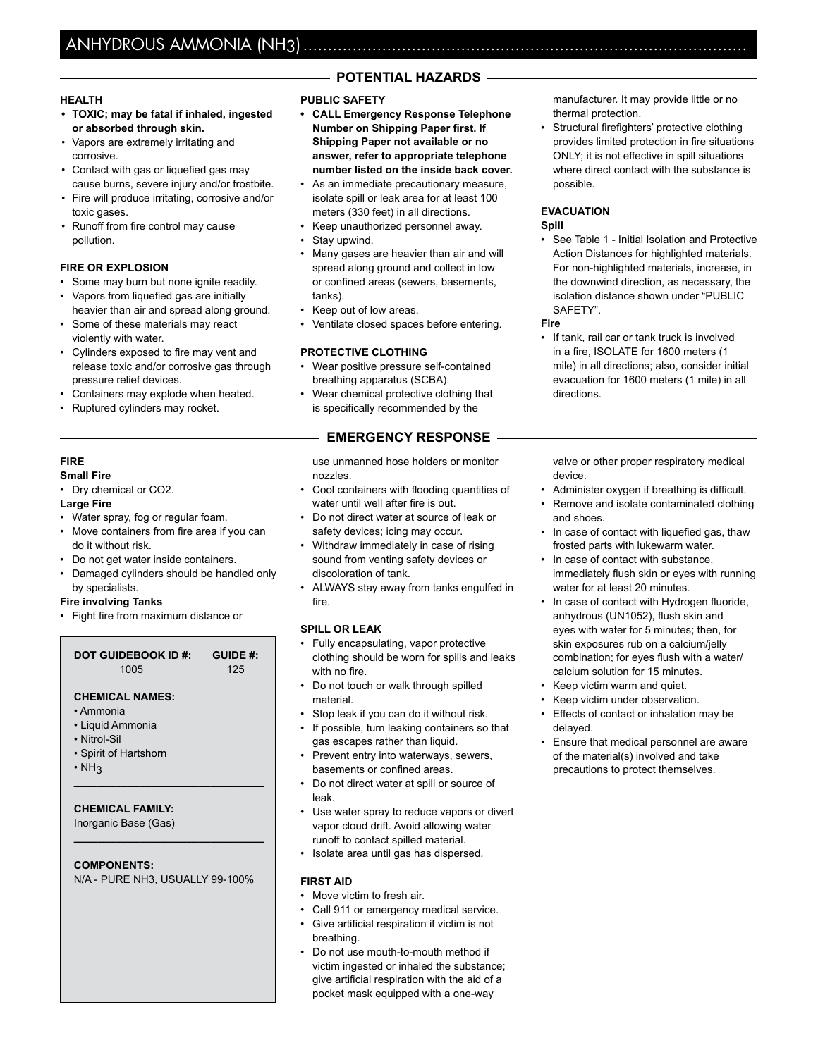# ANHYDROUS AMMONIA ($NH_3$)

## POTENTIAL HAZARDS

### HEALTH

- **TOXIC; may be fatal if inhaled, ingested or absorbed through skin.**
- Vapors are extremely irritating and corrosive.
- Contact with gas or liquefied gas may cause burns, severe injury and/or frostbite.
- Fire will produce irritating, corrosive and/or toxic gases.
- Runoff from fire control may cause pollution.

### FIRE OR EXPLOSION

- Some may burn but none ignite readily.
- Vapors from liquefied gas are initially heavier than air and spread along ground.
- Some of these materials may react violently with water.
- Cylinders exposed to fire may vent and release toxic and/or corrosive gas through pressure relief devices.
- Containers may explode when heated.
- Ruptured cylinders may rocket.

### PUBLIC SAFETY

- **CALL Emergency Response Telephone Number on Shipping Paper first. If Shipping Paper not available or no answer, refer to appropriate telephone number listed on the inside back cover.**
- As an immediate precautionary measure, isolate spill or leak area for at least 100 meters (330 feet) in all directions.
- Keep unauthorized personnel away.
- Stay upwind.
- Many gases are heavier than air and will spread along ground and collect in low or confined areas (sewers, basements, tanks).
- Keep out of low areas.
- Ventilate closed spaces before entering.

### PROTECTIVE CLOTHING

- Wear positive pressure self-contained breathing apparatus (SCBA).
- Wear chemical protective clothing that is specifically recommended by the manufacturer. It may provide little or no thermal protection.
- Structural firefighters' protective clothing provides limited protection in fire situations ONLY; it is not effective in spill situations where direct contact with the substance is possible.

### EVACUATION

**Spill**

- See Table 1 - Initial Isolation and Protective Action Distances for highlighted materials. For non-highlighted materials, increase, in the downwind direction, as necessary, the isolation distance shown under "PUBLIC SAFETY".

**Fire**

- If tank, rail car or tank truck is involved in a fire, ISOLATE for 1600 meters (1 mile) in all directions; also, consider initial evacuation for 1600 meters (1 mile) in all directions.

## EMERGENCY RESPONSE

### FIRE

**Small Fire**

- Dry chemical or CO2.

**Large Fire**

- Water spray, fog or regular foam.
- Move containers from fire area if you can do it without risk.
- Do not get water inside containers.
- Damaged cylinders should be handled only by specialists.

**Fire involving Tanks**

- Fight fire from maximum distance or use unmanned hose holders or monitor nozzles.
- Cool containers with flooding quantities of water until well after fire is out.
- Do not direct water at source of leak or safety devices; icing may occur.
- Withdraw immediately in case of rising sound from venting safety devices or discoloration of tank.
- ALWAYS stay away from tanks engulfed in fire.

### SPILL OR LEAK

- Fully encapsulating, vapor protective clothing should be worn for spills and leaks with no fire.
- Do not touch or walk through spilled material.
- Stop leak if you can do it without risk.
- If possible, turn leaking containers so that gas escapes rather than liquid.
- Prevent entry into waterways, sewers, basements or confined areas.
- Do not direct water at spill or source of leak.
- Use water spray to reduce vapors or divert vapor cloud drift. Avoid allowing water runoff to contact spilled material.
- Isolate area until gas has dispersed.

### FIRST AID

- Move victim to fresh air.
- Call 911 or emergency medical service.
- Give artificial respiration if victim is not breathing.
- Do not use mouth-to-mouth method if victim ingested or inhaled the substance; give artificial respiration with the aid of a pocket mask equipped with a one-way valve or other proper respiratory medical device.
- Administer oxygen if breathing is difficult.
- Remove and isolate contaminated clothing and shoes.
- In case of contact with liquefied gas, thaw frosted parts with lukewarm water.
- In case of contact with substance, immediately flush skin or eyes with running water for at least 20 minutes.
- In case of contact with Hydrogen fluoride, anhydrous (UN1052), flush skin and eyes with water for 5 minutes; then, for skin exposures rub on a calcium/jelly combination; for eyes flush with a water/calcium solution for 15 minutes.
- Keep victim warm and quiet.
- Keep victim under observation.
- Effects of contact or inhalation may be delayed.
- Ensure that medical personnel are aware of the material(s) involved and take precautions to protect themselves.

---

| **DOT GUIDEBOOK ID #:** | **GUIDE #:** |
| --- | --- |
| 1005 | 125 |

**CHEMICAL NAMES:**

- Ammonia
- Liquid Ammonia
- Nitrol-Sil
- Spirit of Hartshorn
- $NH_3$

**CHEMICAL FAMILY:**

Inorganic Base (Gas)

**COMPONENTS:**

N/A - PURE NH3, USUALLY 99-100%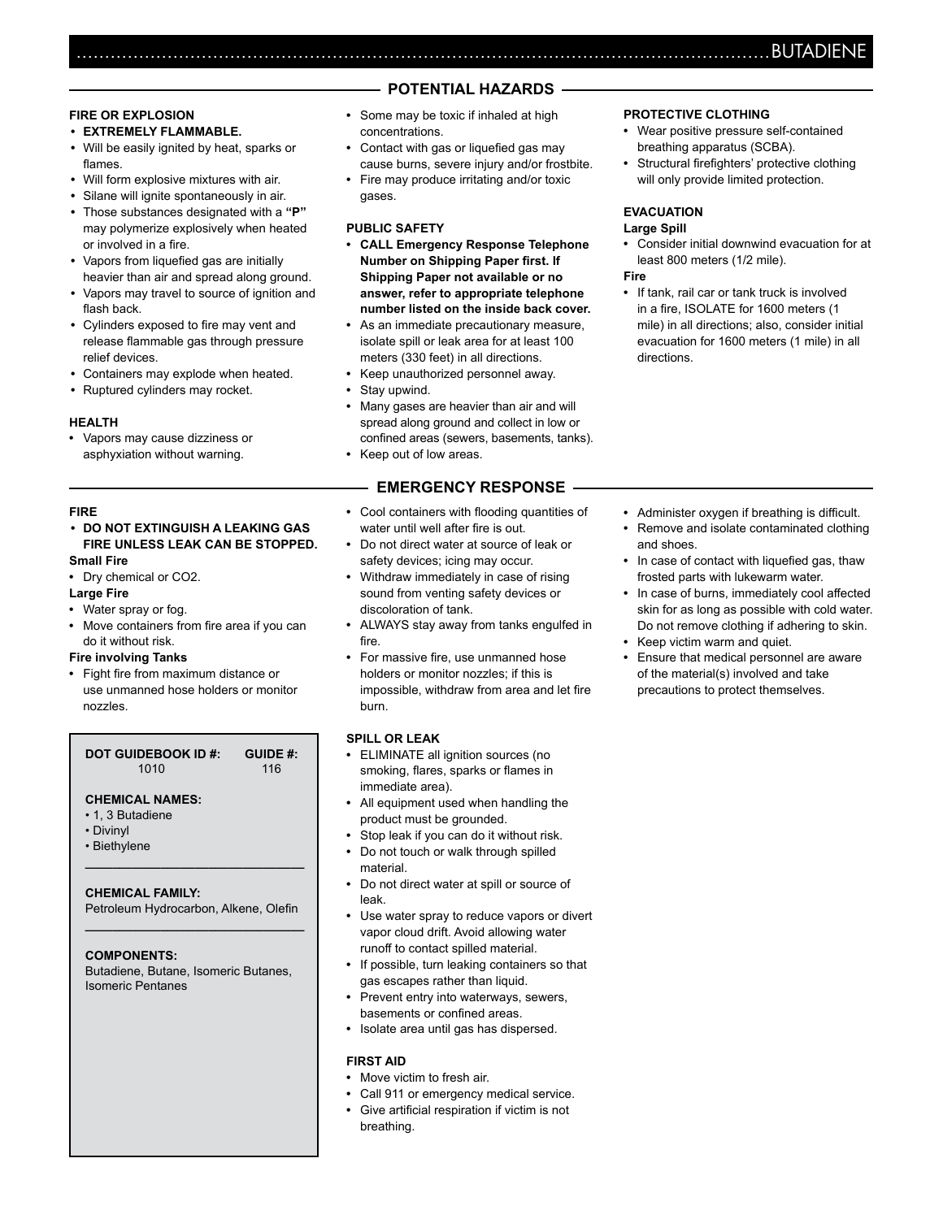# BUTADIENE

## POTENTIAL HAZARDS

### FIRE OR EXPLOSION

- **EXTREMELY FLAMMABLE.**
- Will be easily ignited by heat, sparks or flames.
- Will form explosive mixtures with air.
- Silane will ignite spontaneously in air.
- Those substances designated with a **"P"** may polymerize explosively when heated or involved in a fire.
- Vapors from liquefied gas are initially heavier than air and spread along ground.
- Vapors may travel to source of ignition and flash back.
- Cylinders exposed to fire may vent and release flammable gas through pressure relief devices.
- Containers may explode when heated.
- Ruptured cylinders may rocket.

### HEALTH

- Vapors may cause dizziness or asphyxiation without warning.
- Some may be toxic if inhaled at high concentrations.
- Contact with gas or liquefied gas may cause burns, severe injury and/or frostbite.
- Fire may produce irritating and/or toxic gases.

### PUBLIC SAFETY

- **CALL Emergency Response Telephone Number on Shipping Paper first. If Shipping Paper not available or no answer, refer to appropriate telephone number listed on the inside back cover.**
- As an immediate precautionary measure, isolate spill or leak area for at least 100 meters (330 feet) in all directions.
- Keep unauthorized personnel away.
- Stay upwind.
- Many gases are heavier than air and will spread along ground and collect in low or confined areas (sewers, basements, tanks).
- Keep out of low areas.

### PROTECTIVE CLOTHING

- Wear positive pressure self-contained breathing apparatus (SCBA).
- Structural firefighters' protective clothing will only provide limited protection.

### EVACUATION

**Large Spill**

- Consider initial downwind evacuation for at least 800 meters (1/2 mile).

**Fire**

- If tank, rail car or tank truck is involved in a fire, ISOLATE for 1600 meters (1 mile) in all directions; also, consider initial evacuation for 1600 meters (1 mile) in all directions.

## EMERGENCY RESPONSE

### FIRE

- **DO NOT EXTINGUISH A LEAKING GAS FIRE UNLESS LEAK CAN BE STOPPED.**

**Small Fire**

- Dry chemical or CO2.

**Large Fire**

- Water spray or fog.
- Move containers from fire area if you can do it without risk.

**Fire involving Tanks**

- Fight fire from maximum distance or use unmanned hose holders or monitor nozzles.
- Cool containers with flooding quantities of water until well after fire is out.
- Do not direct water at source of leak or safety devices; icing may occur.
- Withdraw immediately in case of rising sound from venting safety devices or discoloration of tank.
- ALWAYS stay away from tanks engulfed in fire.
- For massive fire, use unmanned hose holders or monitor nozzles; if this is impossible, withdraw from area and let fire burn.

### SPILL OR LEAK

- ELIMINATE all ignition sources (no smoking, flares, sparks or flames in immediate area).
- All equipment used when handling the product must be grounded.
- Stop leak if you can do it without risk.
- Do not touch or walk through spilled material.
- Do not direct water at spill or source of leak.
- Use water spray to reduce vapors or divert vapor cloud drift. Avoid allowing water runoff to contact spilled material.
- If possible, turn leaking containers so that gas escapes rather than liquid.
- Prevent entry into waterways, sewers, basements or confined areas.
- Isolate area until gas has dispersed.

### FIRST AID

- Move victim to fresh air.
- Call 911 or emergency medical service.
- Give artificial respiration if victim is not breathing.
- Administer oxygen if breathing is difficult.
- Remove and isolate contaminated clothing and shoes.
- In case of contact with liquefied gas, thaw frosted parts with lukewarm water.
- In case of burns, immediately cool affected skin for as long as possible with cold water. Do not remove clothing if adhering to skin.
- Keep victim warm and quiet.
- Ensure that medical personnel are aware of the material(s) involved and take precautions to protect themselves.

| DOT GUIDEBOOK ID #: | GUIDE #: |
| --- | --- |
| 1010 | 116 |

**CHEMICAL NAMES:**

- 1, 3 Butadiene
- Divinyl
- Biethylene

**CHEMICAL FAMILY:**

Petroleum Hydrocarbon, Alkene, Olefin

**COMPONENTS:**

Butadiene, Butane, Isomeric Butanes, Isomeric Pentanes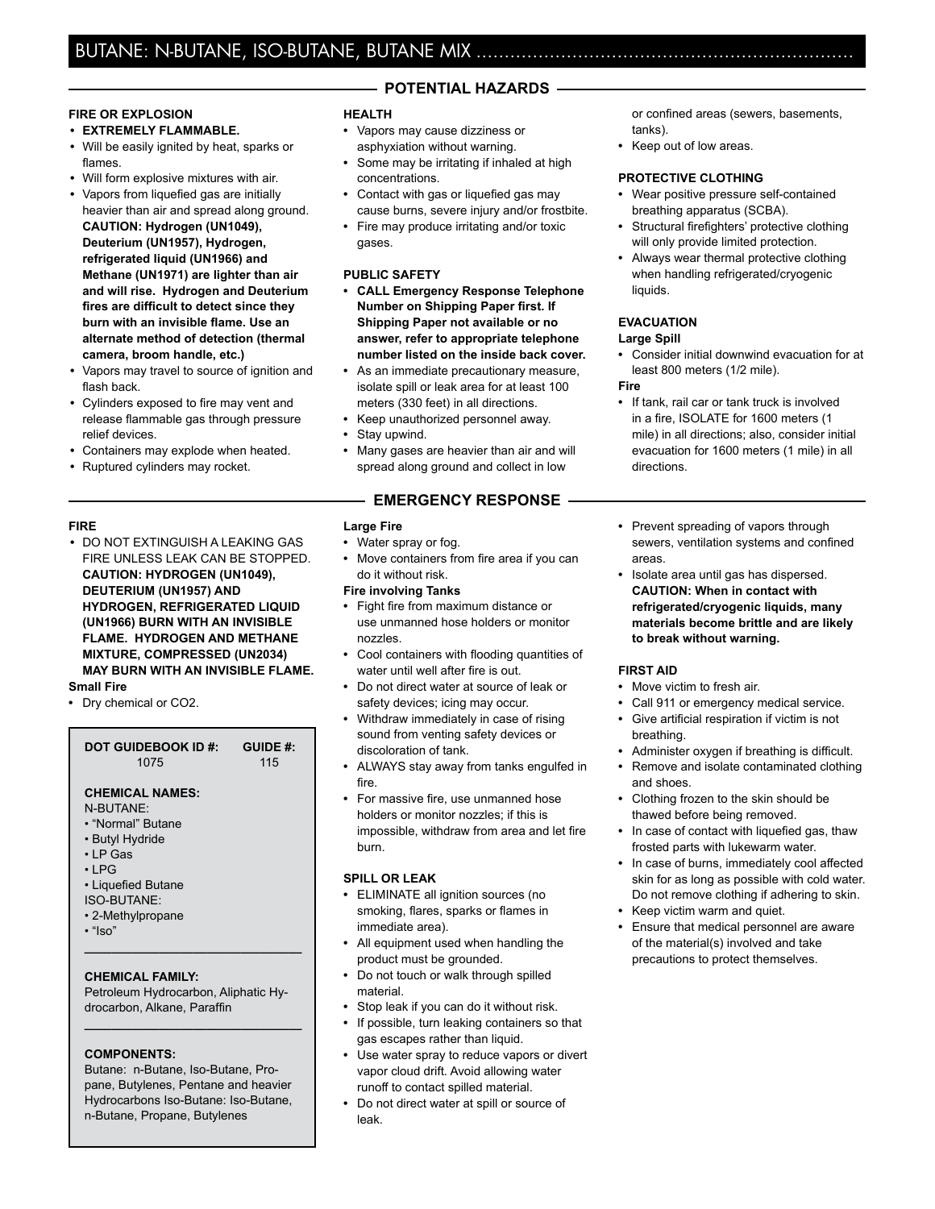# BUTANE: N-BUTANE, ISO-BUTANE, BUTANE MIX

## POTENTIAL HAZARDS

### FIRE OR EXPLOSION

- **EXTREMELY FLAMMABLE.**
- Will be easily ignited by heat, sparks or flames.
- Will form explosive mixtures with air.
- Vapors from liquefied gas are initially heavier than air and spread along ground. **CAUTION: Hydrogen (UN1049), Deuterium (UN1957), Hydrogen, refrigerated liquid (UN1966) and Methane (UN1971) are lighter than air and will rise. Hydrogen and Deuterium fires are difficult to detect since they burn with an invisible flame. Use an alternate method of detection (thermal camera, broom handle, etc.)**
- Vapors may travel to source of ignition and flash back.
- Cylinders exposed to fire may vent and release flammable gas through pressure relief devices.
- Containers may explode when heated.
- Ruptured cylinders may rocket.

### HEALTH

- Vapors may cause dizziness or asphyxiation without warning.
- Some may be irritating if inhaled at high concentrations.
- Contact with gas or liquefied gas may cause burns, severe injury and/or frostbite.
- Fire may produce irritating and/or toxic gases.

### PUBLIC SAFETY

- **CALL Emergency Response Telephone Number on Shipping Paper first. If Shipping Paper not available or no answer, refer to appropriate telephone number listed on the inside back cover.**
- As an immediate precautionary measure, isolate spill or leak area for at least 100 meters (330 feet) in all directions.
- Keep unauthorized personnel away.
- Stay upwind.
- Many gases are heavier than air and will spread along ground and collect in low or confined areas (sewers, basements, tanks).
- Keep out of low areas.

### PROTECTIVE CLOTHING

- Wear positive pressure self-contained breathing apparatus (SCBA).
- Structural firefighters' protective clothing will only provide limited protection.
- Always wear thermal protective clothing when handling refrigerated/cryogenic liquids.

### EVACUATION

**Large Spill**

- Consider initial downwind evacuation for at least 800 meters (1/2 mile).

**Fire**

- If tank, rail car or tank truck is involved in a fire, ISOLATE for 1600 meters (1 mile) in all directions; also, consider initial evacuation for 1600 meters (1 mile) in all directions.

## EMERGENCY RESPONSE

### FIRE

- DO NOT EXTINGUISH A LEAKING GAS FIRE UNLESS LEAK CAN BE STOPPED. **CAUTION: HYDROGEN (UN1049), DEUTERIUM (UN1957) AND HYDROGEN, REFRIGERATED LIQUID (UN1966) BURN WITH AN INVISIBLE FLAME. HYDROGEN AND METHANE MIXTURE, COMPRESSED (UN2034) MAY BURN WITH AN INVISIBLE FLAME.**

**Small Fire**

- Dry chemical or CO2.

**DOT GUIDEBOOK ID #:** 1075 **GUIDE #:** 115

**CHEMICAL NAMES:**

N-BUTANE:
- "Normal" Butane
- Butyl Hydride
- LP Gas
- LPG
- Liquefied Butane

ISO-BUTANE:
- 2-Methylpropane
- "Iso"

**CHEMICAL FAMILY:**

Petroleum Hydrocarbon, Aliphatic Hydrocarbon, Alkane, Paraffin

**COMPONENTS:**

Butane: n-Butane, Iso-Butane, Propane, Butylenes, Pentane and heavier Hydrocarbons Iso-Butane: Iso-Butane, n-Butane, Propane, Butylenes

**Large Fire**

- Water spray or fog.
- Move containers from fire area if you can do it without risk.

**Fire involving Tanks**

- Fight fire from maximum distance or use unmanned hose holders or monitor nozzles.
- Cool containers with flooding quantities of water until well after fire is out.
- Do not direct water at source of leak or safety devices; icing may occur.
- Withdraw immediately in case of rising sound from venting safety devices or discoloration of tank.
- ALWAYS stay away from tanks engulfed in fire.
- For massive fire, use unmanned hose holders or monitor nozzles; if this is impossible, withdraw from area and let fire burn.

### SPILL OR LEAK

- ELIMINATE all ignition sources (no smoking, flares, sparks or flames in immediate area).
- All equipment used when handling the product must be grounded.
- Do not touch or walk through spilled material.
- Stop leak if you can do it without risk.
- If possible, turn leaking containers so that gas escapes rather than liquid.
- Use water spray to reduce vapors or divert vapor cloud drift. Avoid allowing water runoff to contact spilled material.
- Do not direct water at spill or source of leak.
- Prevent spreading of vapors through sewers, ventilation systems and confined areas.
- Isolate area until gas has dispersed. **CAUTION: When in contact with refrigerated/cryogenic liquids, many materials become brittle and are likely to break without warning.**

### FIRST AID

- Move victim to fresh air.
- Call 911 or emergency medical service.
- Give artificial respiration if victim is not breathing.
- Administer oxygen if breathing is difficult.
- Remove and isolate contaminated clothing and shoes.
- Clothing frozen to the skin should be thawed before being removed.
- In case of contact with liquefied gas, thaw frosted parts with lukewarm water.
- In case of burns, immediately cool affected skin for as long as possible with cold water. Do not remove clothing if adhering to skin.
- Keep victim warm and quiet.
- Ensure that medical personnel are aware of the material(s) involved and take precautions to protect themselves.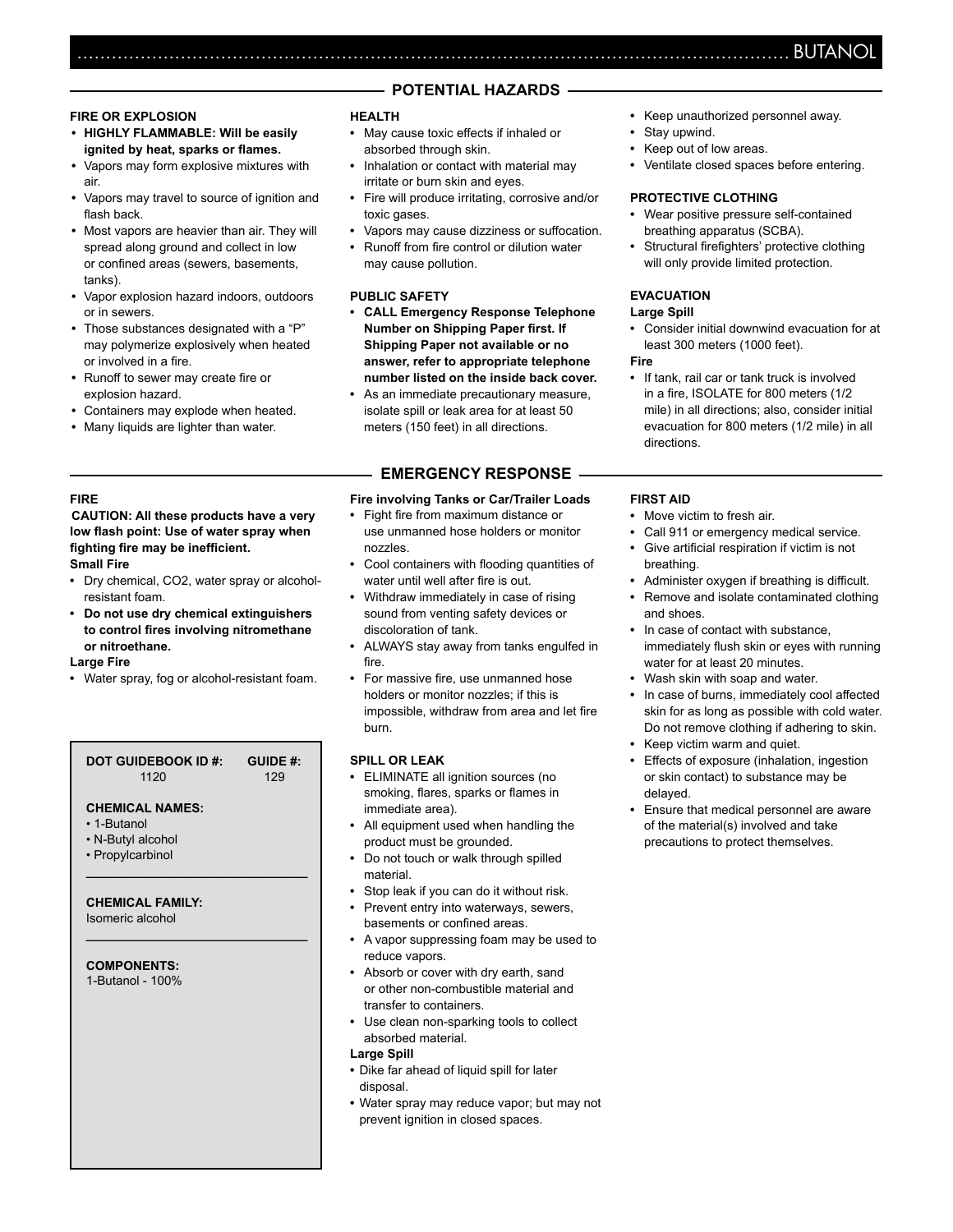# BUTANOL

## POTENTIAL HAZARDS

### FIRE OR EXPLOSION

- **HIGHLY FLAMMABLE: Will be easily ignited by heat, sparks or flames.**
- Vapors may form explosive mixtures with air.
- Vapors may travel to source of ignition and flash back.
- Most vapors are heavier than air. They will spread along ground and collect in low or confined areas (sewers, basements, tanks).
- Vapor explosion hazard indoors, outdoors or in sewers.
- Those substances designated with a "P" may polymerize explosively when heated or involved in a fire.
- Runoff to sewer may create fire or explosion hazard.
- Containers may explode when heated.
- Many liquids are lighter than water.

### HEALTH

- May cause toxic effects if inhaled or absorbed through skin.
- Inhalation or contact with material may irritate or burn skin and eyes.
- Fire will produce irritating, corrosive and/or toxic gases.
- Vapors may cause dizziness or suffocation.
- Runoff from fire control or dilution water may cause pollution.

### PUBLIC SAFETY

- **CALL Emergency Response Telephone Number on Shipping Paper first. If Shipping Paper not available or no answer, refer to appropriate telephone number listed on the inside back cover.**
- As an immediate precautionary measure, isolate spill or leak area for at least 50 meters (150 feet) in all directions.
- Keep unauthorized personnel away.
- Stay upwind.
- Keep out of low areas.
- Ventilate closed spaces before entering.

### PROTECTIVE CLOTHING

- Wear positive pressure self-contained breathing apparatus (SCBA).
- Structural firefighters' protective clothing will only provide limited protection.

### EVACUATION

**Large Spill**

- Consider initial downwind evacuation for at least 300 meters (1000 feet).

**Fire**

- If tank, rail car or tank truck is involved in a fire, ISOLATE for 800 meters (1/2 mile) in all directions; also, consider initial evacuation for 800 meters (1/2 mile) in all directions.

## EMERGENCY RESPONSE

### FIRE

**CAUTION: All these products have a very low flash point: Use of water spray when fighting fire may be inefficient.**

**Small Fire**

- Dry chemical, CO2, water spray or alcohol-resistant foam.
- **Do not use dry chemical extinguishers to control fires involving nitromethane or nitroethane.**

**Large Fire**

- Water spray, fog or alcohol-resistant foam.

**DOT GUIDEBOOK ID #:** 1120
**GUIDE #:** 129

**CHEMICAL NAMES:**

- 1-Butanol
- N-Butyl alcohol
- Propylcarbinol

**CHEMICAL FAMILY:**
Isomeric alcohol

**COMPONENTS:**
1-Butanol - 100%

### Fire involving Tanks or Car/Trailer Loads

- Fight fire from maximum distance or use unmanned hose holders or monitor nozzles.
- Cool containers with flooding quantities of water until well after fire is out.
- Withdraw immediately in case of rising sound from venting safety devices or discoloration of tank.
- ALWAYS stay away from tanks engulfed in fire.
- For massive fire, use unmanned hose holders or monitor nozzles; if this is impossible, withdraw from area and let fire burn.

### SPILL OR LEAK

- ELIMINATE all ignition sources (no smoking, flares, sparks or flames in immediate area).
- All equipment used when handling the product must be grounded.
- Do not touch or walk through spilled material.
- Stop leak if you can do it without risk.
- Prevent entry into waterways, sewers, basements or confined areas.
- A vapor suppressing foam may be used to reduce vapors.
- Absorb or cover with dry earth, sand or other non-combustible material and transfer to containers.
- Use clean non-sparking tools to collect absorbed material.

**Large Spill**

- Dike far ahead of liquid spill for later disposal.
- Water spray may reduce vapor; but may not prevent ignition in closed spaces.

### FIRST AID

- Move victim to fresh air.
- Call 911 or emergency medical service.
- Give artificial respiration if victim is not breathing.
- Administer oxygen if breathing is difficult.
- Remove and isolate contaminated clothing and shoes.
- In case of contact with substance, immediately flush skin or eyes with running water for at least 20 minutes.
- Wash skin with soap and water.
- In case of burns, immediately cool affected skin for as long as possible with cold water. Do not remove clothing if adhering to skin.
- Keep victim warm and quiet.
- Effects of exposure (inhalation, ingestion or skin contact) to substance may be delayed.
- Ensure that medical personnel are aware of the material(s) involved and take precautions to protect themselves.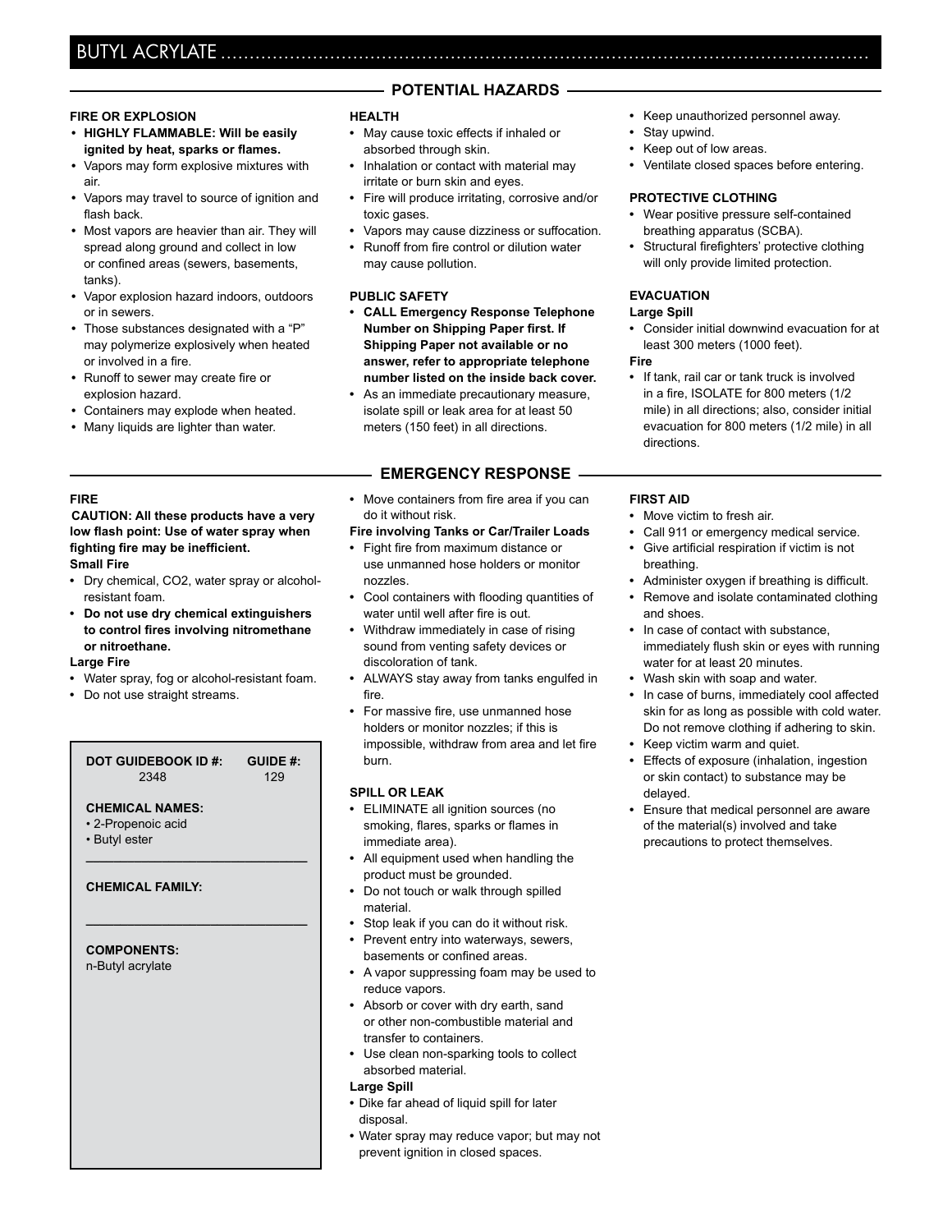# BUTYL ACRYLATE

## POTENTIAL HAZARDS

### FIRE OR EXPLOSION

- **HIGHLY FLAMMABLE: Will be easily ignited by heat, sparks or flames.**
- Vapors may form explosive mixtures with air.
- Vapors may travel to source of ignition and flash back.
- Most vapors are heavier than air. They will spread along ground and collect in low or confined areas (sewers, basements, tanks).
- Vapor explosion hazard indoors, outdoors or in sewers.
- Those substances designated with a "P" may polymerize explosively when heated or involved in a fire.
- Runoff to sewer may create fire or explosion hazard.
- Containers may explode when heated.
- Many liquids are lighter than water.

### HEALTH

- May cause toxic effects if inhaled or absorbed through skin.
- Inhalation or contact with material may irritate or burn skin and eyes.
- Fire will produce irritating, corrosive and/or toxic gases.
- Vapors may cause dizziness or suffocation.
- Runoff from fire control or dilution water may cause pollution.

### PUBLIC SAFETY

- **CALL Emergency Response Telephone Number on Shipping Paper first. If Shipping Paper not available or no answer, refer to appropriate telephone number listed on the inside back cover.**
- As an immediate precautionary measure, isolate spill or leak area for at least 50 meters (150 feet) in all directions.
- Keep unauthorized personnel away.
- Stay upwind.
- Keep out of low areas.
- Ventilate closed spaces before entering.

### PROTECTIVE CLOTHING

- Wear positive pressure self-contained breathing apparatus (SCBA).
- Structural firefighters' protective clothing will only provide limited protection.

### EVACUATION

**Large Spill**

- Consider initial downwind evacuation for at least 300 meters (1000 feet).

**Fire**

- If tank, rail car or tank truck is involved in a fire, ISOLATE for 800 meters (1/2 mile) in all directions; also, consider initial evacuation for 800 meters (1/2 mile) in all directions.

## EMERGENCY RESPONSE

### FIRE

**CAUTION: All these products have a very low flash point: Use of water spray when fighting fire may be inefficient.**

**Small Fire**

- Dry chemical, $CO_2$, water spray or alcohol-resistant foam.
- **Do not use dry chemical extinguishers to control fires involving nitromethane or nitroethane.**

**Large Fire**

- Water spray, fog or alcohol-resistant foam.
- Do not use straight streams.
- Move containers from fire area if you can do it without risk.

**Fire involving Tanks or Car/Trailer Loads**

- Fight fire from maximum distance or use unmanned hose holders or monitor nozzles.
- Cool containers with flooding quantities of water until well after fire is out.
- Withdraw immediately in case of rising sound from venting safety devices or discoloration of tank.
- ALWAYS stay away from tanks engulfed in fire.
- For massive fire, use unmanned hose holders or monitor nozzles; if this is impossible, withdraw from area and let fire burn.

**DOT GUIDEBOOK ID #:** 2348
**GUIDE #:** 129

**CHEMICAL NAMES:**
- 2-Propenoic acid
- Butyl ester

**CHEMICAL FAMILY:**

**COMPONENTS:**
n-Butyl acrylate

### SPILL OR LEAK

- ELIMINATE all ignition sources (no smoking, flares, sparks or flames in immediate area).
- All equipment used when handling the product must be grounded.
- Do not touch or walk through spilled material.
- Stop leak if you can do it without risk.
- Prevent entry into waterways, sewers, basements or confined areas.
- A vapor suppressing foam may be used to reduce vapors.
- Absorb or cover with dry earth, sand or other non-combustible material and transfer to containers.
- Use clean non-sparking tools to collect absorbed material.

**Large Spill**

- Dike far ahead of liquid spill for later disposal.
- Water spray may reduce vapor; but may not prevent ignition in closed spaces.

### FIRST AID

- Move victim to fresh air.
- Call 911 or emergency medical service.
- Give artificial respiration if victim is not breathing.
- Administer oxygen if breathing is difficult.
- Remove and isolate contaminated clothing and shoes.
- In case of contact with substance, immediately flush skin or eyes with running water for at least 20 minutes.
- Wash skin with soap and water.
- In case of burns, immediately cool affected skin for as long as possible with cold water. Do not remove clothing if adhering to skin.
- Keep victim warm and quiet.
- Effects of exposure (inhalation, ingestion or skin contact) to substance may be delayed.
- Ensure that medical personnel are aware of the material(s) involved and take precautions to protect themselves.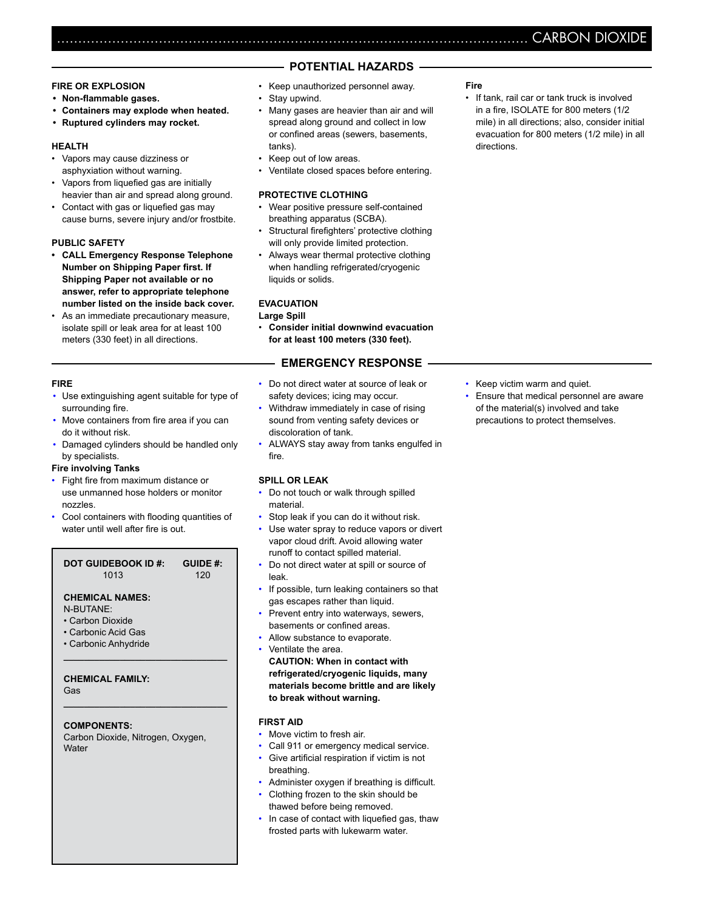# CARBON DIOXIDE

## POTENTIAL HAZARDS

### FIRE OR EXPLOSION

- **Non-flammable gases.**
- **Containers may explode when heated.**
- **Ruptured cylinders may rocket.**

### HEALTH

- Vapors may cause dizziness or asphyxiation without warning.
- Vapors from liquefied gas are initially heavier than air and spread along ground.
- Contact with gas or liquefied gas may cause burns, severe injury and/or frostbite.

### PUBLIC SAFETY

- **CALL Emergency Response Telephone Number on Shipping Paper first. If Shipping Paper not available or no answer, refer to appropriate telephone number listed on the inside back cover.**
- As an immediate precautionary measure, isolate spill or leak area for at least 100 meters (330 feet) in all directions.
- Keep unauthorized personnel away.
- Stay upwind.
- Many gases are heavier than air and will spread along ground and collect in low or confined areas (sewers, basements, tanks).
- Keep out of low areas.
- Ventilate closed spaces before entering.

### PROTECTIVE CLOTHING

- Wear positive pressure self-contained breathing apparatus (SCBA).
- Structural firefighters' protective clothing will only provide limited protection.
- Always wear thermal protective clothing when handling refrigerated/cryogenic liquids or solids.

### EVACUATION

**Large Spill**

- **Consider initial downwind evacuation for at least 100 meters (330 feet).**

**Fire**

- If tank, rail car or tank truck is involved in a fire, ISOLATE for 800 meters (1/2 mile) in all directions; also, consider initial evacuation for 800 meters (1/2 mile) in all directions.

## EMERGENCY RESPONSE

### FIRE

- Use extinguishing agent suitable for type of surrounding fire.
- Move containers from fire area if you can do it without risk.
- Damaged cylinders should be handled only by specialists.

**Fire involving Tanks**

- Fight fire from maximum distance or use unmanned hose holders or monitor nozzles.
- Cool containers with flooding quantities of water until well after fire is out.
- Do not direct water at source of leak or safety devices; icing may occur.
- Withdraw immediately in case of rising sound from venting safety devices or discoloration of tank.
- ALWAYS stay away from tanks engulfed in fire.

### SPILL OR LEAK

- Do not touch or walk through spilled material.
- Stop leak if you can do it without risk.
- Use water spray to reduce vapors or divert vapor cloud drift. Avoid allowing water runoff to contact spilled material.
- Do not direct water at spill or source of leak.
- If possible, turn leaking containers so that gas escapes rather than liquid.
- Prevent entry into waterways, sewers, basements or confined areas.
- Allow substance to evaporate.
- Ventilate the area.

  **CAUTION: When in contact with refrigerated/cryogenic liquids, many materials become brittle and are likely to break without warning.**

### FIRST AID

- Move victim to fresh air.
- Call 911 or emergency medical service.
- Give artificial respiration if victim is not breathing.
- Administer oxygen if breathing is difficult.
- Clothing frozen to the skin should be thawed before being removed.
- In case of contact with liquefied gas, thaw frosted parts with lukewarm water.
- Keep victim warm and quiet.
- Ensure that medical personnel are aware of the material(s) involved and take precautions to protect themselves.

---

| DOT GUIDEBOOK ID #: | GUIDE #: |
|---|---|
| 1013 | 120 |

**CHEMICAL NAMES:**

N-BUTANE:

- Carbon Dioxide
- Carbonic Acid Gas
- Carbonic Anhydride

**CHEMICAL FAMILY:**

Gas

**COMPONENTS:**

Carbon Dioxide, Nitrogen, Oxygen, Water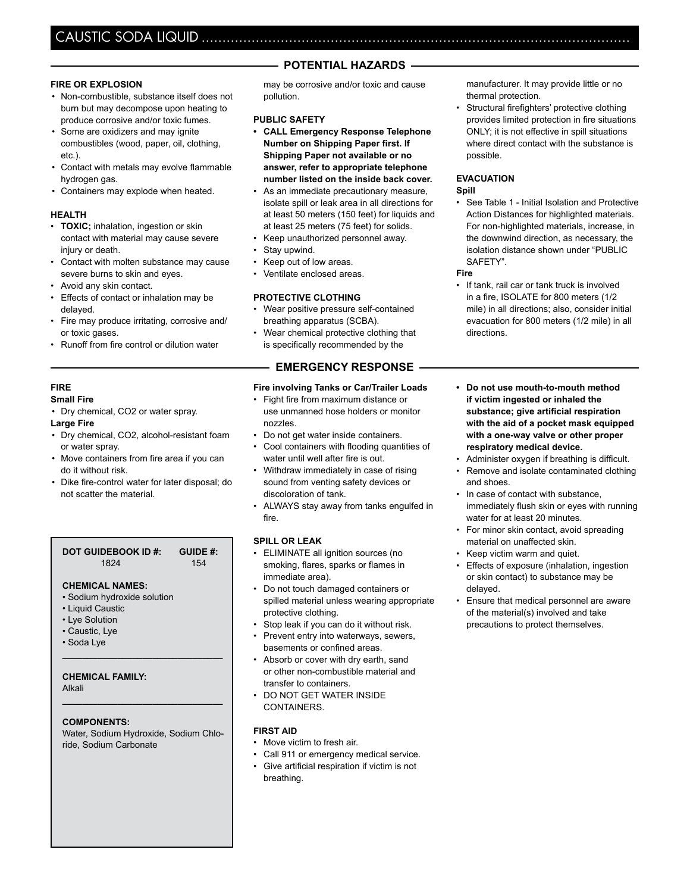# CAUSTIC SODA LIQUID

## POTENTIAL HAZARDS

### FIRE OR EXPLOSION

- Non-combustible, substance itself does not burn but may decompose upon heating to produce corrosive and/or toxic fumes.
- Some are oxidizers and may ignite combustibles (wood, paper, oil, clothing, etc.).
- Contact with metals may evolve flammable hydrogen gas.
- Containers may explode when heated.

### HEALTH

- **TOXIC;** inhalation, ingestion or skin contact with material may cause severe injury or death.
- Contact with molten substance may cause severe burns to skin and eyes.
- Avoid any skin contact.
- Effects of contact or inhalation may be delayed.
- Fire may produce irritating, corrosive and/or toxic gases.
- Runoff from fire control or dilution water may be corrosive and/or toxic and cause pollution.

### PUBLIC SAFETY

- **CALL Emergency Response Telephone Number on Shipping Paper first. If Shipping Paper not available or no answer, refer to appropriate telephone number listed on the inside back cover.**
- As an immediate precautionary measure, isolate spill or leak area in all directions for at least 50 meters (150 feet) for liquids and at least 25 meters (75 feet) for solids.
- Keep unauthorized personnel away.
- Stay upwind.
- Keep out of low areas.
- Ventilate enclosed areas.

### PROTECTIVE CLOTHING

- Wear positive pressure self-contained breathing apparatus (SCBA).
- Wear chemical protective clothing that is specifically recommended by the manufacturer. It may provide little or no thermal protection.
- Structural firefighters' protective clothing provides limited protection in fire situations ONLY; it is not effective in spill situations where direct contact with the substance is possible.

### EVACUATION

**Spill**

- See Table 1 - Initial Isolation and Protective Action Distances for highlighted materials. For non-highlighted materials, increase, in the downwind direction, as necessary, the isolation distance shown under "PUBLIC SAFETY".

**Fire**

- If tank, rail car or tank truck is involved in a fire, ISOLATE for 800 meters (1/2 mile) in all directions; also, consider initial evacuation for 800 meters (1/2 mile) in all directions.

## EMERGENCY RESPONSE

### FIRE

**Small Fire**

- Dry chemical, $CO_2$ or water spray.

**Large Fire**

- Dry chemical, $CO_2$, alcohol-resistant foam or water spray.
- Move containers from fire area if you can do it without risk.
- Dike fire-control water for later disposal; do not scatter the material.

**Fire involving Tanks or Car/Trailer Loads**

- Fight fire from maximum distance or use unmanned hose holders or monitor nozzles.
- Do not get water inside containers.
- Cool containers with flooding quantities of water until well after fire is out.
- Withdraw immediately in case of rising sound from venting safety devices or discoloration of tank.
- ALWAYS stay away from tanks engulfed in fire.

### SPILL OR LEAK

- ELIMINATE all ignition sources (no smoking, flares, sparks or flames in immediate area).
- Do not touch damaged containers or spilled material unless wearing appropriate protective clothing.
- Stop leak if you can do it without risk.
- Prevent entry into waterways, sewers, basements or confined areas.
- Absorb or cover with dry earth, sand or other non-combustible material and transfer to containers.
- DO NOT GET WATER INSIDE CONTAINERS.

### FIRST AID

- Move victim to fresh air.
- Call 911 or emergency medical service.
- Give artificial respiration if victim is not breathing.
- **Do not use mouth-to-mouth method if victim ingested or inhaled the substance; give artificial respiration with the aid of a pocket mask equipped with a one-way valve or other proper respiratory medical device.**
- Administer oxygen if breathing is difficult.
- Remove and isolate contaminated clothing and shoes.
- In case of contact with substance, immediately flush skin or eyes with running water for at least 20 minutes.
- For minor skin contact, avoid spreading material on unaffected skin.
- Keep victim warm and quiet.
- Effects of exposure (inhalation, ingestion or skin contact) to substance may be delayed.
- Ensure that medical personnel are aware of the material(s) involved and take precautions to protect themselves.

---

| DOT GUIDEBOOK ID #: | GUIDE #: |
|---|---|
| 1824 | 154 |

**CHEMICAL NAMES:**

- Sodium hydroxide solution
- Liquid Caustic
- Lye Solution
- Caustic, Lye
- Soda Lye

**CHEMICAL FAMILY:**

Alkali

**COMPONENTS:**

Water, Sodium Hydroxide, Sodium Chloride, Sodium Carbonate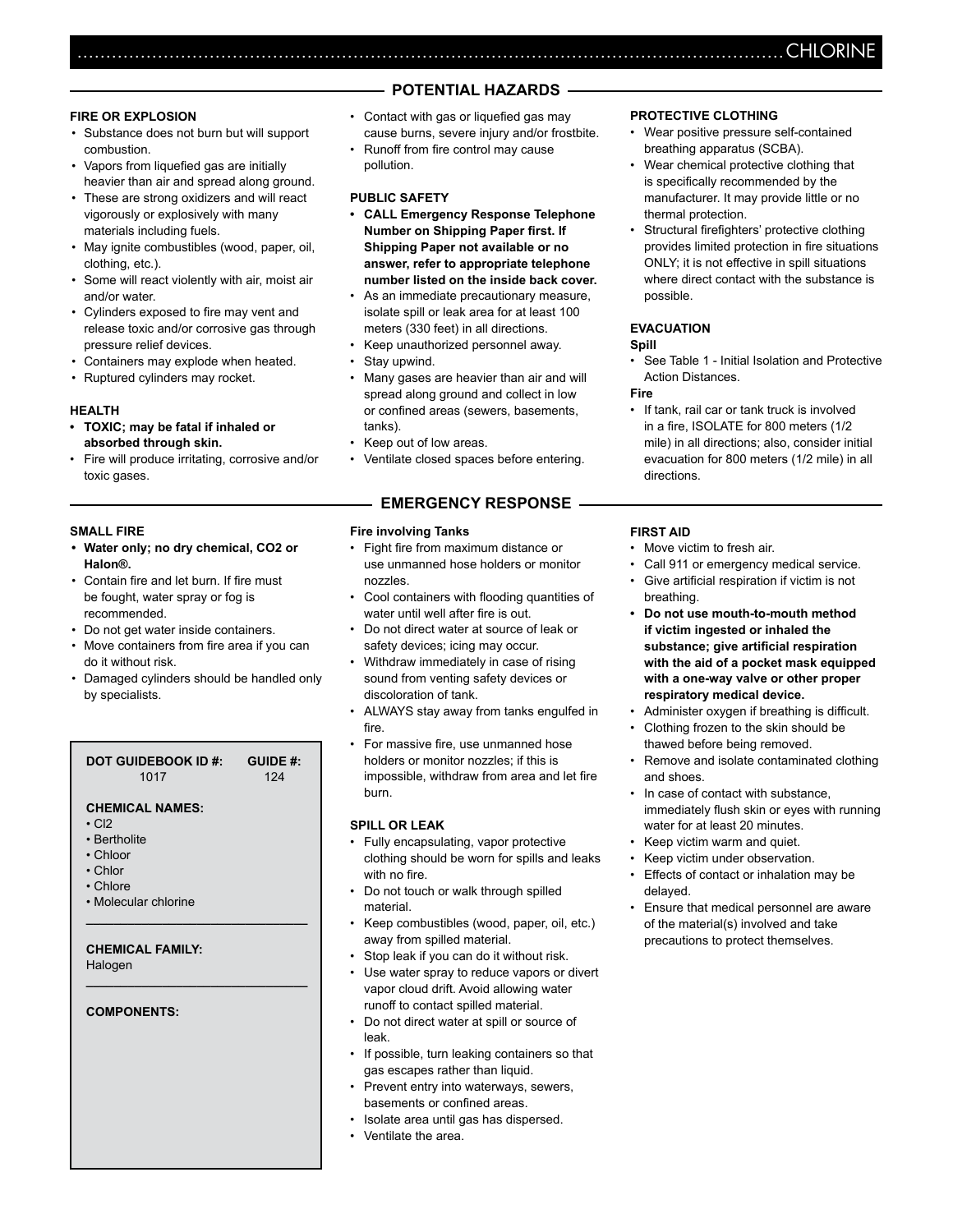# CHLORINE

## POTENTIAL HAZARDS

### FIRE OR EXPLOSION

- Substance does not burn but will support combustion.
- Vapors from liquefied gas are initially heavier than air and spread along ground.
- These are strong oxidizers and will react vigorously or explosively with many materials including fuels.
- May ignite combustibles (wood, paper, oil, clothing, etc.).
- Some will react violently with air, moist air and/or water.
- Cylinders exposed to fire may vent and release toxic and/or corrosive gas through pressure relief devices.
- Containers may explode when heated.
- Ruptured cylinders may rocket.

### HEALTH

- **TOXIC; may be fatal if inhaled or absorbed through skin.**
- Fire will produce irritating, corrosive and/or toxic gases.
- Contact with gas or liquefied gas may cause burns, severe injury and/or frostbite.
- Runoff from fire control may cause pollution.

### PUBLIC SAFETY

- **CALL Emergency Response Telephone Number on Shipping Paper first. If Shipping Paper not available or no answer, refer to appropriate telephone number listed on the inside back cover.**
- As an immediate precautionary measure, isolate spill or leak area for at least 100 meters (330 feet) in all directions.
- Keep unauthorized personnel away.
- Stay upwind.
- Many gases are heavier than air and will spread along ground and collect in low or confined areas (sewers, basements, tanks).
- Keep out of low areas.
- Ventilate closed spaces before entering.

### PROTECTIVE CLOTHING

- Wear positive pressure self-contained breathing apparatus (SCBA).
- Wear chemical protective clothing that is specifically recommended by the manufacturer. It may provide little or no thermal protection.
- Structural firefighters' protective clothing provides limited protection in fire situations ONLY; it is not effective in spill situations where direct contact with the substance is possible.

### EVACUATION

**Spill**

- See Table 1 - Initial Isolation and Protective Action Distances.

**Fire**

- If tank, rail car or tank truck is involved in a fire, ISOLATE for 800 meters (1/2 mile) in all directions; also, consider initial evacuation for 800 meters (1/2 mile) in all directions.

## EMERGENCY RESPONSE

### SMALL FIRE

- **Water only; no dry chemical, CO2 or Halon®.**
- Contain fire and let burn. If fire must be fought, water spray or fog is recommended.
- Do not get water inside containers.
- Move containers from fire area if you can do it without risk.
- Damaged cylinders should be handled only by specialists.

**DOT GUIDEBOOK ID #:** 1017

**GUIDE #:** 124

**CHEMICAL NAMES:**

- Cl2
- Bertholite
- Chloor
- Chlor
- Chlore
- Molecular chlorine

**CHEMICAL FAMILY:**
Halogen

**COMPONENTS:**

### Fire involving Tanks

- Fight fire from maximum distance or use unmanned hose holders or monitor nozzles.
- Cool containers with flooding quantities of water until well after fire is out.
- Do not direct water at source of leak or safety devices; icing may occur.
- Withdraw immediately in case of rising sound from venting safety devices or discoloration of tank.
- ALWAYS stay away from tanks engulfed in fire.
- For massive fire, use unmanned hose holders or monitor nozzles; if this is impossible, withdraw from area and let fire burn.

### SPILL OR LEAK

- Fully encapsulating, vapor protective clothing should be worn for spills and leaks with no fire.
- Do not touch or walk through spilled material.
- Keep combustibles (wood, paper, oil, etc.) away from spilled material.
- Stop leak if you can do it without risk.
- Use water spray to reduce vapors or divert vapor cloud drift. Avoid allowing water runoff to contact spilled material.
- Do not direct water at spill or source of leak.
- If possible, turn leaking containers so that gas escapes rather than liquid.
- Prevent entry into waterways, sewers, basements or confined areas.
- Isolate area until gas has dispersed.
- Ventilate the area.

### FIRST AID

- Move victim to fresh air.
- Call 911 or emergency medical service.
- Give artificial respiration if victim is not breathing.
- **Do not use mouth-to-mouth method if victim ingested or inhaled the substance; give artificial respiration with the aid of a pocket mask equipped with a one-way valve or other proper respiratory medical device.**
- Administer oxygen if breathing is difficult.
- Clothing frozen to the skin should be thawed before being removed.
- Remove and isolate contaminated clothing and shoes.
- In case of contact with substance, immediately flush skin or eyes with running water for at least 20 minutes.
- Keep victim warm and quiet.
- Keep victim under observation.
- Effects of contact or inhalation may be delayed.
- Ensure that medical personnel are aware of the material(s) involved and take precautions to protect themselves.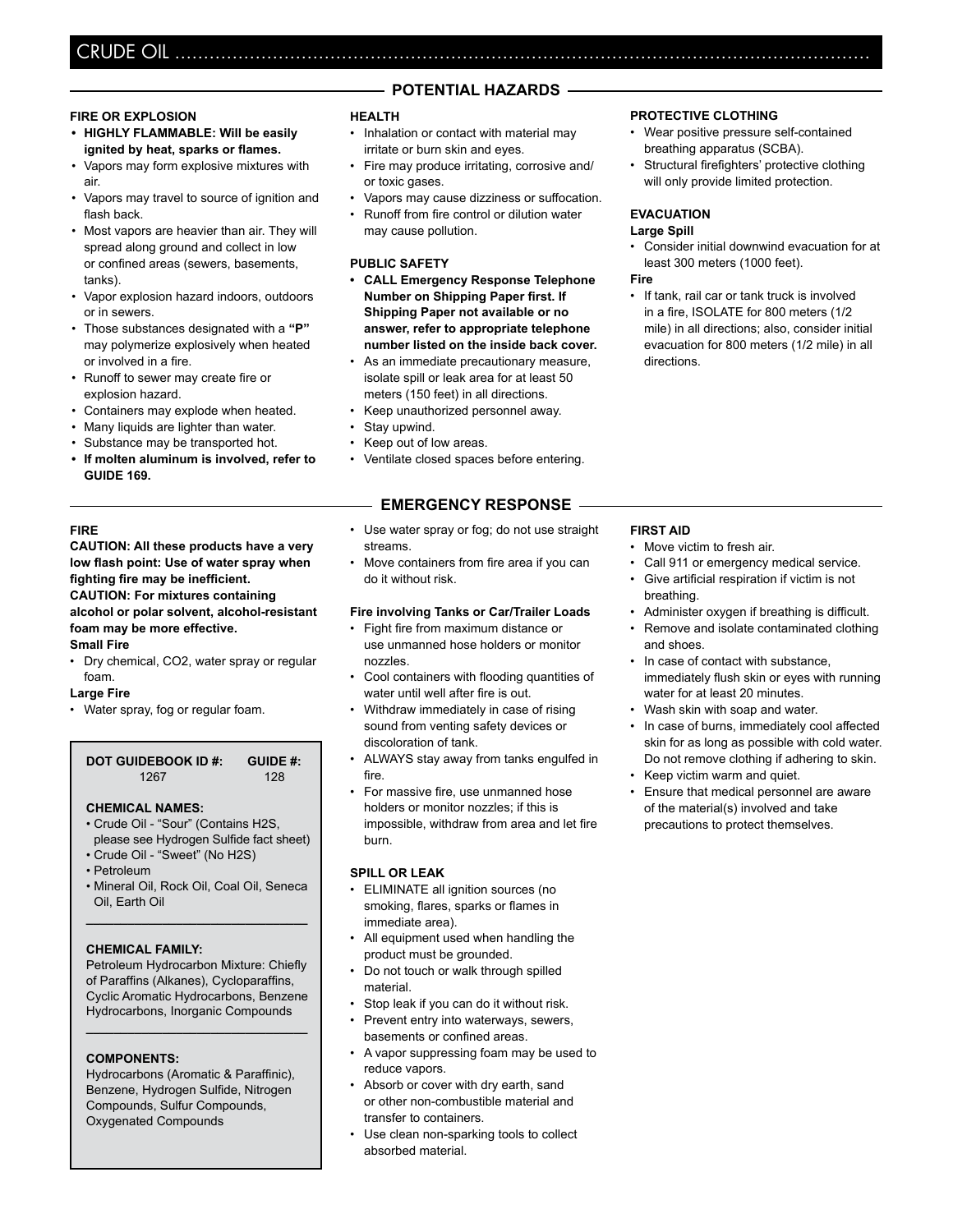# CRUDE OIL

## POTENTIAL HAZARDS

### FIRE OR EXPLOSION

- **HIGHLY FLAMMABLE: Will be easily ignited by heat, sparks or flames.**
- Vapors may form explosive mixtures with air.
- Vapors may travel to source of ignition and flash back.
- Most vapors are heavier than air. They will spread along ground and collect in low or confined areas (sewers, basements, tanks).
- Vapor explosion hazard indoors, outdoors or in sewers.
- Those substances designated with a **"P"** may polymerize explosively when heated or involved in a fire.
- Runoff to sewer may create fire or explosion hazard.
- Containers may explode when heated.
- Many liquids are lighter than water.
- Substance may be transported hot.
- **If molten aluminum is involved, refer to GUIDE 169.**

### HEALTH

- Inhalation or contact with material may irritate or burn skin and eyes.
- Fire may produce irritating, corrosive and/or toxic gases.
- Vapors may cause dizziness or suffocation.
- Runoff from fire control or dilution water may cause pollution.

### PUBLIC SAFETY

- **CALL Emergency Response Telephone Number on Shipping Paper first. If Shipping Paper not available or no answer, refer to appropriate telephone number listed on the inside back cover.**
- As an immediate precautionary measure, isolate spill or leak area for at least 50 meters (150 feet) in all directions.
- Keep unauthorized personnel away.
- Stay upwind.
- Keep out of low areas.
- Ventilate closed spaces before entering.

### PROTECTIVE CLOTHING

- Wear positive pressure self-contained breathing apparatus (SCBA).
- Structural firefighters' protective clothing will only provide limited protection.

### EVACUATION

**Large Spill**

- Consider initial downwind evacuation for at least 300 meters (1000 feet).

**Fire**

- If tank, rail car or tank truck is involved in a fire, ISOLATE for 800 meters (1/2 mile) in all directions; also, consider initial evacuation for 800 meters (1/2 mile) in all directions.

## EMERGENCY RESPONSE

### FIRE

**CAUTION: All these products have a very low flash point: Use of water spray when fighting fire may be inefficient.**
**CAUTION: For mixtures containing alcohol or polar solvent, alcohol-resistant foam may be more effective.**

**Small Fire**

- Dry chemical, CO2, water spray or regular foam.

**Large Fire**

- Water spray, fog or regular foam.
- Use water spray or fog; do not use straight streams.
- Move containers from fire area if you can do it without risk.

**Fire involving Tanks or Car/Trailer Loads**

- Fight fire from maximum distance or use unmanned hose holders or monitor nozzles.
- Cool containers with flooding quantities of water until well after fire is out.
- Withdraw immediately in case of rising sound from venting safety devices or discoloration of tank.
- ALWAYS stay away from tanks engulfed in fire.
- For massive fire, use unmanned hose holders or monitor nozzles; if this is impossible, withdraw from area and let fire burn.

### SPILL OR LEAK

- ELIMINATE all ignition sources (no smoking, flares, sparks or flames in immediate area).
- All equipment used when handling the product must be grounded.
- Do not touch or walk through spilled material.
- Stop leak if you can do it without risk.
- Prevent entry into waterways, sewers, basements or confined areas.
- A vapor suppressing foam may be used to reduce vapors.
- Absorb or cover with dry earth, sand or other non-combustible material and transfer to containers.
- Use clean non-sparking tools to collect absorbed material.

### FIRST AID

- Move victim to fresh air.
- Call 911 or emergency medical service.
- Give artificial respiration if victim is not breathing.
- Administer oxygen if breathing is difficult.
- Remove and isolate contaminated clothing and shoes.
- In case of contact with substance, immediately flush skin or eyes with running water for at least 20 minutes.
- Wash skin with soap and water.
- In case of burns, immediately cool affected skin for as long as possible with cold water. Do not remove clothing if adhering to skin.
- Keep victim warm and quiet.
- Ensure that medical personnel are aware of the material(s) involved and take precautions to protect themselves.

---

| DOT GUIDEBOOK ID #: | GUIDE #: |
| --- | --- |
| 1267 | 128 |

**CHEMICAL NAMES:**

- Crude Oil - "Sour" (Contains H2S, please see Hydrogen Sulfide fact sheet)
- Crude Oil - "Sweet" (No H2S)
- Petroleum
- Mineral Oil, Rock Oil, Coal Oil, Seneca Oil, Earth Oil

**CHEMICAL FAMILY:**

Petroleum Hydrocarbon Mixture: Chiefly of Paraffins (Alkanes), Cycloparaffins, Cyclic Aromatic Hydrocarbons, Benzene Hydrocarbons, Inorganic Compounds

**COMPONENTS:**

Hydrocarbons (Aromatic & Paraffinic), Benzene, Hydrogen Sulfide, Nitrogen Compounds, Sulfur Compounds, Oxygenated Compounds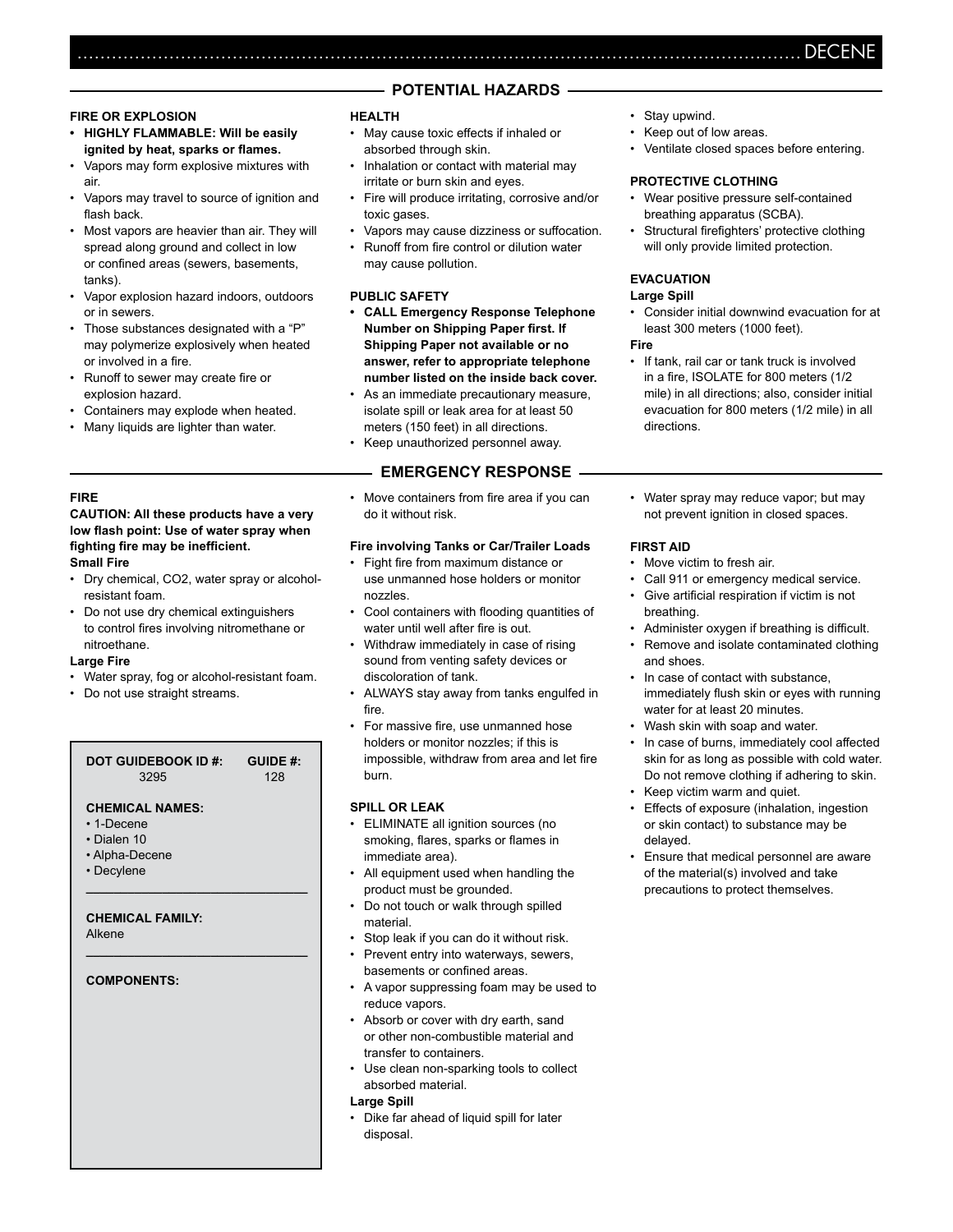# DECENE

## POTENTIAL HAZARDS

### FIRE OR EXPLOSION

- **HIGHLY FLAMMABLE: Will be easily ignited by heat, sparks or flames.**
- Vapors may form explosive mixtures with air.
- Vapors may travel to source of ignition and flash back.
- Most vapors are heavier than air. They will spread along ground and collect in low or confined areas (sewers, basements, tanks).
- Vapor explosion hazard indoors, outdoors or in sewers.
- Those substances designated with a "P" may polymerize explosively when heated or involved in a fire.
- Runoff to sewer may create fire or explosion hazard.
- Containers may explode when heated.
- Many liquids are lighter than water.

### HEALTH

- May cause toxic effects if inhaled or absorbed through skin.
- Inhalation or contact with material may irritate or burn skin and eyes.
- Fire will produce irritating, corrosive and/or toxic gases.
- Vapors may cause dizziness or suffocation.
- Runoff from fire control or dilution water may cause pollution.

### PUBLIC SAFETY

- **CALL Emergency Response Telephone Number on Shipping Paper first. If Shipping Paper not available or no answer, refer to appropriate telephone number listed on the inside back cover.**
- As an immediate precautionary measure, isolate spill or leak area for at least 50 meters (150 feet) in all directions.
- Keep unauthorized personnel away.
- Stay upwind.
- Keep out of low areas.
- Ventilate closed spaces before entering.

### PROTECTIVE CLOTHING

- Wear positive pressure self-contained breathing apparatus (SCBA).
- Structural firefighters' protective clothing will only provide limited protection.

### EVACUATION

**Large Spill**

- Consider initial downwind evacuation for at least 300 meters (1000 feet).

**Fire**

- If tank, rail car or tank truck is involved in a fire, ISOLATE for 800 meters (1/2 mile) in all directions; also, consider initial evacuation for 800 meters (1/2 mile) in all directions.

## EMERGENCY RESPONSE

### FIRE

**CAUTION: All these products have a very low flash point: Use of water spray when fighting fire may be inefficient.**

**Small Fire**

- Dry chemical, CO2, water spray or alcohol-resistant foam.
- Do not use dry chemical extinguishers to control fires involving nitromethane or nitroethane.

**Large Fire**

- Water spray, fog or alcohol-resistant foam.
- Do not use straight streams.
- Move containers from fire area if you can do it without risk.

**Fire involving Tanks or Car/Trailer Loads**

- Fight fire from maximum distance or use unmanned hose holders or monitor nozzles.
- Cool containers with flooding quantities of water until well after fire is out.
- Withdraw immediately in case of rising sound from venting safety devices or discoloration of tank.
- ALWAYS stay away from tanks engulfed in fire.
- For massive fire, use unmanned hose holders or monitor nozzles; if this is impossible, withdraw from area and let fire burn.

### SPILL OR LEAK

- ELIMINATE all ignition sources (no smoking, flares, sparks or flames in immediate area).
- All equipment used when handling the product must be grounded.
- Do not touch or walk through spilled material.
- Stop leak if you can do it without risk.
- Prevent entry into waterways, sewers, basements or confined areas.
- A vapor suppressing foam may be used to reduce vapors.
- Absorb or cover with dry earth, sand or other non-combustible material and transfer to containers.
- Use clean non-sparking tools to collect absorbed material.

**Large Spill**

- Dike far ahead of liquid spill for later disposal.
- Water spray may reduce vapor; but may not prevent ignition in closed spaces.

### FIRST AID

- Move victim to fresh air.
- Call 911 or emergency medical service.
- Give artificial respiration if victim is not breathing.
- Administer oxygen if breathing is difficult.
- Remove and isolate contaminated clothing and shoes.
- In case of contact with substance, immediately flush skin or eyes with running water for at least 20 minutes.
- Wash skin with soap and water.
- In case of burns, immediately cool affected skin for as long as possible with cold water. Do not remove clothing if adhering to skin.
- Keep victim warm and quiet.
- Effects of exposure (inhalation, ingestion or skin contact) to substance may be delayed.
- Ensure that medical personnel are aware of the material(s) involved and take precautions to protect themselves.

---

**DOT GUIDEBOOK ID #:** 3295 **GUIDE #:** 128

**CHEMICAL NAMES:**

- 1-Decene
- Dialen 10
- Alpha-Decene
- Decylene

**CHEMICAL FAMILY:**
Alkene

**COMPONENTS:**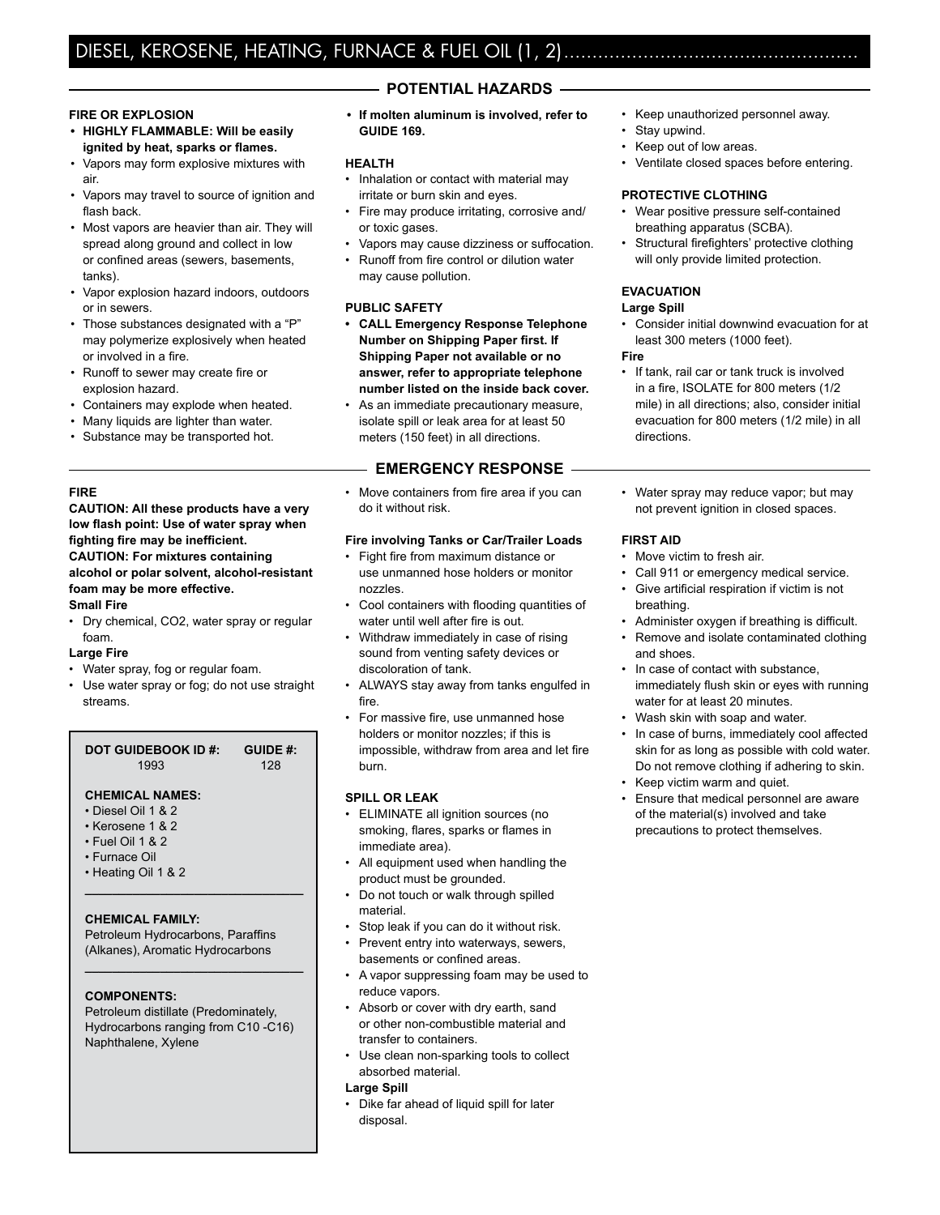# DIESEL, KEROSENE, HEATING, FURNACE & FUEL OIL (1, 2)

## POTENTIAL HAZARDS

### FIRE OR EXPLOSION

- **HIGHLY FLAMMABLE: Will be easily ignited by heat, sparks or flames.**
- Vapors may form explosive mixtures with air.
- Vapors may travel to source of ignition and flash back.
- Most vapors are heavier than air. They will spread along ground and collect in low or confined areas (sewers, basements, tanks).
- Vapor explosion hazard indoors, outdoors or in sewers.
- Those substances designated with a "P" may polymerize explosively when heated or involved in a fire.
- Runoff to sewer may create fire or explosion hazard.
- Containers may explode when heated.
- Many liquids are lighter than water.
- Substance may be transported hot.
- **If molten aluminum is involved, refer to GUIDE 169.**

### HEALTH

- Inhalation or contact with material may irritate or burn skin and eyes.
- Fire may produce irritating, corrosive and/or toxic gases.
- Vapors may cause dizziness or suffocation.
- Runoff from fire control or dilution water may cause pollution.

### PUBLIC SAFETY

- **CALL Emergency Response Telephone Number on Shipping Paper first. If Shipping Paper not available or no answer, refer to appropriate telephone number listed on the inside back cover.**
- As an immediate precautionary measure, isolate spill or leak area for at least 50 meters (150 feet) in all directions.
- Keep unauthorized personnel away.
- Stay upwind.
- Keep out of low areas.
- Ventilate closed spaces before entering.

### PROTECTIVE CLOTHING

- Wear positive pressure self-contained breathing apparatus (SCBA).
- Structural firefighters' protective clothing will only provide limited protection.

### EVACUATION

**Large Spill**

- Consider initial downwind evacuation for at least 300 meters (1000 feet).

**Fire**

- If tank, rail car or tank truck is involved in a fire, ISOLATE for 800 meters (1/2 mile) in all directions; also, consider initial evacuation for 800 meters (1/2 mile) in all directions.

## EMERGENCY RESPONSE

### FIRE

**CAUTION: All these products have a very low flash point: Use of water spray when fighting fire may be inefficient.**
**CAUTION: For mixtures containing alcohol or polar solvent, alcohol-resistant foam may be more effective.**

**Small Fire**

- Dry chemical, CO2, water spray or regular foam.

**Large Fire**

- Water spray, fog or regular foam.
- Use water spray or fog; do not use straight streams.
- Move containers from fire area if you can do it without risk.

**Fire involving Tanks or Car/Trailer Loads**

- Fight fire from maximum distance or use unmanned hose holders or monitor nozzles.
- Cool containers with flooding quantities of water until well after fire is out.
- Withdraw immediately in case of rising sound from venting safety devices or discoloration of tank.
- ALWAYS stay away from tanks engulfed in fire.
- For massive fire, use unmanned hose holders or monitor nozzles; if this is impossible, withdraw from area and let fire burn.

### SPILL OR LEAK

- ELIMINATE all ignition sources (no smoking, flares, sparks or flames in immediate area).
- All equipment used when handling the product must be grounded.
- Do not touch or walk through spilled material.
- Stop leak if you can do it without risk.
- Prevent entry into waterways, sewers, basements or confined areas.
- A vapor suppressing foam may be used to reduce vapors.
- Absorb or cover with dry earth, sand or other non-combustible material and transfer to containers.
- Use clean non-sparking tools to collect absorbed material.

**Large Spill**

- Dike far ahead of liquid spill for later disposal.
- Water spray may reduce vapor; but may not prevent ignition in closed spaces.

### FIRST AID

- Move victim to fresh air.
- Call 911 or emergency medical service.
- Give artificial respiration if victim is not breathing.
- Administer oxygen if breathing is difficult.
- Remove and isolate contaminated clothing and shoes.
- In case of contact with substance, immediately flush skin or eyes with running water for at least 20 minutes.
- Wash skin with soap and water.
- In case of burns, immediately cool affected skin for as long as possible with cold water. Do not remove clothing if adhering to skin.
- Keep victim warm and quiet.
- Ensure that medical personnel are aware of the material(s) involved and take precautions to protect themselves.

---

| DOT GUIDEBOOK ID #: | GUIDE #: |
| --- | --- |
| 1993 | 128 |

**CHEMICAL NAMES:**

- Diesel Oil 1 & 2
- Kerosene 1 & 2
- Fuel Oil 1 & 2
- Furnace Oil
- Heating Oil 1 & 2

**CHEMICAL FAMILY:**

Petroleum Hydrocarbons, Paraffins (Alkanes), Aromatic Hydrocarbons

**COMPONENTS:**

Petroleum distillate (Predominately, Hydrocarbons ranging from C10 -C16) Naphthalene, Xylene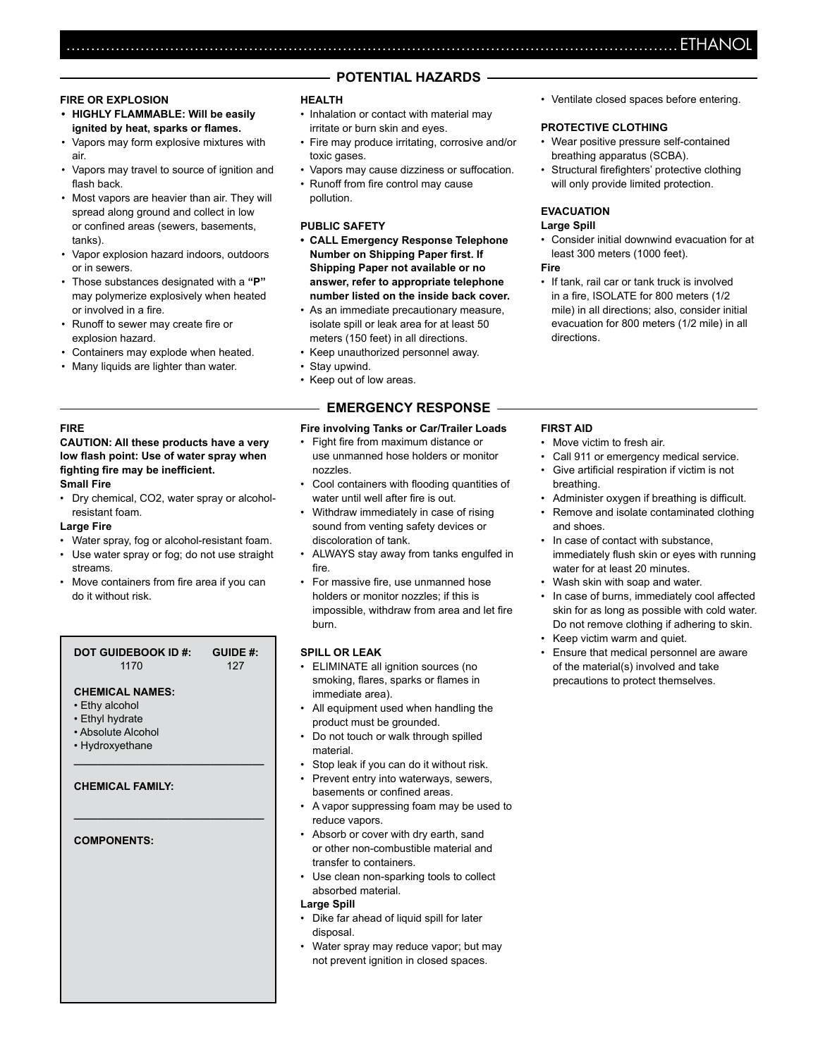# ETHANOL

## POTENTIAL HAZARDS

### FIRE OR EXPLOSION

- **HIGHLY FLAMMABLE: Will be easily ignited by heat, sparks or flames.**
- Vapors may form explosive mixtures with air.
- Vapors may travel to source of ignition and flash back.
- Most vapors are heavier than air. They will spread along ground and collect in low or confined areas (sewers, basements, tanks).
- Vapor explosion hazard indoors, outdoors or in sewers.
- Those substances designated with a **"P"** may polymerize explosively when heated or involved in a fire.
- Runoff to sewer may create fire or explosion hazard.
- Containers may explode when heated.
- Many liquids are lighter than water.

### HEALTH

- Inhalation or contact with material may irritate or burn skin and eyes.
- Fire may produce irritating, corrosive and/or toxic gases.
- Vapors may cause dizziness or suffocation.
- Runoff from fire control may cause pollution.

### PUBLIC SAFETY

- **CALL Emergency Response Telephone Number on Shipping Paper first. If Shipping Paper not available or no answer, refer to appropriate telephone number listed on the inside back cover.**
- As an immediate precautionary measure, isolate spill or leak area for at least 50 meters (150 feet) in all directions.
- Keep unauthorized personnel away.
- Stay upwind.
- Keep out of low areas.
- Ventilate closed spaces before entering.

### PROTECTIVE CLOTHING

- Wear positive pressure self-contained breathing apparatus (SCBA).
- Structural firefighters' protective clothing will only provide limited protection.

### EVACUATION

**Large Spill**

- Consider initial downwind evacuation for at least 300 meters (1000 feet).

**Fire**

- If tank, rail car or tank truck is involved in a fire, ISOLATE for 800 meters (1/2 mile) in all directions; also, consider initial evacuation for 800 meters (1/2 mile) in all directions.

## EMERGENCY RESPONSE

### FIRE

**CAUTION: All these products have a very low flash point: Use of water spray when fighting fire may be inefficient.**

**Small Fire**

- Dry chemical, CO2, water spray or alcohol-resistant foam.

**Large Fire**

- Water spray, fog or alcohol-resistant foam.
- Use water spray or fog; do not use straight streams.
- Move containers from fire area if you can do it without risk.

**DOT GUIDEBOOK ID #:** 1170 **GUIDE #:** 127

**CHEMICAL NAMES:**

- Ethy alcohol
- Ethyl hydrate
- Absolute Alcohol
- Hydroxyethane

**CHEMICAL FAMILY:**

**COMPONENTS:**

### Fire involving Tanks or Car/Trailer Loads

- Fight fire from maximum distance or use unmanned hose holders or monitor nozzles.
- Cool containers with flooding quantities of water until well after fire is out.
- Withdraw immediately in case of rising sound from venting safety devices or discoloration of tank.
- ALWAYS stay away from tanks engulfed in fire.
- For massive fire, use unmanned hose holders or monitor nozzles; if this is impossible, withdraw from area and let fire burn.

### SPILL OR LEAK

- ELIMINATE all ignition sources (no smoking, flares, sparks or flames in immediate area).
- All equipment used when handling the product must be grounded.
- Do not touch or walk through spilled material.
- Stop leak if you can do it without risk.
- Prevent entry into waterways, sewers, basements or confined areas.
- A vapor suppressing foam may be used to reduce vapors.
- Absorb or cover with dry earth, sand or other non-combustible material and transfer to containers.
- Use clean non-sparking tools to collect absorbed material.

**Large Spill**

- Dike far ahead of liquid spill for later disposal.
- Water spray may reduce vapor; but may not prevent ignition in closed spaces.

### FIRST AID

- Move victim to fresh air.
- Call 911 or emergency medical service.
- Give artificial respiration if victim is not breathing.
- Administer oxygen if breathing is difficult.
- Remove and isolate contaminated clothing and shoes.
- In case of contact with substance, immediately flush skin or eyes with running water for at least 20 minutes.
- Wash skin with soap and water.
- In case of burns, immediately cool affected skin for as long as possible with cold water. Do not remove clothing if adhering to skin.
- Keep victim warm and quiet.
- Ensure that medical personnel are aware of the material(s) involved and take precautions to protect themselves.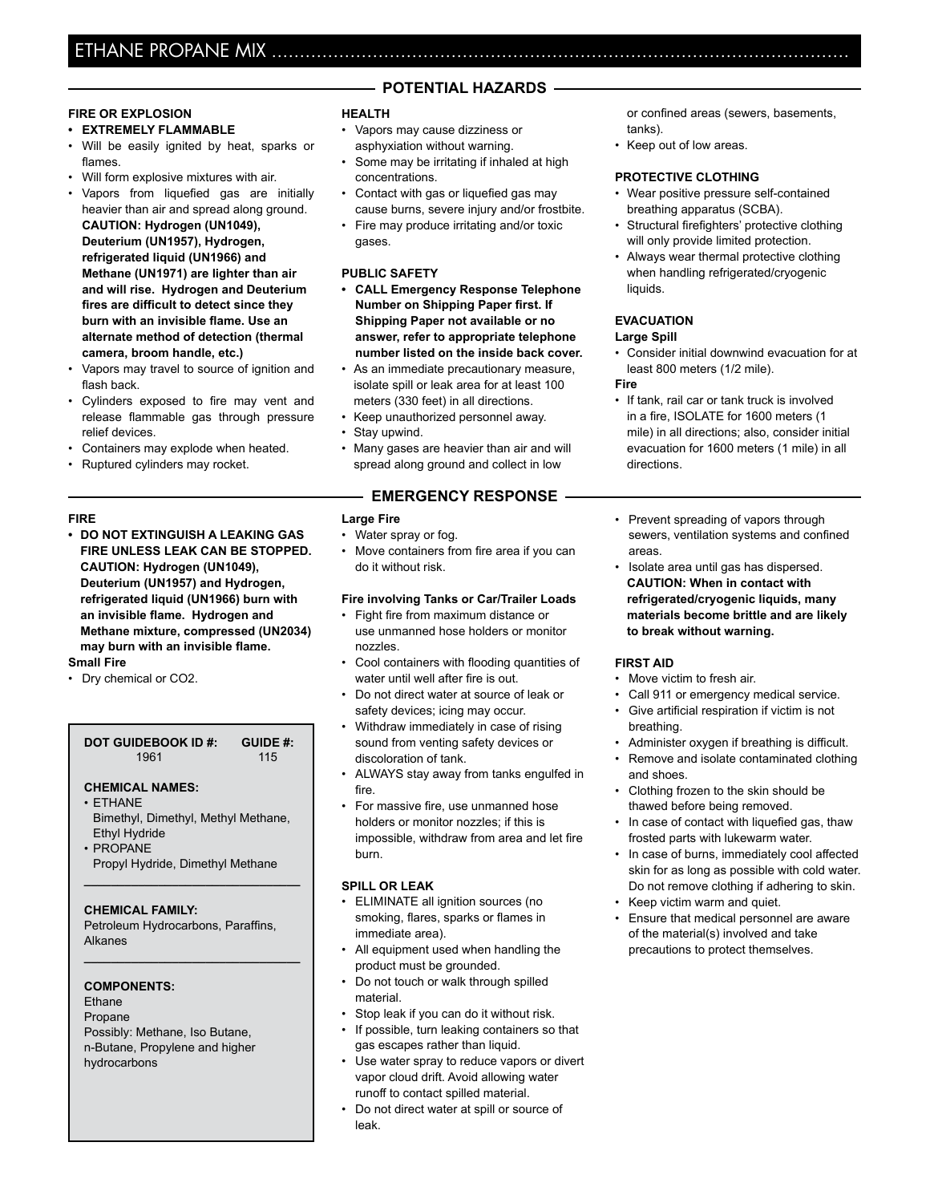# ETHANE PROPANE MIX

## POTENTIAL HAZARDS

### FIRE OR EXPLOSION

- **EXTREMELY FLAMMABLE**
- Will be easily ignited by heat, sparks or flames.
- Will form explosive mixtures with air.
- Vapors from liquefied gas are initially heavier than air and spread along ground. **CAUTION: Hydrogen (UN1049), Deuterium (UN1957), Hydrogen, refrigerated liquid (UN1966) and Methane (UN1971) are lighter than air and will rise. Hydrogen and Deuterium fires are difficult to detect since they burn with an invisible flame. Use an alternate method of detection (thermal camera, broom handle, etc.)**
- Vapors may travel to source of ignition and flash back.
- Cylinders exposed to fire may vent and release flammable gas through pressure relief devices.
- Containers may explode when heated.
- Ruptured cylinders may rocket.

### HEALTH

- Vapors may cause dizziness or asphyxiation without warning.
- Some may be irritating if inhaled at high concentrations.
- Contact with gas or liquefied gas may cause burns, severe injury and/or frostbite.
- Fire may produce irritating and/or toxic gases.

### PUBLIC SAFETY

- **CALL Emergency Response Telephone Number on Shipping Paper first. If Shipping Paper not available or no answer, refer to appropriate telephone number listed on the inside back cover.**
- As an immediate precautionary measure, isolate spill or leak area for at least 100 meters (330 feet) in all directions.
- Keep unauthorized personnel away.
- Stay upwind.
- Many gases are heavier than air and will spread along ground and collect in low or confined areas (sewers, basements, tanks).
- Keep out of low areas.

### PROTECTIVE CLOTHING

- Wear positive pressure self-contained breathing apparatus (SCBA).
- Structural firefighters' protective clothing will only provide limited protection.
- Always wear thermal protective clothing when handling refrigerated/cryogenic liquids.

### EVACUATION

**Large Spill**

- Consider initial downwind evacuation for at least 800 meters (1/2 mile).

**Fire**

- If tank, rail car or tank truck is involved in a fire, ISOLATE for 1600 meters (1 mile) in all directions; also, consider initial evacuation for 1600 meters (1 mile) in all directions.

## EMERGENCY RESPONSE

### FIRE

- **DO NOT EXTINGUISH A LEAKING GAS FIRE UNLESS LEAK CAN BE STOPPED. CAUTION: Hydrogen (UN1049), Deuterium (UN1957) and Hydrogen, refrigerated liquid (UN1966) burn with an invisible flame. Hydrogen and Methane mixture, compressed (UN2034) may burn with an invisible flame.**

**Small Fire**

- Dry chemical or CO2.

**DOT GUIDEBOOK ID #:** 1961 **GUIDE #:** 115

**CHEMICAL NAMES:**

- ETHANE
  Bimethyl, Dimethyl, Methyl Methane, Ethyl Hydride
- PROPANE
  Propyl Hydride, Dimethyl Methane

**CHEMICAL FAMILY:**

Petroleum Hydrocarbons, Paraffins, Alkanes

**COMPONENTS:**

Ethane
Propane
Possibly: Methane, Iso Butane, n-Butane, Propylene and higher hydrocarbons

**Large Fire**

- Water spray or fog.
- Move containers from fire area if you can do it without risk.

**Fire involving Tanks or Car/Trailer Loads**

- Fight fire from maximum distance or use unmanned hose holders or monitor nozzles.
- Cool containers with flooding quantities of water until well after fire is out.
- Do not direct water at source of leak or safety devices; icing may occur.
- Withdraw immediately in case of rising sound from venting safety devices or discoloration of tank.
- ALWAYS stay away from tanks engulfed in fire.
- For massive fire, use unmanned hose holders or monitor nozzles; if this is impossible, withdraw from area and let fire burn.

### SPILL OR LEAK

- ELIMINATE all ignition sources (no smoking, flares, sparks or flames in immediate area).
- All equipment used when handling the product must be grounded.
- Do not touch or walk through spilled material.
- Stop leak if you can do it without risk.
- If possible, turn leaking containers so that gas escapes rather than liquid.
- Use water spray to reduce vapors or divert vapor cloud drift. Avoid allowing water runoff to contact spilled material.
- Do not direct water at spill or source of leak.
- Prevent spreading of vapors through sewers, ventilation systems and confined areas.
- Isolate area until gas has dispersed. **CAUTION: When in contact with refrigerated/cryogenic liquids, many materials become brittle and are likely to break without warning.**

### FIRST AID

- Move victim to fresh air.
- Call 911 or emergency medical service.
- Give artificial respiration if victim is not breathing.
- Administer oxygen if breathing is difficult.
- Remove and isolate contaminated clothing and shoes.
- Clothing frozen to the skin should be thawed before being removed.
- In case of contact with liquefied gas, thaw frosted parts with lukewarm water.
- In case of burns, immediately cool affected skin for as long as possible with cold water. Do not remove clothing if adhering to skin.
- Keep victim warm and quiet.
- Ensure that medical personnel are aware of the material(s) involved and take precautions to protect themselves.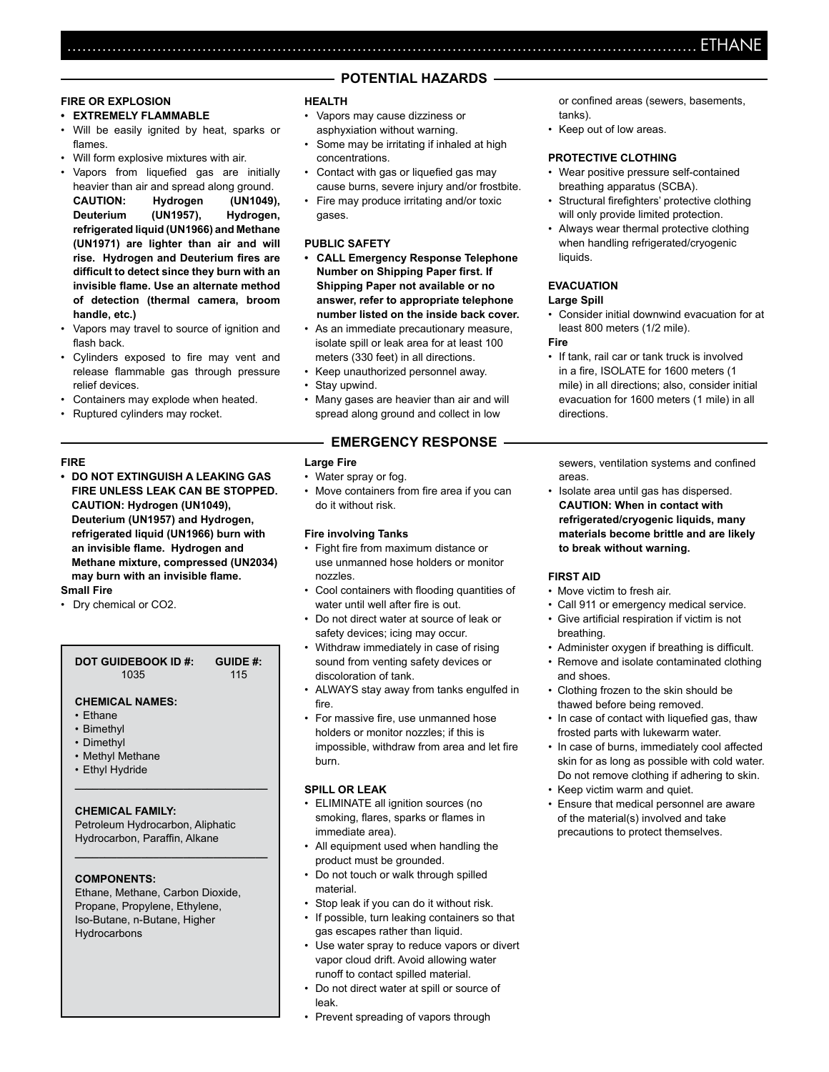# ETHANE

## POTENTIAL HAZARDS

### FIRE OR EXPLOSION

- **EXTREMELY FLAMMABLE**
- Will be easily ignited by heat, sparks or flames.
- Will form explosive mixtures with air.
- Vapors from liquefied gas are initially heavier than air and spread along ground. **CAUTION: Hydrogen (UN1049), Deuterium (UN1957), Hydrogen, refrigerated liquid (UN1966) and Methane (UN1971) are lighter than air and will rise. Hydrogen and Deuterium fires are difficult to detect since they burn with an invisible flame. Use an alternate method of detection (thermal camera, broom handle, etc.)**
- Vapors may travel to source of ignition and flash back.
- Cylinders exposed to fire may vent and release flammable gas through pressure relief devices.
- Containers may explode when heated.
- Ruptured cylinders may rocket.

### HEALTH

- Vapors may cause dizziness or asphyxiation without warning.
- Some may be irritating if inhaled at high concentrations.
- Contact with gas or liquefied gas may cause burns, severe injury and/or frostbite.
- Fire may produce irritating and/or toxic gases.

### PUBLIC SAFETY

- **CALL Emergency Response Telephone Number on Shipping Paper first. If Shipping Paper not available or no answer, refer to appropriate telephone number listed on the inside back cover.**
- As an immediate precautionary measure, isolate spill or leak area for at least 100 meters (330 feet) in all directions.
- Keep unauthorized personnel away.
- Stay upwind.
- Many gases are heavier than air and will spread along ground and collect in low or confined areas (sewers, basements, tanks).
- Keep out of low areas.

### PROTECTIVE CLOTHING

- Wear positive pressure self-contained breathing apparatus (SCBA).
- Structural firefighters' protective clothing will only provide limited protection.
- Always wear thermal protective clothing when handling refrigerated/cryogenic liquids.

### EVACUATION

**Large Spill**

- Consider initial downwind evacuation for at least 800 meters (1/2 mile).

**Fire**

- If tank, rail car or tank truck is involved in a fire, ISOLATE for 1600 meters (1 mile) in all directions; also, consider initial evacuation for 1600 meters (1 mile) in all directions.

## EMERGENCY RESPONSE

### FIRE

- **DO NOT EXTINGUISH A LEAKING GAS FIRE UNLESS LEAK CAN BE STOPPED. CAUTION: Hydrogen (UN1049), Deuterium (UN1957) and Hydrogen, refrigerated liquid (UN1966) burn with an invisible flame. Hydrogen and Methane mixture, compressed (UN2034) may burn with an invisible flame.**

**Small Fire**

- Dry chemical or CO2.

**DOT GUIDEBOOK ID #:** 1035
**GUIDE #:** 115

**CHEMICAL NAMES:**

- Ethane
- Bimethyl
- Dimethyl
- Methyl Methane
- Ethyl Hydride

**CHEMICAL FAMILY:**
Petroleum Hydrocarbon, Aliphatic Hydrocarbon, Paraffin, Alkane

**COMPONENTS:**
Ethane, Methane, Carbon Dioxide, Propane, Propylene, Ethylene, Iso-Butane, n-Butane, Higher Hydrocarbons

**Large Fire**

- Water spray or fog.
- Move containers from fire area if you can do it without risk.

**Fire involving Tanks**

- Fight fire from maximum distance or use unmanned hose holders or monitor nozzles.
- Cool containers with flooding quantities of water until well after fire is out.
- Do not direct water at source of leak or safety devices; icing may occur.
- Withdraw immediately in case of rising sound from venting safety devices or discoloration of tank.
- ALWAYS stay away from tanks engulfed in fire.
- For massive fire, use unmanned hose holders or monitor nozzles; if this is impossible, withdraw from area and let fire burn.

### SPILL OR LEAK

- ELIMINATE all ignition sources (no smoking, flares, sparks or flames in immediate area).
- All equipment used when handling the product must be grounded.
- Do not touch or walk through spilled material.
- Stop leak if you can do it without risk.
- If possible, turn leaking containers so that gas escapes rather than liquid.
- Use water spray to reduce vapors or divert vapor cloud drift. Avoid allowing water runoff to contact spilled material.
- Do not direct water at spill or source of leak.
- Prevent spreading of vapors through sewers, ventilation systems and confined areas.
- Isolate area until gas has dispersed. **CAUTION: When in contact with refrigerated/cryogenic liquids, many materials become brittle and are likely to break without warning.**

### FIRST AID

- Move victim to fresh air.
- Call 911 or emergency medical service.
- Give artificial respiration if victim is not breathing.
- Administer oxygen if breathing is difficult.
- Remove and isolate contaminated clothing and shoes.
- Clothing frozen to the skin should be thawed before being removed.
- In case of contact with liquefied gas, thaw frosted parts with lukewarm water.
- In case of burns, immediately cool affected skin for as long as possible with cold water. Do not remove clothing if adhering to skin.
- Keep victim warm and quiet.
- Ensure that medical personnel are aware of the material(s) involved and take precautions to protect themselves.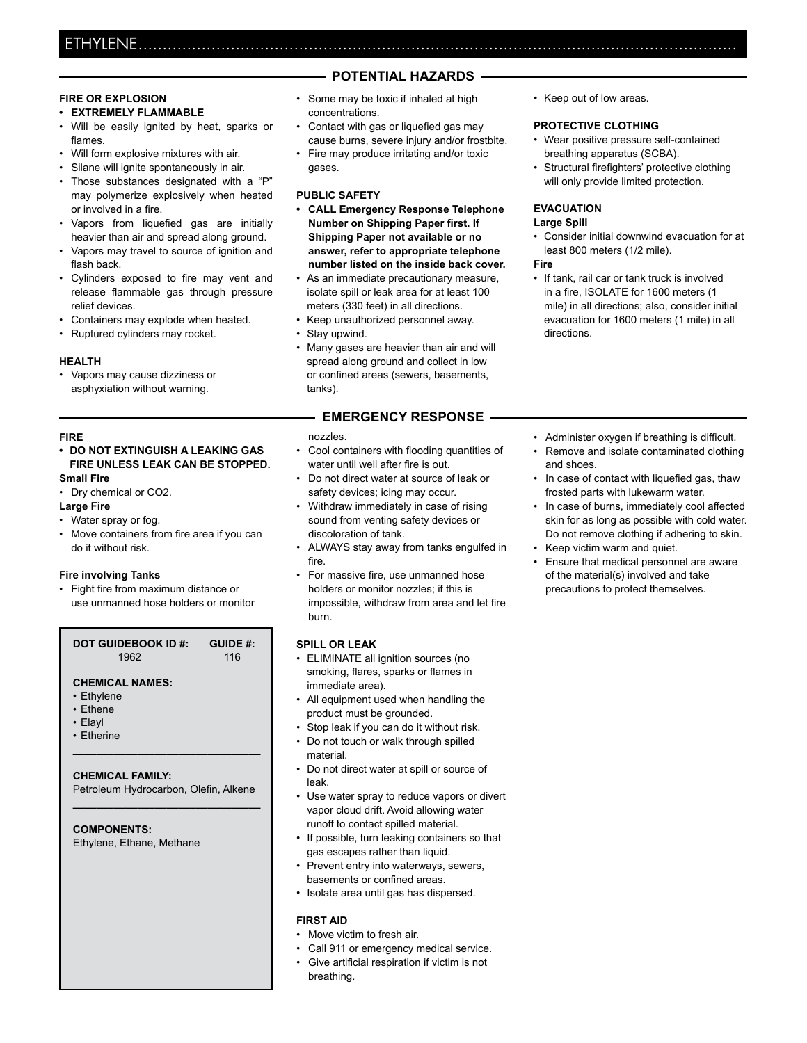# ETHYLENE

## POTENTIAL HAZARDS

### FIRE OR EXPLOSION

- **EXTREMELY FLAMMABLE**
- Will be easily ignited by heat, sparks or flames.
- Will form explosive mixtures with air.
- Silane will ignite spontaneously in air.
- Those substances designated with a “P” may polymerize explosively when heated or involved in a fire.
- Vapors from liquefied gas are initially heavier than air and spread along ground.
- Vapors may travel to source of ignition and flash back.
- Cylinders exposed to fire may vent and release flammable gas through pressure relief devices.
- Containers may explode when heated.
- Ruptured cylinders may rocket.

### HEALTH

- Vapors may cause dizziness or asphyxiation without warning.
- Some may be toxic if inhaled at high concentrations.
- Contact with gas or liquefied gas may cause burns, severe injury and/or frostbite.
- Fire may produce irritating and/or toxic gases.

### PUBLIC SAFETY

- **CALL Emergency Response Telephone Number on Shipping Paper first. If Shipping Paper not available or no answer, refer to appropriate telephone number listed on the inside back cover.**
- As an immediate precautionary measure, isolate spill or leak area for at least 100 meters (330 feet) in all directions.
- Keep unauthorized personnel away.
- Stay upwind.
- Many gases are heavier than air and will spread along ground and collect in low or confined areas (sewers, basements, tanks).
- Keep out of low areas.

### PROTECTIVE CLOTHING

- Wear positive pressure self-contained breathing apparatus (SCBA).
- Structural firefighters’ protective clothing will only provide limited protection.

### EVACUATION

**Large Spill**

- Consider initial downwind evacuation for at least 800 meters (1/2 mile).

**Fire**

- If tank, rail car or tank truck is involved in a fire, ISOLATE for 1600 meters (1 mile) in all directions; also, consider initial evacuation for 1600 meters (1 mile) in all directions.

## EMERGENCY RESPONSE

### FIRE

- **DO NOT EXTINGUISH A LEAKING GAS FIRE UNLESS LEAK CAN BE STOPPED.**

**Small Fire**

- Dry chemical or CO2.

**Large Fire**

- Water spray or fog.
- Move containers from fire area if you can do it without risk.

**Fire involving Tanks**

- Fight fire from maximum distance or use unmanned hose holders or monitor nozzles.
- Cool containers with flooding quantities of water until well after fire is out.
- Do not direct water at source of leak or safety devices; icing may occur.
- Withdraw immediately in case of rising sound from venting safety devices or discoloration of tank.
- ALWAYS stay away from tanks engulfed in fire.
- For massive fire, use unmanned hose holders or monitor nozzles; if this is impossible, withdraw from area and let fire burn.

### SPILL OR LEAK

- ELIMINATE all ignition sources (no smoking, flares, sparks or flames in immediate area).
- All equipment used when handling the product must be grounded.
- Stop leak if you can do it without risk.
- Do not touch or walk through spilled material.
- Do not direct water at spill or source of leak.
- Use water spray to reduce vapors or divert vapor cloud drift. Avoid allowing water runoff to contact spilled material.
- If possible, turn leaking containers so that gas escapes rather than liquid.
- Prevent entry into waterways, sewers, basements or confined areas.
- Isolate area until gas has dispersed.

### FIRST AID

- Move victim to fresh air.
- Call 911 or emergency medical service.
- Give artificial respiration if victim is not breathing.
- Administer oxygen if breathing is difficult.
- Remove and isolate contaminated clothing and shoes.
- In case of contact with liquefied gas, thaw frosted parts with lukewarm water.
- In case of burns, immediately cool affected skin for as long as possible with cold water. Do not remove clothing if adhering to skin.
- Keep victim warm and quiet.
- Ensure that medical personnel are aware of the material(s) involved and take precautions to protect themselves.

---

| DOT GUIDEBOOK ID #: | GUIDE #: |
| --- | --- |
| 1962 | 116 |

**CHEMICAL NAMES:**

- Ethylene
- Ethene
- Elayl
- Etherine

**CHEMICAL FAMILY:**

Petroleum Hydrocarbon, Olefin, Alkene

**COMPONENTS:**

Ethylene, Ethane, Methane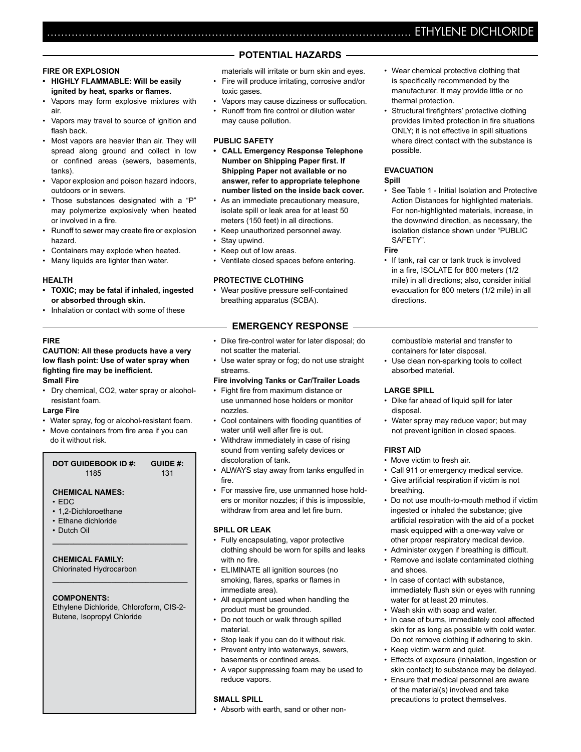# ETHYLENE DICHLORIDE

## POTENTIAL HAZARDS

### FIRE OR EXPLOSION

- **HIGHLY FLAMMABLE: Will be easily ignited by heat, sparks or flames.**
- Vapors may form explosive mixtures with air.
- Vapors may travel to source of ignition and flash back.
- Most vapors are heavier than air. They will spread along ground and collect in low or confined areas (sewers, basements, tanks).
- Vapor explosion and poison hazard indoors, outdoors or in sewers.
- Those substances designated with a "P" may polymerize explosively when heated or involved in a fire.
- Runoff to sewer may create fire or explosion hazard.
- Containers may explode when heated.
- Many liquids are lighter than water.

### HEALTH

- **TOXIC; may be fatal if inhaled, ingested or absorbed through skin.**
- Inhalation or contact with some of these materials will irritate or burn skin and eyes.
- Fire will produce irritating, corrosive and/or toxic gases.
- Vapors may cause dizziness or suffocation.
- Runoff from fire control or dilution water may cause pollution.

### PUBLIC SAFETY

- **CALL Emergency Response Telephone Number on Shipping Paper first. If Shipping Paper not available or no answer, refer to appropriate telephone number listed on the inside back cover.**
- As an immediate precautionary measure, isolate spill or leak area for at least 50 meters (150 feet) in all directions.
- Keep unauthorized personnel away.
- Stay upwind.
- Keep out of low areas.
- Ventilate closed spaces before entering.

### PROTECTIVE CLOTHING

- Wear positive pressure self-contained breathing apparatus (SCBA).
- Wear chemical protective clothing that is specifically recommended by the manufacturer. It may provide little or no thermal protection.
- Structural firefighters' protective clothing provides limited protection in fire situations ONLY; it is not effective in spill situations where direct contact with the substance is possible.

### EVACUATION

**Spill**

- See Table 1 - Initial Isolation and Protective Action Distances for highlighted materials. For non-highlighted materials, increase, in the downwind direction, as necessary, the isolation distance shown under "PUBLIC SAFETY".

**Fire**

- If tank, rail car or tank truck is involved in a fire, ISOLATE for 800 meters (1/2 mile) in all directions; also, consider initial evacuation for 800 meters (1/2 mile) in all directions.

## EMERGENCY RESPONSE

### FIRE

**CAUTION: All these products have a very low flash point: Use of water spray when fighting fire may be inefficient.**

**Small Fire**

- Dry chemical, CO2, water spray or alcohol-resistant foam.

**Large Fire**

- Water spray, fog or alcohol-resistant foam.
- Move containers from fire area if you can do it without risk.
- Dike fire-control water for later disposal; do not scatter the material.
- Use water spray or fog; do not use straight streams.

**Fire involving Tanks or Car/Trailer Loads**

- Fight fire from maximum distance or use unmanned hose holders or monitor nozzles.
- Cool containers with flooding quantities of water until well after fire is out.
- Withdraw immediately in case of rising sound from venting safety devices or discoloration of tank.
- ALWAYS stay away from tanks engulfed in fire.
- For massive fire, use unmanned hose holders or monitor nozzles; if this is impossible, withdraw from area and let fire burn.

**DOT GUIDEBOOK ID #:** 1185 **GUIDE #:** 131

**CHEMICAL NAMES:**

- EDC
- 1,2-Dichloroethane
- Ethane dichloride
- Dutch Oil

**CHEMICAL FAMILY:**
Chlorinated Hydrocarbon

**COMPONENTS:**
Ethylene Dichloride, Chloroform, CIS-2-Butene, Isopropyl Chloride

### SPILL OR LEAK

- Fully encapsulating, vapor protective clothing should be worn for spills and leaks with no fire.
- ELIMINATE all ignition sources (no smoking, flares, sparks or flames in immediate area).
- All equipment used when handling the product must be grounded.
- Do not touch or walk through spilled material.
- Stop leak if you can do it without risk.
- Prevent entry into waterways, sewers, basements or confined areas.
- A vapor suppressing foam may be used to reduce vapors.

### SMALL SPILL

- Absorb with earth, sand or other non-combustible material and transfer to containers for later disposal.
- Use clean non-sparking tools to collect absorbed material.

### LARGE SPILL

- Dike far ahead of liquid spill for later disposal.
- Water spray may reduce vapor; but may not prevent ignition in closed spaces.

### FIRST AID

- Move victim to fresh air.
- Call 911 or emergency medical service.
- Give artificial respiration if victim is not breathing.
- Do not use mouth-to-mouth method if victim ingested or inhaled the substance; give artificial respiration with the aid of a pocket mask equipped with a one-way valve or other proper respiratory medical device.
- Administer oxygen if breathing is difficult.
- Remove and isolate contaminated clothing and shoes.
- In case of contact with substance, immediately flush skin or eyes with running water for at least 20 minutes.
- Wash skin with soap and water.
- In case of burns, immediately cool affected skin for as long as possible with cold water. Do not remove clothing if adhering to skin.
- Keep victim warm and quiet.
- Effects of exposure (inhalation, ingestion or skin contact) to substance may be delayed.
- Ensure that medical personnel are aware of the material(s) involved and take precautions to protect themselves.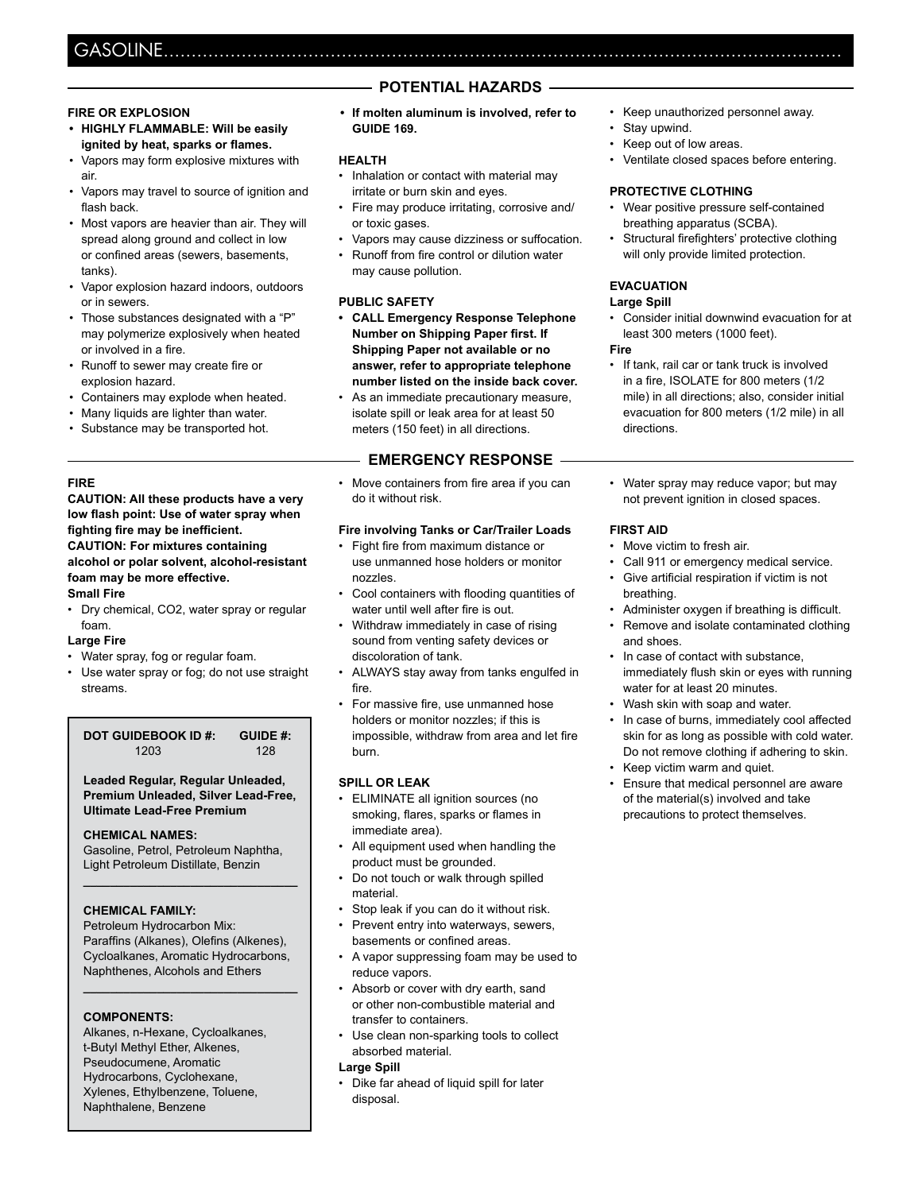# GASOLINE

## POTENTIAL HAZARDS

### FIRE OR EXPLOSION

- **HIGHLY FLAMMABLE: Will be easily ignited by heat, sparks or flames.**
- Vapors may form explosive mixtures with air.
- Vapors may travel to source of ignition and flash back.
- Most vapors are heavier than air. They will spread along ground and collect in low or confined areas (sewers, basements, tanks).
- Vapor explosion hazard indoors, outdoors or in sewers.
- Those substances designated with a "P" may polymerize explosively when heated or involved in a fire.
- Runoff to sewer may create fire or explosion hazard.
- Containers may explode when heated.
- Many liquids are lighter than water.
- Substance may be transported hot.
- **If molten aluminum is involved, refer to GUIDE 169.**

### HEALTH

- Inhalation or contact with material may irritate or burn skin and eyes.
- Fire may produce irritating, corrosive and/or toxic gases.
- Vapors may cause dizziness or suffocation.
- Runoff from fire control or dilution water may cause pollution.

### PUBLIC SAFETY

- **CALL Emergency Response Telephone Number on Shipping Paper first. If Shipping Paper not available or no answer, refer to appropriate telephone number listed on the inside back cover.**
- As an immediate precautionary measure, isolate spill or leak area for at least 50 meters (150 feet) in all directions.
- Keep unauthorized personnel away.
- Stay upwind.
- Keep out of low areas.
- Ventilate closed spaces before entering.

### PROTECTIVE CLOTHING

- Wear positive pressure self-contained breathing apparatus (SCBA).
- Structural firefighters' protective clothing will only provide limited protection.

### EVACUATION

**Large Spill**

- Consider initial downwind evacuation for at least 300 meters (1000 feet).

**Fire**

- If tank, rail car or tank truck is involved in a fire, ISOLATE for 800 meters (1/2 mile) in all directions; also, consider initial evacuation for 800 meters (1/2 mile) in all directions.

## EMERGENCY RESPONSE

### FIRE

**CAUTION: All these products have a very low flash point: Use of water spray when fighting fire may be inefficient.**

**CAUTION: For mixtures containing alcohol or polar solvent, alcohol-resistant foam may be more effective.**

**Small Fire**

- Dry chemical, CO2, water spray or regular foam.

**Large Fire**

- Water spray, fog or regular foam.
- Use water spray or fog; do not use straight streams.
- Move containers from fire area if you can do it without risk.

**Fire involving Tanks or Car/Trailer Loads**

- Fight fire from maximum distance or use unmanned hose holders or monitor nozzles.
- Cool containers with flooding quantities of water until well after fire is out.
- Withdraw immediately in case of rising sound from venting safety devices or discoloration of tank.
- ALWAYS stay away from tanks engulfed in fire.
- For massive fire, use unmanned hose holders or monitor nozzles; if this is impossible, withdraw from area and let fire burn.

### SPILL OR LEAK

- ELIMINATE all ignition sources (no smoking, flares, sparks or flames in immediate area).
- All equipment used when handling the product must be grounded.
- Do not touch or walk through spilled material.
- Stop leak if you can do it without risk.
- Prevent entry into waterways, sewers, basements or confined areas.
- A vapor suppressing foam may be used to reduce vapors.
- Absorb or cover with dry earth, sand or other non-combustible material and transfer to containers.
- Use clean non-sparking tools to collect absorbed material.

**Large Spill**

- Dike far ahead of liquid spill for later disposal.
- Water spray may reduce vapor; but may not prevent ignition in closed spaces.

### FIRST AID

- Move victim to fresh air.
- Call 911 or emergency medical service.
- Give artificial respiration if victim is not breathing.
- Administer oxygen if breathing is difficult.
- Remove and isolate contaminated clothing and shoes.
- In case of contact with substance, immediately flush skin or eyes with running water for at least 20 minutes.
- Wash skin with soap and water.
- In case of burns, immediately cool affected skin for as long as possible with cold water. Do not remove clothing if adhering to skin.
- Keep victim warm and quiet.
- Ensure that medical personnel are aware of the material(s) involved and take precautions to protect themselves.

---

| DOT GUIDEBOOK ID #: | GUIDE #: |
|---|---|
| 1203 | 128 |

**Leaded Regular, Regular Unleaded, Premium Unleaded, Silver Lead-Free, Ultimate Lead-Free Premium**

**CHEMICAL NAMES:**
Gasoline, Petrol, Petroleum Naphtha, Light Petroleum Distillate, Benzin

**CHEMICAL FAMILY:**
Petroleum Hydrocarbon Mix: Paraffins (Alkanes), Olefins (Alkenes), Cycloalkanes, Aromatic Hydrocarbons, Naphthenes, Alcohols and Ethers

**COMPONENTS:**
Alkanes, n-Hexane, Cycloalkanes, t-Butyl Methyl Ether, Alkenes, Pseudocumene, Aromatic Hydrocarbons, Cyclohexane, Xylenes, Ethylbenzene, Toluene, Naphthalene, Benzene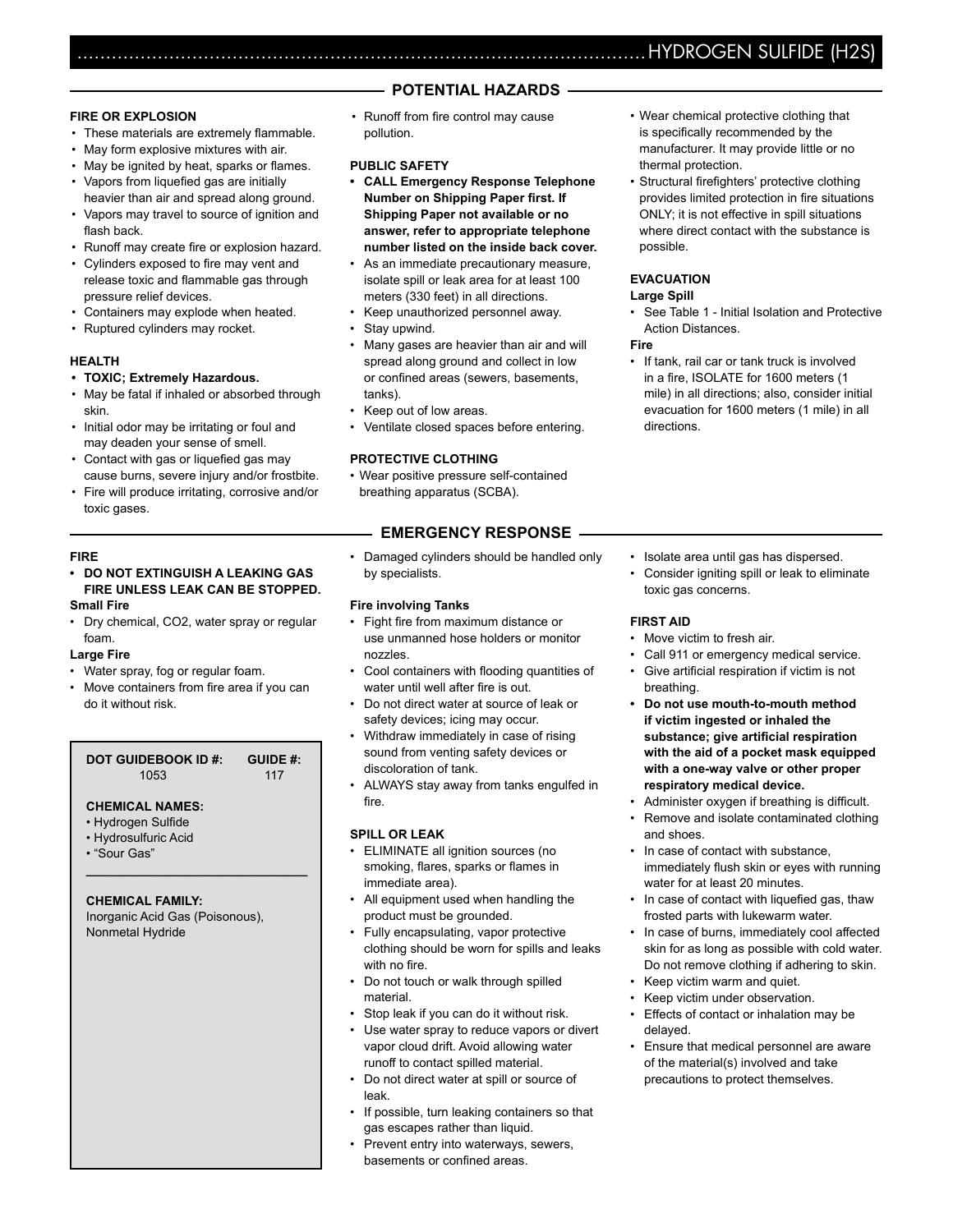# HYDROGEN SULFIDE (H2S)

## POTENTIAL HAZARDS

### FIRE OR EXPLOSION

- These materials are extremely flammable.
- May form explosive mixtures with air.
- May be ignited by heat, sparks or flames.
- Vapors from liquefied gas are initially heavier than air and spread along ground.
- Vapors may travel to source of ignition and flash back.
- Runoff may create fire or explosion hazard.
- Cylinders exposed to fire may vent and release toxic and flammable gas through pressure relief devices.
- Containers may explode when heated.
- Ruptured cylinders may rocket.

### HEALTH

- **TOXIC; Extremely Hazardous.**
- May be fatal if inhaled or absorbed through skin.
- Initial odor may be irritating or foul and may deaden your sense of smell.
- Contact with gas or liquefied gas may cause burns, severe injury and/or frostbite.
- Fire will produce irritating, corrosive and/or toxic gases.
- Runoff from fire control may cause pollution.

### PUBLIC SAFETY

- **CALL Emergency Response Telephone Number on Shipping Paper first. If Shipping Paper not available or no answer, refer to appropriate telephone number listed on the inside back cover.**
- As an immediate precautionary measure, isolate spill or leak area for at least 100 meters (330 feet) in all directions.
- Keep unauthorized personnel away.
- Stay upwind.
- Many gases are heavier than air and will spread along ground and collect in low or confined areas (sewers, basements, tanks).
- Keep out of low areas.
- Ventilate closed spaces before entering.

### PROTECTIVE CLOTHING

- Wear positive pressure self-contained breathing apparatus (SCBA).
- Wear chemical protective clothing that is specifically recommended by the manufacturer. It may provide little or no thermal protection.
- Structural firefighters' protective clothing provides limited protection in fire situations ONLY; it is not effective in spill situations where direct contact with the substance is possible.

### EVACUATION

**Large Spill**

- See Table 1 - Initial Isolation and Protective Action Distances.

**Fire**

- If tank, rail car or tank truck is involved in a fire, ISOLATE for 1600 meters (1 mile) in all directions; also, consider initial evacuation for 1600 meters (1 mile) in all directions.

## EMERGENCY RESPONSE

### FIRE

- **DO NOT EXTINGUISH A LEAKING GAS FIRE UNLESS LEAK CAN BE STOPPED.**

**Small Fire**

- Dry chemical, CO2, water spray or regular foam.

**Large Fire**

- Water spray, fog or regular foam.
- Move containers from fire area if you can do it without risk.
- Damaged cylinders should be handled only by specialists.

**Fire involving Tanks**

- Fight fire from maximum distance or use unmanned hose holders or monitor nozzles.
- Cool containers with flooding quantities of water until well after fire is out.
- Do not direct water at source of leak or safety devices; icing may occur.
- Withdraw immediately in case of rising sound from venting safety devices or discoloration of tank.
- ALWAYS stay away from tanks engulfed in fire.

**DOT GUIDEBOOK ID #:** 1053
**GUIDE #:** 117

**CHEMICAL NAMES:**

- Hydrogen Sulfide
- Hydrosulfuric Acid
- "Sour Gas"

**CHEMICAL FAMILY:**
Inorganic Acid Gas (Poisonous), Nonmetal Hydride

### SPILL OR LEAK

- ELIMINATE all ignition sources (no smoking, flares, sparks or flames in immediate area).
- All equipment used when handling the product must be grounded.
- Fully encapsulating, vapor protective clothing should be worn for spills and leaks with no fire.
- Do not touch or walk through spilled material.
- Stop leak if you can do it without risk.
- Use water spray to reduce vapors or divert vapor cloud drift. Avoid allowing water runoff to contact spilled material.
- Do not direct water at spill or source of leak.
- If possible, turn leaking containers so that gas escapes rather than liquid.
- Prevent entry into waterways, sewers, basements or confined areas.
- Isolate area until gas has dispersed.
- Consider igniting spill or leak to eliminate toxic gas concerns.

### FIRST AID

- Move victim to fresh air.
- Call 911 or emergency medical service.
- Give artificial respiration if victim is not breathing.
- **Do not use mouth-to-mouth method if victim ingested or inhaled the substance; give artificial respiration with the aid of a pocket mask equipped with a one-way valve or other proper respiratory medical device.**
- Administer oxygen if breathing is difficult.
- Remove and isolate contaminated clothing and shoes.
- In case of contact with substance, immediately flush skin or eyes with running water for at least 20 minutes.
- In case of contact with liquefied gas, thaw frosted parts with lukewarm water.
- In case of burns, immediately cool affected skin for as long as possible with cold water. Do not remove clothing if adhering to skin.
- Keep victim warm and quiet.
- Keep victim under observation.
- Effects of contact or inhalation may be delayed.
- Ensure that medical personnel are aware of the material(s) involved and take precautions to protect themselves.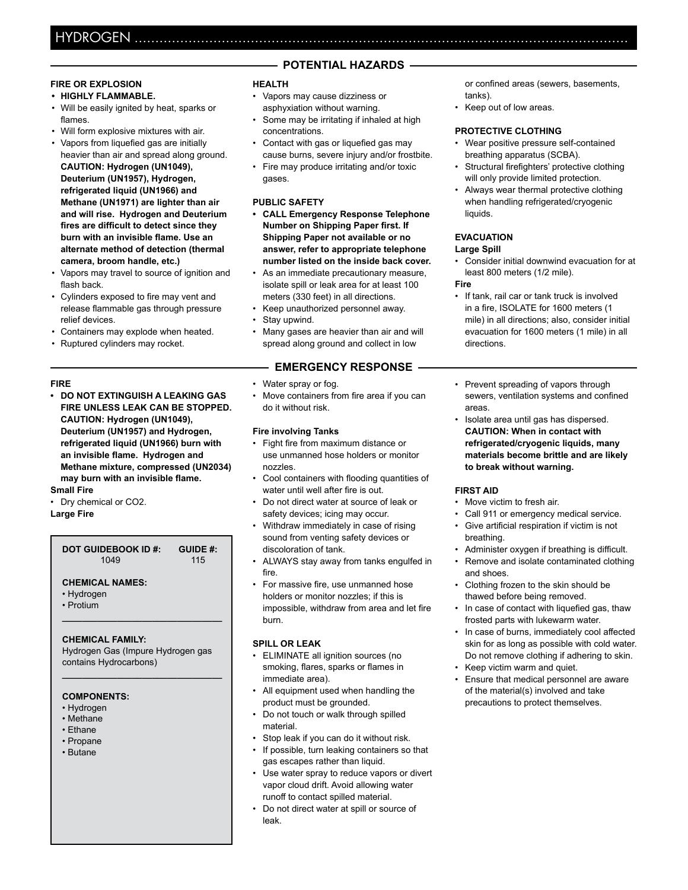# HYDROGEN

## POTENTIAL HAZARDS

### FIRE OR EXPLOSION

- **HIGHLY FLAMMABLE.**
- Will be easily ignited by heat, sparks or flames.
- Will form explosive mixtures with air.
- Vapors from liquefied gas are initially heavier than air and spread along ground. **CAUTION: Hydrogen (UN1049), Deuterium (UN1957), Hydrogen, refrigerated liquid (UN1966) and Methane (UN1971) are lighter than air and will rise. Hydrogen and Deuterium fires are difficult to detect since they burn with an invisible flame. Use an alternate method of detection (thermal camera, broom handle, etc.)**
- Vapors may travel to source of ignition and flash back.
- Cylinders exposed to fire may vent and release flammable gas through pressure relief devices.
- Containers may explode when heated.
- Ruptured cylinders may rocket.

### HEALTH

- Vapors may cause dizziness or asphyxiation without warning.
- Some may be irritating if inhaled at high concentrations.
- Contact with gas or liquefied gas may cause burns, severe injury and/or frostbite.
- Fire may produce irritating and/or toxic gases.

### PUBLIC SAFETY

- **CALL Emergency Response Telephone Number on Shipping Paper first. If Shipping Paper not available or no answer, refer to appropriate telephone number listed on the inside back cover.**
- As an immediate precautionary measure, isolate spill or leak area for at least 100 meters (330 feet) in all directions.
- Keep unauthorized personnel away.
- Stay upwind.
- Many gases are heavier than air and will spread along ground and collect in low or confined areas (sewers, basements, tanks).
- Keep out of low areas.

### PROTECTIVE CLOTHING

- Wear positive pressure self-contained breathing apparatus (SCBA).
- Structural firefighters' protective clothing will only provide limited protection.
- Always wear thermal protective clothing when handling refrigerated/cryogenic liquids.

### EVACUATION

**Large Spill**

- Consider initial downwind evacuation for at least 800 meters (1/2 mile).

**Fire**

- If tank, rail car or tank truck is involved in a fire, ISOLATE for 1600 meters (1 mile) in all directions; also, consider initial evacuation for 1600 meters (1 mile) in all directions.

## EMERGENCY RESPONSE

### FIRE

- **DO NOT EXTINGUISH A LEAKING GAS FIRE UNLESS LEAK CAN BE STOPPED. CAUTION: Hydrogen (UN1049), Deuterium (UN1957) and Hydrogen, refrigerated liquid (UN1966) burn with an invisible flame. Hydrogen and Methane mixture, compressed (UN2034) may burn with an invisible flame.**

**Small Fire**

- Dry chemical or CO2.

**Large Fire**

- Water spray or fog.
- Move containers from fire area if you can do it without risk.

**Fire involving Tanks**

- Fight fire from maximum distance or use unmanned hose holders or monitor nozzles.
- Cool containers with flooding quantities of water until well after fire is out.
- Do not direct water at source of leak or safety devices; icing may occur.
- Withdraw immediately in case of rising sound from venting safety devices or discoloration of tank.
- ALWAYS stay away from tanks engulfed in fire.
- For massive fire, use unmanned hose holders or monitor nozzles; if this is impossible, withdraw from area and let fire burn.

### SPILL OR LEAK

- ELIMINATE all ignition sources (no smoking, flares, sparks or flames in immediate area).
- All equipment used when handling the product must be grounded.
- Do not touch or walk through spilled material.
- Stop leak if you can do it without risk.
- If possible, turn leaking containers so that gas escapes rather than liquid.
- Use water spray to reduce vapors or divert vapor cloud drift. Avoid allowing water runoff to contact spilled material.
- Do not direct water at spill or source of leak.
- Prevent spreading of vapors through sewers, ventilation systems and confined areas.
- Isolate area until gas has dispersed. **CAUTION: When in contact with refrigerated/cryogenic liquids, many materials become brittle and are likely to break without warning.**

### FIRST AID

- Move victim to fresh air.
- Call 911 or emergency medical service.
- Give artificial respiration if victim is not breathing.
- Administer oxygen if breathing is difficult.
- Remove and isolate contaminated clothing and shoes.
- Clothing frozen to the skin should be thawed before being removed.
- In case of contact with liquefied gas, thaw frosted parts with lukewarm water.
- In case of burns, immediately cool affected skin for as long as possible with cold water. Do not remove clothing if adhering to skin.
- Keep victim warm and quiet.
- Ensure that medical personnel are aware of the material(s) involved and take precautions to protect themselves.

---

| **DOT GUIDEBOOK ID #:** | **GUIDE #:** |
|---|---|
| 1049 | 115 |

**CHEMICAL NAMES:**

- Hydrogen
- Protium

**CHEMICAL FAMILY:**

Hydrogen Gas (Impure Hydrogen gas contains Hydrocarbons)

**COMPONENTS:**

- Hydrogen
- Methane
- Ethane
- Propane
- Butane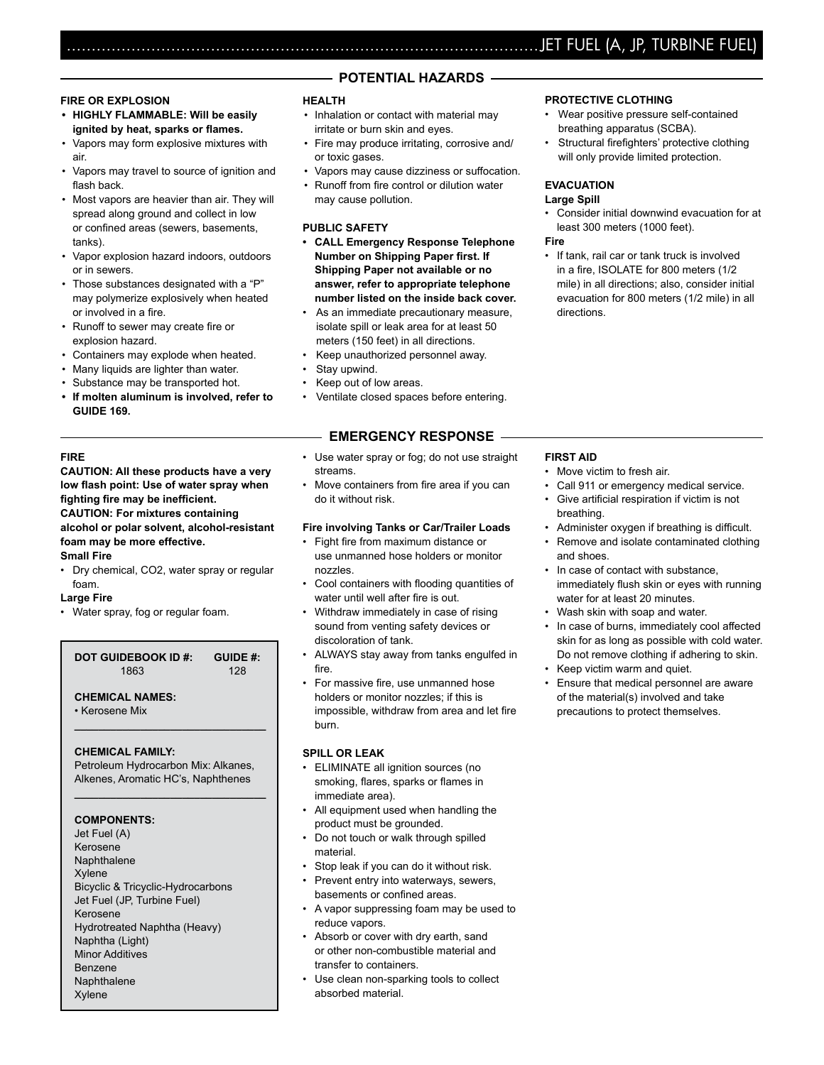# JET FUEL (A, JP, TURBINE FUEL)

## POTENTIAL HAZARDS

### FIRE OR EXPLOSION

- **HIGHLY FLAMMABLE: Will be easily ignited by heat, sparks or flames.**
- Vapors may form explosive mixtures with air.
- Vapors may travel to source of ignition and flash back.
- Most vapors are heavier than air. They will spread along ground and collect in low or confined areas (sewers, basements, tanks).
- Vapor explosion hazard indoors, outdoors or in sewers.
- Those substances designated with a "P" may polymerize explosively when heated or involved in a fire.
- Runoff to sewer may create fire or explosion hazard.
- Containers may explode when heated.
- Many liquids are lighter than water.
- Substance may be transported hot.
- **If molten aluminum is involved, refer to GUIDE 169.**

### HEALTH

- Inhalation or contact with material may irritate or burn skin and eyes.
- Fire may produce irritating, corrosive and/or toxic gases.
- Vapors may cause dizziness or suffocation.
- Runoff from fire control or dilution water may cause pollution.

### PUBLIC SAFETY

- **CALL Emergency Response Telephone Number on Shipping Paper first. If Shipping Paper not available or no answer, refer to appropriate telephone number listed on the inside back cover.**
- As an immediate precautionary measure, isolate spill or leak area for at least 50 meters (150 feet) in all directions.
- Keep unauthorized personnel away.
- Stay upwind.
- Keep out of low areas.
- Ventilate closed spaces before entering.

### PROTECTIVE CLOTHING

- Wear positive pressure self-contained breathing apparatus (SCBA).
- Structural firefighters' protective clothing will only provide limited protection.

### EVACUATION

**Large Spill**

- Consider initial downwind evacuation for at least 300 meters (1000 feet).

**Fire**

- If tank, rail car or tank truck is involved in a fire, ISOLATE for 800 meters (1/2 mile) in all directions; also, consider initial evacuation for 800 meters (1/2 mile) in all directions.

## EMERGENCY RESPONSE

### FIRE

**CAUTION: All these products have a very low flash point: Use of water spray when fighting fire may be inefficient.**
**CAUTION: For mixtures containing alcohol or polar solvent, alcohol-resistant foam may be more effective.**

**Small Fire**

- Dry chemical, $CO_2$, water spray or regular foam.

**Large Fire**

- Water spray, fog or regular foam.
- Use water spray or fog; do not use straight streams.
- Move containers from fire area if you can do it without risk.

**Fire involving Tanks or Car/Trailer Loads**

- Fight fire from maximum distance or use unmanned hose holders or monitor nozzles.
- Cool containers with flooding quantities of water until well after fire is out.
- Withdraw immediately in case of rising sound from venting safety devices or discoloration of tank.
- ALWAYS stay away from tanks engulfed in fire.
- For massive fire, use unmanned hose holders or monitor nozzles; if this is impossible, withdraw from area and let fire burn.

### SPILL OR LEAK

- ELIMINATE all ignition sources (no smoking, flares, sparks or flames in immediate area).
- All equipment used when handling the product must be grounded.
- Do not touch or walk through spilled material.
- Stop leak if you can do it without risk.
- Prevent entry into waterways, sewers, basements or confined areas.
- A vapor suppressing foam may be used to reduce vapors.
- Absorb or cover with dry earth, sand or other non-combustible material and transfer to containers.
- Use clean non-sparking tools to collect absorbed material.

### FIRST AID

- Move victim to fresh air.
- Call 911 or emergency medical service.
- Give artificial respiration if victim is not breathing.
- Administer oxygen if breathing is difficult.
- Remove and isolate contaminated clothing and shoes.
- In case of contact with substance, immediately flush skin or eyes with running water for at least 20 minutes.
- Wash skin with soap and water.
- In case of burns, immediately cool affected skin for as long as possible with cold water. Do not remove clothing if adhering to skin.
- Keep victim warm and quiet.
- Ensure that medical personnel are aware of the material(s) involved and take precautions to protect themselves.

---

| DOT GUIDEBOOK ID #: | GUIDE #: |
|---|---|
| 1863 | 128 |

**CHEMICAL NAMES:**
- Kerosene Mix

**CHEMICAL FAMILY:**
Petroleum Hydrocarbon Mix: Alkanes, Alkenes, Aromatic HC's, Naphthenes

**COMPONENTS:**
Jet Fuel (A)
Kerosene
Naphthalene
Xylene
Bicyclic & Tricyclic-Hydrocarbons
Jet Fuel (JP, Turbine Fuel)
Kerosene
Hydrotreated Naphtha (Heavy)
Naphtha (Light)
Minor Additives
Benzene
Naphthalene
Xylene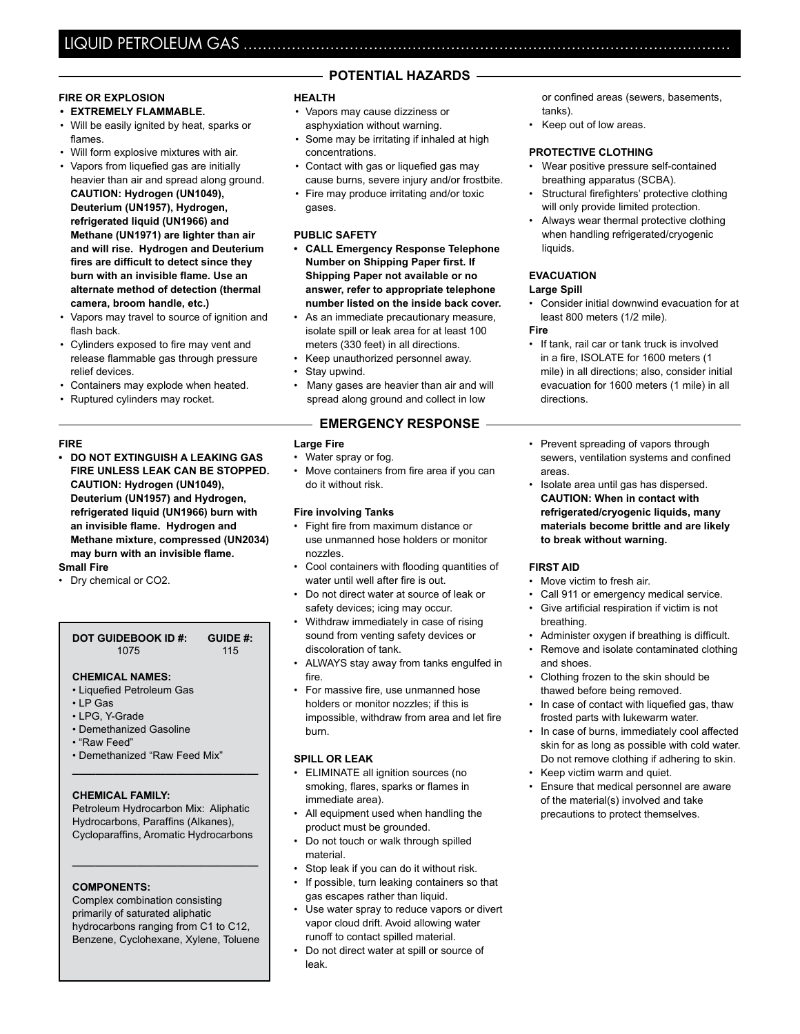# LIQUID PETROLEUM GAS

## POTENTIAL HAZARDS

### FIRE OR EXPLOSION

- **EXTREMELY FLAMMABLE.**
- Will be easily ignited by heat, sparks or flames.
- Will form explosive mixtures with air.
- Vapors from liquefied gas are initially heavier than air and spread along ground. **CAUTION: Hydrogen (UN1049), Deuterium (UN1957), Hydrogen, refrigerated liquid (UN1966) and Methane (UN1971) are lighter than air and will rise. Hydrogen and Deuterium fires are difficult to detect since they burn with an invisible flame. Use an alternate method of detection (thermal camera, broom handle, etc.)**
- Vapors may travel to source of ignition and flash back.
- Cylinders exposed to fire may vent and release flammable gas through pressure relief devices.
- Containers may explode when heated.
- Ruptured cylinders may rocket.

### HEALTH

- Vapors may cause dizziness or asphyxiation without warning.
- Some may be irritating if inhaled at high concentrations.
- Contact with gas or liquefied gas may cause burns, severe injury and/or frostbite.
- Fire may produce irritating and/or toxic gases.

### PUBLIC SAFETY

- **CALL Emergency Response Telephone Number on Shipping Paper first. If Shipping Paper not available or no answer, refer to appropriate telephone number listed on the inside back cover.**
- As an immediate precautionary measure, isolate spill or leak area for at least 100 meters (330 feet) in all directions.
- Keep unauthorized personnel away.
- Stay upwind.
- Many gases are heavier than air and will spread along ground and collect in low or confined areas (sewers, basements, tanks).
- Keep out of low areas.

### PROTECTIVE CLOTHING

- Wear positive pressure self-contained breathing apparatus (SCBA).
- Structural firefighters' protective clothing will only provide limited protection.
- Always wear thermal protective clothing when handling refrigerated/cryogenic liquids.

### EVACUATION

**Large Spill**

- Consider initial downwind evacuation for at least 800 meters (1/2 mile).

**Fire**

- If tank, rail car or tank truck is involved in a fire, ISOLATE for 1600 meters (1 mile) in all directions; also, consider initial evacuation for 1600 meters (1 mile) in all directions.

## EMERGENCY RESPONSE

### FIRE

- **DO NOT EXTINGUISH A LEAKING GAS FIRE UNLESS LEAK CAN BE STOPPED. CAUTION: Hydrogen (UN1049), Deuterium (UN1957) and Hydrogen, refrigerated liquid (UN1966) burn with an invisible flame. Hydrogen and Methane mixture, compressed (UN2034) may burn with an invisible flame.**

**Small Fire**

- Dry chemical or CO2.

**Large Fire**

- Water spray or fog.
- Move containers from fire area if you can do it without risk.

**Fire involving Tanks**

- Fight fire from maximum distance or use unmanned hose holders or monitor nozzles.
- Cool containers with flooding quantities of water until well after fire is out.
- Do not direct water at source of leak or safety devices; icing may occur.
- Withdraw immediately in case of rising sound from venting safety devices or discoloration of tank.
- ALWAYS stay away from tanks engulfed in fire.
- For massive fire, use unmanned hose holders or monitor nozzles; if this is impossible, withdraw from area and let fire burn.

### SPILL OR LEAK

- ELIMINATE all ignition sources (no smoking, flares, sparks or flames in immediate area).
- All equipment used when handling the product must be grounded.
- Do not touch or walk through spilled material.
- Stop leak if you can do it without risk.
- If possible, turn leaking containers so that gas escapes rather than liquid.
- Use water spray to reduce vapors or divert vapor cloud drift. Avoid allowing water runoff to contact spilled material.
- Do not direct water at spill or source of leak.
- Prevent spreading of vapors through sewers, ventilation systems and confined areas.
- Isolate area until gas has dispersed. **CAUTION: When in contact with refrigerated/cryogenic liquids, many materials become brittle and are likely to break without warning.**

### FIRST AID

- Move victim to fresh air.
- Call 911 or emergency medical service.
- Give artificial respiration if victim is not breathing.
- Administer oxygen if breathing is difficult.
- Remove and isolate contaminated clothing and shoes.
- Clothing frozen to the skin should be thawed before being removed.
- In case of contact with liquefied gas, thaw frosted parts with lukewarm water.
- In case of burns, immediately cool affected skin for as long as possible with cold water. Do not remove clothing if adhering to skin.
- Keep victim warm and quiet.
- Ensure that medical personnel are aware of the material(s) involved and take precautions to protect themselves.

---

| DOT GUIDEBOOK ID #: | GUIDE #: |
|---|---|
| 1075 | 115 |

**CHEMICAL NAMES:**

- Liquefied Petroleum Gas
- LP Gas
- LPG, Y-Grade
- Demethanized Gasoline
- "Raw Feed"
- Demethanized "Raw Feed Mix"

**CHEMICAL FAMILY:**

Petroleum Hydrocarbon Mix: Aliphatic Hydrocarbons, Paraffins (Alkanes), Cycloparaffins, Aromatic Hydrocarbons

**COMPONENTS:**

Complex combination consisting primarily of saturated aliphatic hydrocarbons ranging from C1 to C12, Benzene, Cyclohexane, Xylene, Toluene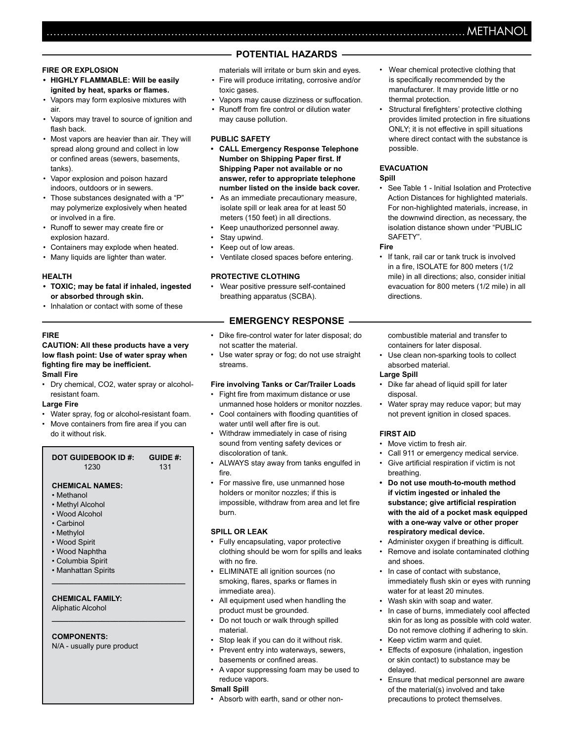# METHANOL

## POTENTIAL HAZARDS

### FIRE OR EXPLOSION

- **HIGHLY FLAMMABLE: Will be easily ignited by heat, sparks or flames.**
- Vapors may form explosive mixtures with air.
- Vapors may travel to source of ignition and flash back.
- Most vapors are heavier than air. They will spread along ground and collect in low or confined areas (sewers, basements, tanks).
- Vapor explosion and poison hazard indoors, outdoors or in sewers.
- Those substances designated with a "P" may polymerize explosively when heated or involved in a fire.
- Runoff to sewer may create fire or explosion hazard.
- Containers may explode when heated.
- Many liquids are lighter than water.

### HEALTH

- **TOXIC; may be fatal if inhaled, ingested or absorbed through skin.**
- Inhalation or contact with some of these materials will irritate or burn skin and eyes.
- Fire will produce irritating, corrosive and/or toxic gases.
- Vapors may cause dizziness or suffocation.
- Runoff from fire control or dilution water may cause pollution.

### PUBLIC SAFETY

- **CALL Emergency Response Telephone Number on Shipping Paper first. If Shipping Paper not available or no answer, refer to appropriate telephone number listed on the inside back cover.**
- As an immediate precautionary measure, isolate spill or leak area for at least 50 meters (150 feet) in all directions.
- Keep unauthorized personnel away.
- Stay upwind.
- Keep out of low areas.
- Ventilate closed spaces before entering.

### PROTECTIVE CLOTHING

- Wear positive pressure self-contained breathing apparatus (SCBA).
- Wear chemical protective clothing that is specifically recommended by the manufacturer. It may provide little or no thermal protection.
- Structural firefighters' protective clothing provides limited protection in fire situations ONLY; it is not effective in spill situations where direct contact with the substance is possible.

### EVACUATION

**Spill**

- See Table 1 - Initial Isolation and Protective Action Distances for highlighted materials. For non-highlighted materials, increase, in the downwind direction, as necessary, the isolation distance shown under "PUBLIC SAFETY".

**Fire**

- If tank, rail car or tank truck is involved in a fire, ISOLATE for 800 meters (1/2 mile) in all directions; also, consider initial evacuation for 800 meters (1/2 mile) in all directions.

## EMERGENCY RESPONSE

### FIRE

**CAUTION: All these products have a very low flash point: Use of water spray when fighting fire may be inefficient.**

**Small Fire**

- Dry chemical, CO2, water spray or alcohol-resistant foam.

**Large Fire**

- Water spray, fog or alcohol-resistant foam.
- Move containers from fire area if you can do it without risk.

**DOT GUIDEBOOK ID #:** 1230 **GUIDE #:** 131

**CHEMICAL NAMES:**

- Methanol
- Methyl Alcohol
- Wood Alcohol
- Carbinol
- Methylol
- Wood Spirit
- Wood Naphtha
- Columbia Spirit
- Manhattan Spirits

**CHEMICAL FAMILY:**
Aliphatic Alcohol

**COMPONENTS:**
N/A - usually pure product

- Dike fire-control water for later disposal; do not scatter the material.
- Use water spray or fog; do not use straight streams.

**Fire involving Tanks or Car/Trailer Loads**

- Fight fire from maximum distance or use unmanned hose holders or monitor nozzles.
- Cool containers with flooding quantities of water until well after fire is out.
- Withdraw immediately in case of rising sound from venting safety devices or discoloration of tank.
- ALWAYS stay away from tanks engulfed in fire.
- For massive fire, use unmanned hose holders or monitor nozzles; if this is impossible, withdraw from area and let fire burn.

### SPILL OR LEAK

- Fully encapsulating, vapor protective clothing should be worn for spills and leaks with no fire.
- ELIMINATE all ignition sources (no smoking, flares, sparks or flames in immediate area).
- All equipment used when handling the product must be grounded.
- Do not touch or walk through spilled material.
- Stop leak if you can do it without risk.
- Prevent entry into waterways, sewers, basements or confined areas.
- A vapor suppressing foam may be used to reduce vapors.

**Small Spill**

- Absorb with earth, sand or other non-combustible material and transfer to containers for later disposal.
- Use clean non-sparking tools to collect absorbed material.

**Large Spill**

- Dike far ahead of liquid spill for later disposal.
- Water spray may reduce vapor; but may not prevent ignition in closed spaces.

### FIRST AID

- Move victim to fresh air.
- Call 911 or emergency medical service.
- Give artificial respiration if victim is not breathing.
- **Do not use mouth-to-mouth method if victim ingested or inhaled the substance; give artificial respiration with the aid of a pocket mask equipped with a one-way valve or other proper respiratory medical device.**
- Administer oxygen if breathing is difficult.
- Remove and isolate contaminated clothing and shoes.
- In case of contact with substance, immediately flush skin or eyes with running water for at least 20 minutes.
- Wash skin with soap and water.
- In case of burns, immediately cool affected skin for as long as possible with cold water. Do not remove clothing if adhering to skin.
- Keep victim warm and quiet.
- Effects of exposure (inhalation, ingestion or skin contact) to substance may be delayed.
- Ensure that medical personnel are aware of the material(s) involved and take precautions to protect themselves.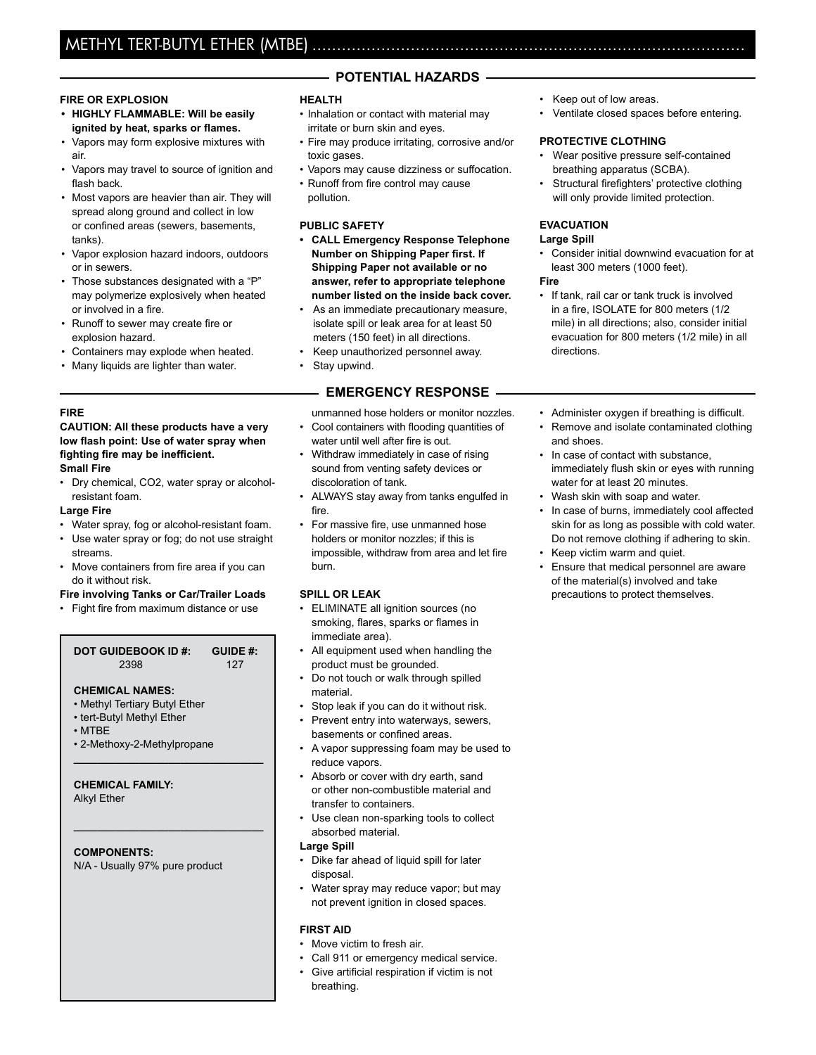# METHYL TERT-BUTYL ETHER (MTBE)

## POTENTIAL HAZARDS

### FIRE OR EXPLOSION

- **HIGHLY FLAMMABLE: Will be easily ignited by heat, sparks or flames.**
- Vapors may form explosive mixtures with air.
- Vapors may travel to source of ignition and flash back.
- Most vapors are heavier than air. They will spread along ground and collect in low or confined areas (sewers, basements, tanks).
- Vapor explosion hazard indoors, outdoors or in sewers.
- Those substances designated with a "P" may polymerize explosively when heated or involved in a fire.
- Runoff to sewer may create fire or explosion hazard.
- Containers may explode when heated.
- Many liquids are lighter than water.

### HEALTH

- Inhalation or contact with material may irritate or burn skin and eyes.
- Fire may produce irritating, corrosive and/or toxic gases.
- Vapors may cause dizziness or suffocation.
- Runoff from fire control may cause pollution.

### PUBLIC SAFETY

- **CALL Emergency Response Telephone Number on Shipping Paper first. If Shipping Paper not available or no answer, refer to appropriate telephone number listed on the inside back cover.**
- As an immediate precautionary measure, isolate spill or leak area for at least 50 meters (150 feet) in all directions.
- Keep unauthorized personnel away.
- Stay upwind.
- Keep out of low areas.
- Ventilate closed spaces before entering.

### PROTECTIVE CLOTHING

- Wear positive pressure self-contained breathing apparatus (SCBA).
- Structural firefighters' protective clothing will only provide limited protection.

### EVACUATION

**Large Spill**

- Consider initial downwind evacuation for at least 300 meters (1000 feet).

**Fire**

- If tank, rail car or tank truck is involved in a fire, ISOLATE for 800 meters (1/2 mile) in all directions; also, consider initial evacuation for 800 meters (1/2 mile) in all directions.

## EMERGENCY RESPONSE

### FIRE

**CAUTION: All these products have a very low flash point: Use of water spray when fighting fire may be inefficient.**

**Small Fire**

- Dry chemical, CO2, water spray or alcohol-resistant foam.

**Large Fire**

- Water spray, fog or alcohol-resistant foam.
- Use water spray or fog; do not use straight streams.
- Move containers from fire area if you can do it without risk.

**Fire involving Tanks or Car/Trailer Loads**

- Fight fire from maximum distance or use unmanned hose holders or monitor nozzles.
- Cool containers with flooding quantities of water until well after fire is out.
- Withdraw immediately in case of rising sound from venting safety devices or discoloration of tank.
- ALWAYS stay away from tanks engulfed in fire.
- For massive fire, use unmanned hose holders or monitor nozzles; if this is impossible, withdraw from area and let fire burn.

### SPILL OR LEAK

- ELIMINATE all ignition sources (no smoking, flares, sparks or flames in immediate area).
- All equipment used when handling the product must be grounded.
- Do not touch or walk through spilled material.
- Stop leak if you can do it without risk.
- Prevent entry into waterways, sewers, basements or confined areas.
- A vapor suppressing foam may be used to reduce vapors.
- Absorb or cover with dry earth, sand or other non-combustible material and transfer to containers.
- Use clean non-sparking tools to collect absorbed material.

**Large Spill**

- Dike far ahead of liquid spill for later disposal.
- Water spray may reduce vapor; but may not prevent ignition in closed spaces.

### FIRST AID

- Move victim to fresh air.
- Call 911 or emergency medical service.
- Give artificial respiration if victim is not breathing.
- Administer oxygen if breathing is difficult.
- Remove and isolate contaminated clothing and shoes.
- In case of contact with substance, immediately flush skin or eyes with running water for at least 20 minutes.
- Wash skin with soap and water.
- In case of burns, immediately cool affected skin for as long as possible with cold water. Do not remove clothing if adhering to skin.
- Keep victim warm and quiet.
- Ensure that medical personnel are aware of the material(s) involved and take precautions to protect themselves.

---

| DOT GUIDEBOOK ID #: | GUIDE #: |
| --- | --- |
| 2398 | 127 |

**CHEMICAL NAMES:**

- Methyl Tertiary Butyl Ether
- tert-Butyl Methyl Ether
- MTBE
- 2-Methoxy-2-Methylpropane

**CHEMICAL FAMILY:**
Alkyl Ether

**COMPONENTS:**
N/A - Usually 97% pure product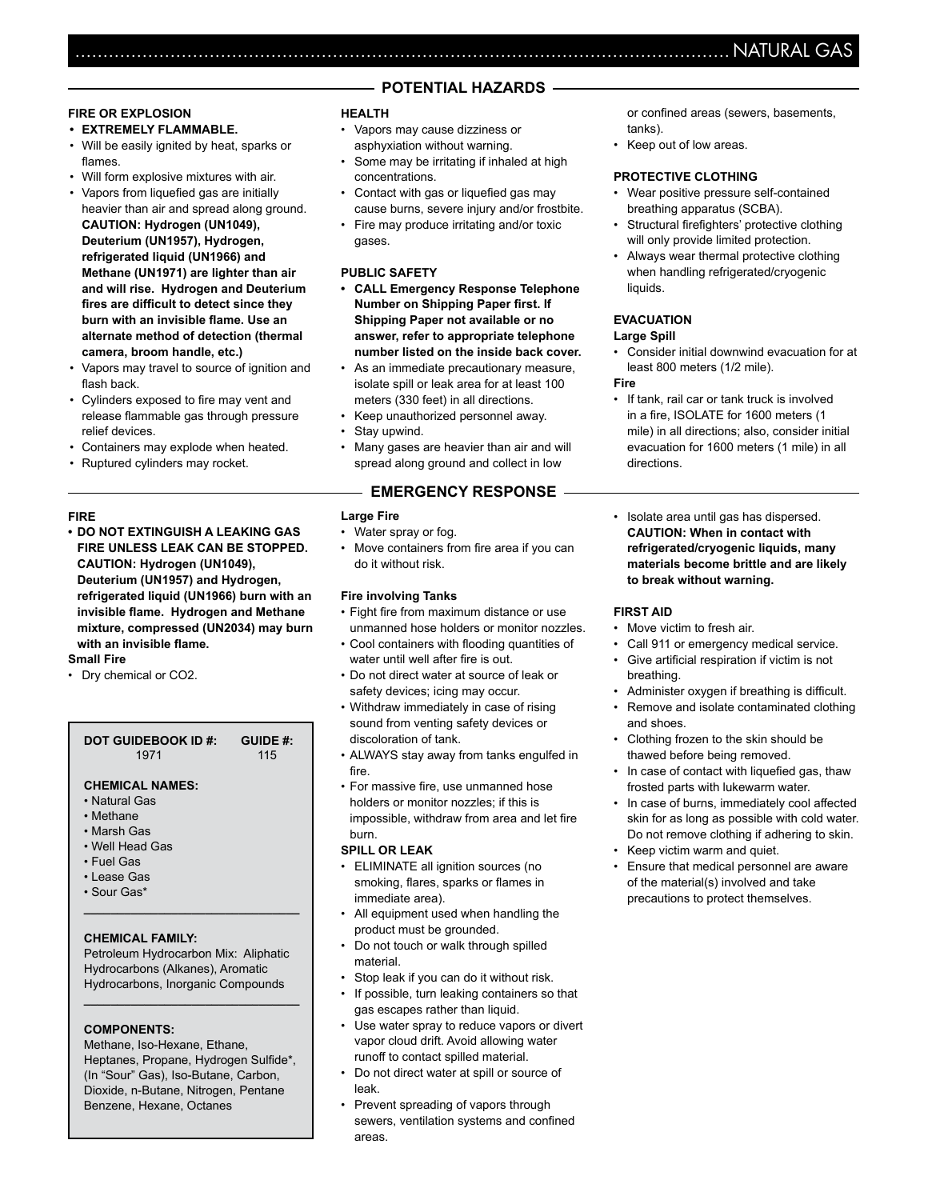# NATURAL GAS

## POTENTIAL HAZARDS

### FIRE OR EXPLOSION

- **EXTREMELY FLAMMABLE.**
- Will be easily ignited by heat, sparks or flames.
- Will form explosive mixtures with air.
- Vapors from liquefied gas are initially heavier than air and spread along ground. **CAUTION: Hydrogen (UN1049), Deuterium (UN1957), Hydrogen, refrigerated liquid (UN1966) and Methane (UN1971) are lighter than air and will rise. Hydrogen and Deuterium fires are difficult to detect since they burn with an invisible flame. Use an alternate method of detection (thermal camera, broom handle, etc.)**
- Vapors may travel to source of ignition and flash back.
- Cylinders exposed to fire may vent and release flammable gas through pressure relief devices.
- Containers may explode when heated.
- Ruptured cylinders may rocket.

### HEALTH

- Vapors may cause dizziness or asphyxiation without warning.
- Some may be irritating if inhaled at high concentrations.
- Contact with gas or liquefied gas may cause burns, severe injury and/or frostbite.
- Fire may produce irritating and/or toxic gases.

### PUBLIC SAFETY

- **CALL Emergency Response Telephone Number on Shipping Paper first. If Shipping Paper not available or no answer, refer to appropriate telephone number listed on the inside back cover.**
- As an immediate precautionary measure, isolate spill or leak area for at least 100 meters (330 feet) in all directions.
- Keep unauthorized personnel away.
- Stay upwind.
- Many gases are heavier than air and will spread along ground and collect in low or confined areas (sewers, basements, tanks).
- Keep out of low areas.

### PROTECTIVE CLOTHING

- Wear positive pressure self-contained breathing apparatus (SCBA).
- Structural firefighters' protective clothing will only provide limited protection.
- Always wear thermal protective clothing when handling refrigerated/cryogenic liquids.

### EVACUATION

**Large Spill**

- Consider initial downwind evacuation for at least 800 meters (1/2 mile).

**Fire**

- If tank, rail car or tank truck is involved in a fire, ISOLATE for 1600 meters (1 mile) in all directions; also, consider initial evacuation for 1600 meters (1 mile) in all directions.

## EMERGENCY RESPONSE

### FIRE

- **DO NOT EXTINGUISH A LEAKING GAS FIRE UNLESS LEAK CAN BE STOPPED. CAUTION: Hydrogen (UN1049), Deuterium (UN1957) and Hydrogen, refrigerated liquid (UN1966) burn with an invisible flame. Hydrogen and Methane mixture, compressed (UN2034) may burn with an invisible flame.**

**Small Fire**

- Dry chemical or CO2.

**DOT GUIDEBOOK ID #:** 1971
**GUIDE #:** 115

**CHEMICAL NAMES:**

- Natural Gas
- Methane
- Marsh Gas
- Well Head Gas
- Fuel Gas
- Lease Gas
- Sour Gas*

**CHEMICAL FAMILY:**

Petroleum Hydrocarbon Mix: Aliphatic Hydrocarbons (Alkanes), Aromatic Hydrocarbons, Inorganic Compounds

**COMPONENTS:**

Methane, Iso-Hexane, Ethane, Heptanes, Propane, Hydrogen Sulfide*, (In "Sour" Gas), Iso-Butane, Carbon, Dioxide, n-Butane, Nitrogen, Pentane Benzene, Hexane, Octanes

**Large Fire**

- Water spray or fog.
- Move containers from fire area if you can do it without risk.

**Fire involving Tanks**

- Fight fire from maximum distance or use unmanned hose holders or monitor nozzles.
- Cool containers with flooding quantities of water until well after fire is out.
- Do not direct water at source of leak or safety devices; icing may occur.
- Withdraw immediately in case of rising sound from venting safety devices or discoloration of tank.
- ALWAYS stay away from tanks engulfed in fire.
- For massive fire, use unmanned hose holders or monitor nozzles; if this is impossible, withdraw from area and let fire burn.

### SPILL OR LEAK

- ELIMINATE all ignition sources (no smoking, flares, sparks or flames in immediate area).
- All equipment used when handling the product must be grounded.
- Do not touch or walk through spilled material.
- Stop leak if you can do it without risk.
- If possible, turn leaking containers so that gas escapes rather than liquid.
- Use water spray to reduce vapors or divert vapor cloud drift. Avoid allowing water runoff to contact spilled material.
- Do not direct water at spill or source of leak.
- Prevent spreading of vapors through sewers, ventilation systems and confined areas.
- Isolate area until gas has dispersed. **CAUTION: When in contact with refrigerated/cryogenic liquids, many materials become brittle and are likely to break without warning.**

### FIRST AID

- Move victim to fresh air.
- Call 911 or emergency medical service.
- Give artificial respiration if victim is not breathing.
- Administer oxygen if breathing is difficult.
- Remove and isolate contaminated clothing and shoes.
- Clothing frozen to the skin should be thawed before being removed.
- In case of contact with liquefied gas, thaw frosted parts with lukewarm water.
- In case of burns, immediately cool affected skin for as long as possible with cold water. Do not remove clothing if adhering to skin.
- Keep victim warm and quiet.
- Ensure that medical personnel are aware of the material(s) involved and take precautions to protect themselves.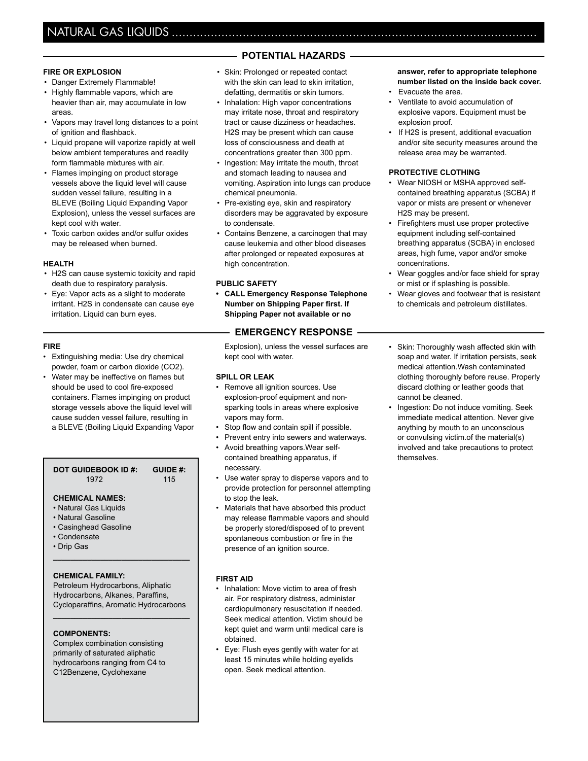## NATURAL GAS LIQUIDS

### POTENTIAL HAZARDS

#### FIRE OR EXPLOSION

- Danger Extremely Flammable!
- Highly flammable vapors, which are heavier than air, may accumulate in low areas.
- Vapors may travel long distances to a point of ignition and flashback.
- Liquid propane will vaporize rapidly at well below ambient temperatures and readily form flammable mixtures with air.
- Flames impinging on product storage vessels above the liquid level will cause sudden vessel failure, resulting in a BLEVE (Boiling Liquid Expanding Vapor Explosion), unless the vessel surfaces are kept cool with water.
- Toxic carbon oxides and/or sulfur oxides may be released when burned.

#### HEALTH

- H2S can cause systemic toxicity and rapid death due to respiratory paralysis.
- Eye: Vapor acts as a slight to moderate irritant. H2S in condensate can cause eye irritation. Liquid can burn eyes.
- Skin: Prolonged or repeated contact with the skin can lead to skin irritation, defatting, dermatitis or skin tumors.
- Inhalation: High vapor concentrations may irritate nose, throat and respiratory tract or cause dizziness or headaches. H2S may be present which can cause loss of consciousness and death at concentrations greater than 300 ppm.
- Ingestion: May irritate the mouth, throat and stomach leading to nausea and vomiting. Aspiration into lungs can produce chemical pneumonia.
- Pre-existing eye, skin and respiratory disorders may be aggravated by exposure to condensate.
- Contains Benzene, a carcinogen that may cause leukemia and other blood diseases after prolonged or repeated exposures at high concentration.

#### PUBLIC SAFETY

- **CALL Emergency Response Telephone Number on Shipping Paper first. If Shipping Paper not available or no answer, refer to appropriate telephone number listed on the inside back cover.**
- Evacuate the area.
- Ventilate to avoid accumulation of explosive vapors. Equipment must be explosion proof.
- If H2S is present, additional evacuation and/or site security measures around the release area may be warranted.

#### PROTECTIVE CLOTHING

- Wear NIOSH or MSHA approved self-contained breathing apparatus (SCBA) if vapor or mists are present or whenever H2S may be present.
- Firefighters must use proper protective equipment including self-contained breathing apparatus (SCBA) in enclosed areas, high fume, vapor and/or smoke concentrations.
- Wear goggles and/or face shield for spray or mist or if splashing is possible.
- Wear gloves and footwear that is resistant to chemicals and petroleum distillates.

### EMERGENCY RESPONSE

#### FIRE

- Extinguishing media: Use dry chemical powder, foam or carbon dioxide (CO2).
- Water may be ineffective on flames but should be used to cool fire-exposed containers. Flames impinging on product storage vessels above the liquid level will cause sudden vessel failure, resulting in a BLEVE (Boiling Liquid Expanding Vapor Explosion), unless the vessel surfaces are kept cool with water.

#### SPILL OR LEAK

- Remove all ignition sources. Use explosion-proof equipment and non-sparking tools in areas where explosive vapors may form.
- Stop flow and contain spill if possible.
- Prevent entry into sewers and waterways.
- Avoid breathing vapors.Wear self-contained breathing apparatus, if necessary.
- Use water spray to disperse vapors and to provide protection for personnel attempting to stop the leak.
- Materials that have absorbed this product may release flammable vapors and should be properly stored/disposed of to prevent spontaneous combustion or fire in the presence of an ignition source.

#### FIRST AID

- Inhalation: Move victim to area of fresh air. For respiratory distress, administer cardiopulmonary resuscitation if needed. Seek medical attention. Victim should be kept quiet and warm until medical care is obtained.
- Eye: Flush eyes gently with water for at least 15 minutes while holding eyelids open. Seek medical attention.
- Skin: Thoroughly wash affected skin with soap and water. If irritation persists, seek medical attention.Wash contaminated clothing thoroughly before reuse. Properly discard clothing or leather goods that cannot be cleaned.
- Ingestion: Do not induce vomiting. Seek immediate medical attention. Never give anything by mouth to an unconscious or convulsing victim.of the material(s) involved and take precautions to protect themselves.

---

**DOT GUIDEBOOK ID #:** 1972 **GUIDE #:** 115

**CHEMICAL NAMES:**

- Natural Gas Liquids
- Natural Gasoline
- Casinghead Gasoline
- Condensate
- Drip Gas

**CHEMICAL FAMILY:**

Petroleum Hydrocarbons, Aliphatic Hydrocarbons, Alkanes, Paraffins, Cycloparaffins, Aromatic Hydrocarbons

**COMPONENTS:**

Complex combination consisting primarily of saturated aliphatic hydrocarbons ranging from C4 to C12Benzene, Cyclohexane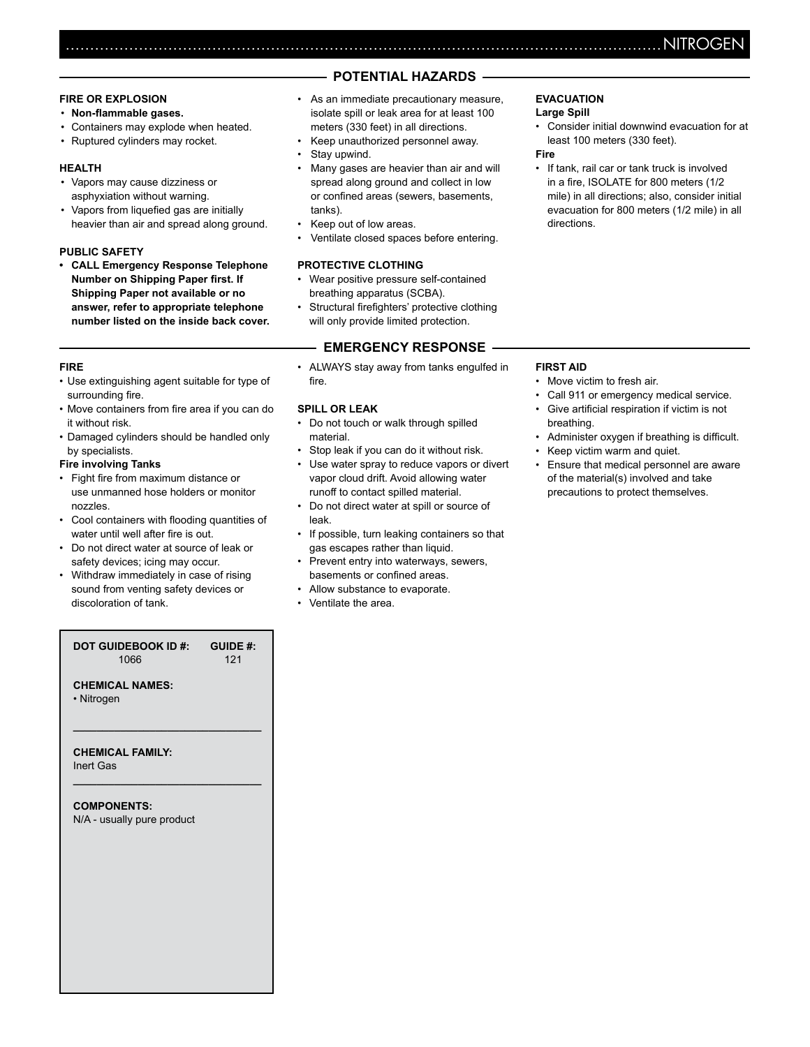# NITROGEN

## POTENTIAL HAZARDS

### FIRE OR EXPLOSION

- **Non-flammable gases.**
- Containers may explode when heated.
- Ruptured cylinders may rocket.

### HEALTH

- Vapors may cause dizziness or asphyxiation without warning.
- Vapors from liquefied gas are initially heavier than air and spread along ground.

### PUBLIC SAFETY

- **CALL Emergency Response Telephone Number on Shipping Paper first. If Shipping Paper not available or no answer, refer to appropriate telephone number listed on the inside back cover.**
- As an immediate precautionary measure, isolate spill or leak area for at least 100 meters (330 feet) in all directions.
- Keep unauthorized personnel away.
- Stay upwind.
- Many gases are heavier than air and will spread along ground and collect in low or confined areas (sewers, basements, tanks).
- Keep out of low areas.
- Ventilate closed spaces before entering.

### PROTECTIVE CLOTHING

- Wear positive pressure self-contained breathing apparatus (SCBA).
- Structural firefighters' protective clothing will only provide limited protection.

### EVACUATION

**Large Spill**

- Consider initial downwind evacuation for at least 100 meters (330 feet).

**Fire**

- If tank, rail car or tank truck is involved in a fire, ISOLATE for 800 meters (1/2 mile) in all directions; also, consider initial evacuation for 800 meters (1/2 mile) in all directions.

## EMERGENCY RESPONSE

### FIRE

- Use extinguishing agent suitable for type of surrounding fire.
- Move containers from fire area if you can do it without risk.
- Damaged cylinders should be handled only by specialists.

**Fire involving Tanks**

- Fight fire from maximum distance or use unmanned hose holders or monitor nozzles.
- Cool containers with flooding quantities of water until well after fire is out.
- Do not direct water at source of leak or safety devices; icing may occur.
- Withdraw immediately in case of rising sound from venting safety devices or discoloration of tank.
- ALWAYS stay away from tanks engulfed in fire.

### SPILL OR LEAK

- Do not touch or walk through spilled material.
- Stop leak if you can do it without risk.
- Use water spray to reduce vapors or divert vapor cloud drift. Avoid allowing water runoff to contact spilled material.
- Do not direct water at spill or source of leak.
- If possible, turn leaking containers so that gas escapes rather than liquid.
- Prevent entry into waterways, sewers, basements or confined areas.
- Allow substance to evaporate.
- Ventilate the area.

### FIRST AID

- Move victim to fresh air.
- Call 911 or emergency medical service.
- Give artificial respiration if victim is not breathing.
- Administer oxygen if breathing is difficult.
- Keep victim warm and quiet.
- Ensure that medical personnel are aware of the material(s) involved and take precautions to protect themselves.

---

| DOT GUIDEBOOK ID #: | GUIDE #: |
|---|---|
| 1066 | 121 |

**CHEMICAL NAMES:**
- Nitrogen

**CHEMICAL FAMILY:**
Inert Gas

**COMPONENTS:**
N/A - usually pure product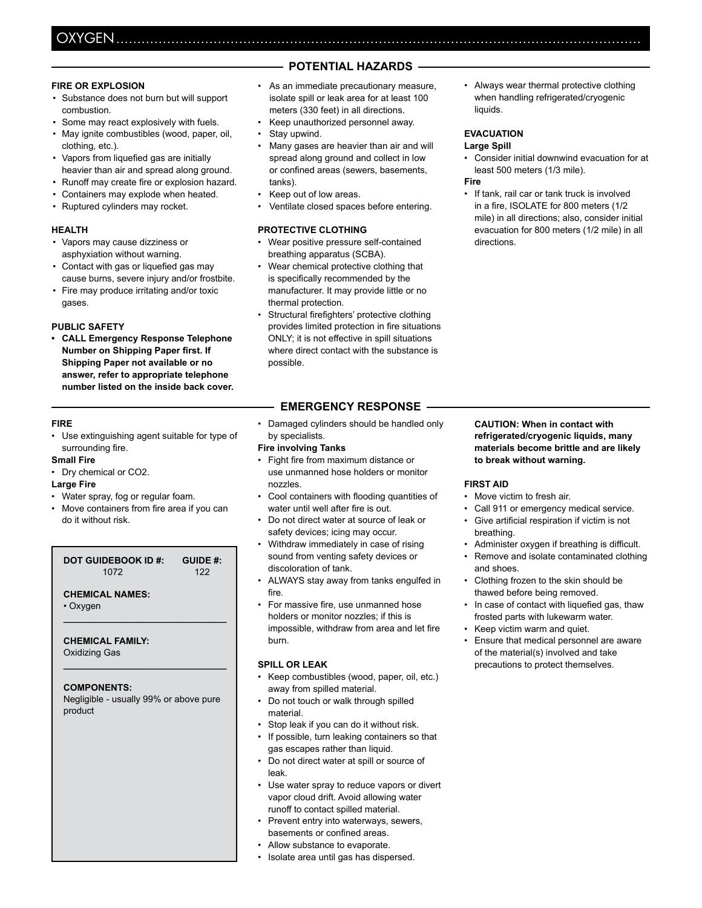# OXYGEN

## POTENTIAL HAZARDS

### FIRE OR EXPLOSION

- Substance does not burn but will support combustion.
- Some may react explosively with fuels.
- May ignite combustibles (wood, paper, oil, clothing, etc.).
- Vapors from liquefied gas are initially heavier than air and spread along ground.
- Runoff may create fire or explosion hazard.
- Containers may explode when heated.
- Ruptured cylinders may rocket.

### HEALTH

- Vapors may cause dizziness or asphyxiation without warning.
- Contact with gas or liquefied gas may cause burns, severe injury and/or frostbite.
- Fire may produce irritating and/or toxic gases.

### PUBLIC SAFETY

- **CALL Emergency Response Telephone Number on Shipping Paper first. If Shipping Paper not available or no answer, refer to appropriate telephone number listed on the inside back cover.**
- As an immediate precautionary measure, isolate spill or leak area for at least 100 meters (330 feet) in all directions.
- Keep unauthorized personnel away.
- Stay upwind.
- Many gases are heavier than air and will spread along ground and collect in low or confined areas (sewers, basements, tanks).
- Keep out of low areas.
- Ventilate closed spaces before entering.

### PROTECTIVE CLOTHING

- Wear positive pressure self-contained breathing apparatus (SCBA).
- Wear chemical protective clothing that is specifically recommended by the manufacturer. It may provide little or no thermal protection.
- Structural firefighters' protective clothing provides limited protection in fire situations ONLY; it is not effective in spill situations where direct contact with the substance is possible.
- Always wear thermal protective clothing when handling refrigerated/cryogenic liquids.

### EVACUATION

**Large Spill**

- Consider initial downwind evacuation for at least 500 meters (1/3 mile).

**Fire**

- If tank, rail car or tank truck is involved in a fire, ISOLATE for 800 meters (1/2 mile) in all directions; also, consider initial evacuation for 800 meters (1/2 mile) in all directions.

## EMERGENCY RESPONSE

### FIRE

- Use extinguishing agent suitable for type of surrounding fire.

**Small Fire**

- Dry chemical or CO2.

**Large Fire**

- Water spray, fog or regular foam.
- Move containers from fire area if you can do it without risk.
- Damaged cylinders should be handled only by specialists.

**Fire involving Tanks**

- Fight fire from maximum distance or use unmanned hose holders or monitor nozzles.
- Cool containers with flooding quantities of water until well after fire is out.
- Do not direct water at source of leak or safety devices; icing may occur.
- Withdraw immediately in case of rising sound from venting safety devices or discoloration of tank.
- ALWAYS stay away from tanks engulfed in fire.
- For massive fire, use unmanned hose holders or monitor nozzles; if this is impossible, withdraw from area and let fire burn.

### SPILL OR LEAK

- Keep combustibles (wood, paper, oil, etc.) away from spilled material.
- Do not touch or walk through spilled material.
- Stop leak if you can do it without risk.
- If possible, turn leaking containers so that gas escapes rather than liquid.
- Do not direct water at spill or source of leak.
- Use water spray to reduce vapors or divert vapor cloud drift. Avoid allowing water runoff to contact spilled material.
- Prevent entry into waterways, sewers, basements or confined areas.
- Allow substance to evaporate.
- Isolate area until gas has dispersed.

**CAUTION: When in contact with refrigerated/cryogenic liquids, many materials become brittle and are likely to break without warning.**

### FIRST AID

- Move victim to fresh air.
- Call 911 or emergency medical service.
- Give artificial respiration if victim is not breathing.
- Administer oxygen if breathing is difficult.
- Remove and isolate contaminated clothing and shoes.
- Clothing frozen to the skin should be thawed before being removed.
- In case of contact with liquefied gas, thaw frosted parts with lukewarm water.
- Keep victim warm and quiet.
- Ensure that medical personnel are aware of the material(s) involved and take precautions to protect themselves.

---

| DOT GUIDEBOOK ID #: | GUIDE #: |
| --- | --- |
| 1072 | 122 |

**CHEMICAL NAMES:**
- Oxygen

**CHEMICAL FAMILY:**
Oxidizing Gas

**COMPONENTS:**
Negligible - usually 99% or above pure product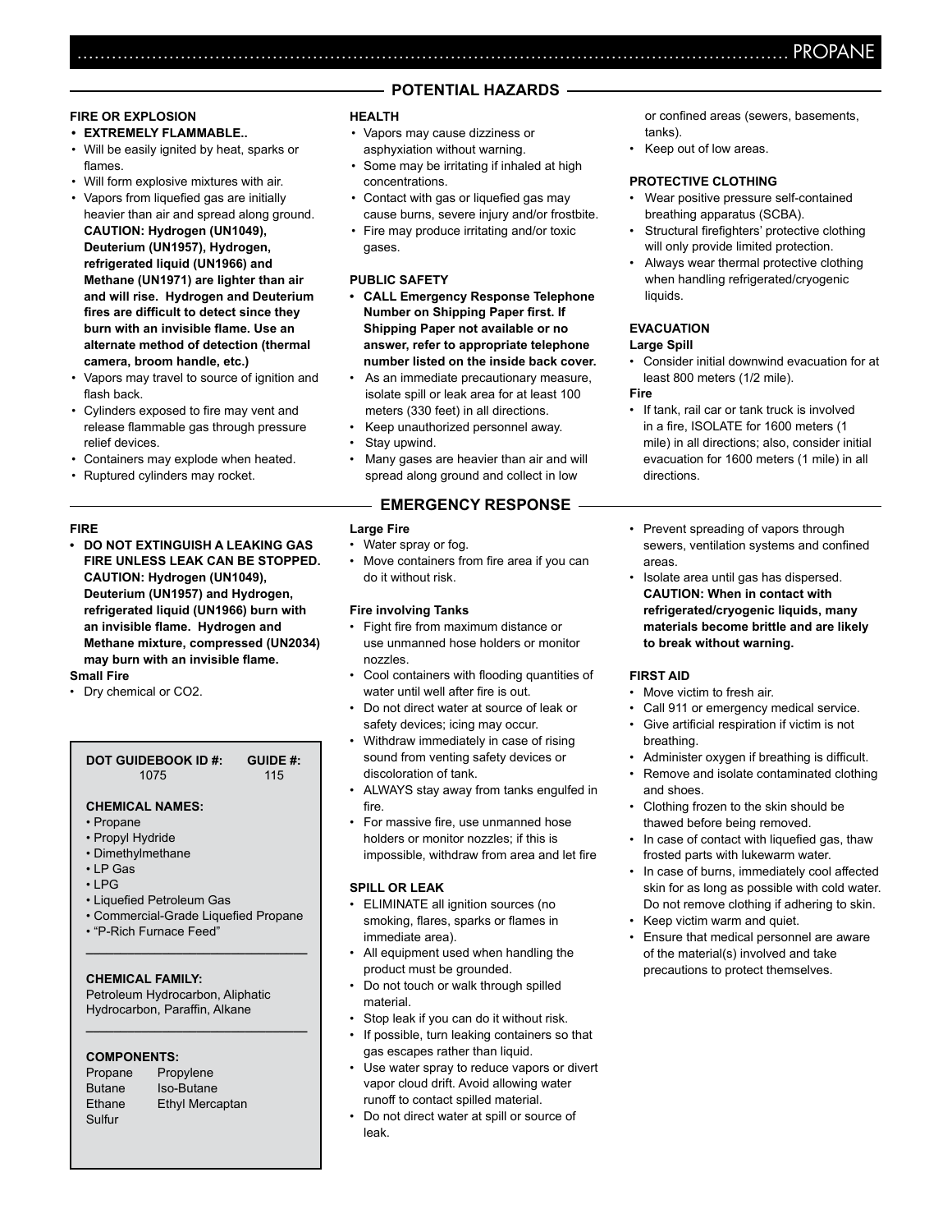# PROPANE

## POTENTIAL HAZARDS

### FIRE OR EXPLOSION

- **EXTREMELY FLAMMABLE..**
- Will be easily ignited by heat, sparks or flames.
- Will form explosive mixtures with air.
- Vapors from liquefied gas are initially heavier than air and spread along ground. **CAUTION: Hydrogen (UN1049), Deuterium (UN1957), Hydrogen, refrigerated liquid (UN1966) and Methane (UN1971) are lighter than air and will rise. Hydrogen and Deuterium fires are difficult to detect since they burn with an invisible flame. Use an alternate method of detection (thermal camera, broom handle, etc.)**
- Vapors may travel to source of ignition and flash back.
- Cylinders exposed to fire may vent and release flammable gas through pressure relief devices.
- Containers may explode when heated.
- Ruptured cylinders may rocket.

### HEALTH

- Vapors may cause dizziness or asphyxiation without warning.
- Some may be irritating if inhaled at high concentrations.
- Contact with gas or liquefied gas may cause burns, severe injury and/or frostbite.
- Fire may produce irritating and/or toxic gases.

### PUBLIC SAFETY

- **CALL Emergency Response Telephone Number on Shipping Paper first. If Shipping Paper not available or no answer, refer to appropriate telephone number listed on the inside back cover.**
- As an immediate precautionary measure, isolate spill or leak area for at least 100 meters (330 feet) in all directions.
- Keep unauthorized personnel away.
- Stay upwind.
- Many gases are heavier than air and will spread along ground and collect in low or confined areas (sewers, basements, tanks).
- Keep out of low areas.

### PROTECTIVE CLOTHING

- Wear positive pressure self-contained breathing apparatus (SCBA).
- Structural firefighters' protective clothing will only provide limited protection.
- Always wear thermal protective clothing when handling refrigerated/cryogenic liquids.

### EVACUATION

**Large Spill**

- Consider initial downwind evacuation for at least 800 meters (1/2 mile).

**Fire**

- If tank, rail car or tank truck is involved in a fire, ISOLATE for 1600 meters (1 mile) in all directions; also, consider initial evacuation for 1600 meters (1 mile) in all directions.

## EMERGENCY RESPONSE

### FIRE

- **DO NOT EXTINGUISH A LEAKING GAS FIRE UNLESS LEAK CAN BE STOPPED. CAUTION: Hydrogen (UN1049), Deuterium (UN1957) and Hydrogen, refrigerated liquid (UN1966) burn with an invisible flame. Hydrogen and Methane mixture, compressed (UN2034) may burn with an invisible flame.**

**Small Fire**

- Dry chemical or $CO_2$.

**Large Fire**

- Water spray or fog.
- Move containers from fire area if you can do it without risk.

**Fire involving Tanks**

- Fight fire from maximum distance or use unmanned hose holders or monitor nozzles.
- Cool containers with flooding quantities of water until well after fire is out.
- Do not direct water at source of leak or safety devices; icing may occur.
- Withdraw immediately in case of rising sound from venting safety devices or discoloration of tank.
- ALWAYS stay away from tanks engulfed in fire.
- For massive fire, use unmanned hose holders or monitor nozzles; if this is impossible, withdraw from area and let fire burn.

### SPILL OR LEAK

- ELIMINATE all ignition sources (no smoking, flares, sparks or flames in immediate area).
- All equipment used when handling the product must be grounded.
- Do not touch or walk through spilled material.
- Stop leak if you can do it without risk.
- If possible, turn leaking containers so that gas escapes rather than liquid.
- Use water spray to reduce vapors or divert vapor cloud drift. Avoid allowing water runoff to contact spilled material.
- Do not direct water at spill or source of leak.
- Prevent spreading of vapors through sewers, ventilation systems and confined areas.
- Isolate area until gas has dispersed. **CAUTION: When in contact with refrigerated/cryogenic liquids, many materials become brittle and are likely to break without warning.**

### FIRST AID

- Move victim to fresh air.
- Call 911 or emergency medical service.
- Give artificial respiration if victim is not breathing.
- Administer oxygen if breathing is difficult.
- Remove and isolate contaminated clothing and shoes.
- Clothing frozen to the skin should be thawed before being removed.
- In case of contact with liquefied gas, thaw frosted parts with lukewarm water.
- In case of burns, immediately cool affected skin for as long as possible with cold water. Do not remove clothing if adhering to skin.
- Keep victim warm and quiet.
- Ensure that medical personnel are aware of the material(s) involved and take precautions to protect themselves.

---

| DOT GUIDEBOOK ID #: | GUIDE #: |
|---|---|
| 1075 | 115 |

**CHEMICAL NAMES:**

- Propane
- Propyl Hydride
- Dimethylmethane
- LP Gas
- LPG
- Liquefied Petroleum Gas
- Commercial-Grade Liquefied Propane
- "P-Rich Furnace Feed"

**CHEMICAL FAMILY:**

Petroleum Hydrocarbon, Aliphatic Hydrocarbon, Paraffin, Alkane

**COMPONENTS:**

| | |
|---|---|
| Propane | Propylene |
| Butane | Iso-Butane |
| Ethane | Ethyl Mercaptan |
| Sulfur | |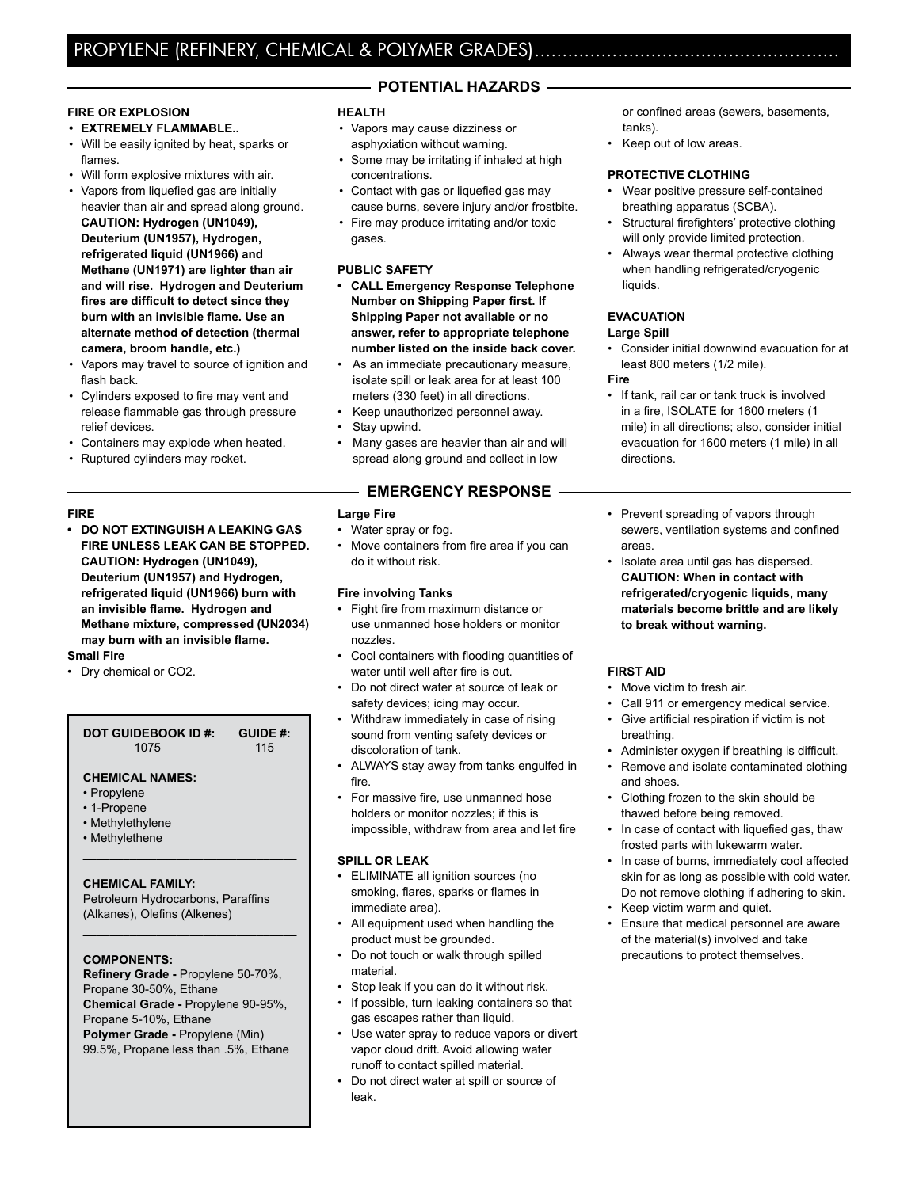# PROPYLENE (REFINERY, CHEMICAL & POLYMER GRADES)

## POTENTIAL HAZARDS

### FIRE OR EXPLOSION

- **EXTREMELY FLAMMABLE..**
- Will be easily ignited by heat, sparks or flames.
- Will form explosive mixtures with air.
- Vapors from liquefied gas are initially heavier than air and spread along ground. **CAUTION: Hydrogen (UN1049), Deuterium (UN1957), Hydrogen, refrigerated liquid (UN1966) and Methane (UN1971) are lighter than air and will rise. Hydrogen and Deuterium fires are difficult to detect since they burn with an invisible flame. Use an alternate method of detection (thermal camera, broom handle, etc.)**
- Vapors may travel to source of ignition and flash back.
- Cylinders exposed to fire may vent and release flammable gas through pressure relief devices.
- Containers may explode when heated.
- Ruptured cylinders may rocket.

### HEALTH

- Vapors may cause dizziness or asphyxiation without warning.
- Some may be irritating if inhaled at high concentrations.
- Contact with gas or liquefied gas may cause burns, severe injury and/or frostbite.
- Fire may produce irritating and/or toxic gases.

### PUBLIC SAFETY

- **CALL Emergency Response Telephone Number on Shipping Paper first. If Shipping Paper not available or no answer, refer to appropriate telephone number listed on the inside back cover.**
- As an immediate precautionary measure, isolate spill or leak area for at least 100 meters (330 feet) in all directions.
- Keep unauthorized personnel away.
- Stay upwind.
- Many gases are heavier than air and will spread along ground and collect in low or confined areas (sewers, basements, tanks).
- Keep out of low areas.

### PROTECTIVE CLOTHING

- Wear positive pressure self-contained breathing apparatus (SCBA).
- Structural firefighters' protective clothing will only provide limited protection.
- Always wear thermal protective clothing when handling refrigerated/cryogenic liquids.

### EVACUATION

**Large Spill**

- Consider initial downwind evacuation for at least 800 meters (1/2 mile).

**Fire**

- If tank, rail car or tank truck is involved in a fire, ISOLATE for 1600 meters (1 mile) in all directions; also, consider initial evacuation for 1600 meters (1 mile) in all directions.

## EMERGENCY RESPONSE

### FIRE

- **DO NOT EXTINGUISH A LEAKING GAS FIRE UNLESS LEAK CAN BE STOPPED. CAUTION: Hydrogen (UN1049), Deuterium (UN1957) and Hydrogen, refrigerated liquid (UN1966) burn with an invisible flame. Hydrogen and Methane mixture, compressed (UN2034) may burn with an invisible flame.**

**Small Fire**

- Dry chemical or CO2.

**Large Fire**

- Water spray or fog.
- Move containers from fire area if you can do it without risk.

**Fire involving Tanks**

- Fight fire from maximum distance or use unmanned hose holders or monitor nozzles.
- Cool containers with flooding quantities of water until well after fire is out.
- Do not direct water at source of leak or safety devices; icing may occur.
- Withdraw immediately in case of rising sound from venting safety devices or discoloration of tank.
- ALWAYS stay away from tanks engulfed in fire.
- For massive fire, use unmanned hose holders or monitor nozzles; if this is impossible, withdraw from area and let fire

### SPILL OR LEAK

- ELIMINATE all ignition sources (no smoking, flares, sparks or flames in immediate area).
- All equipment used when handling the product must be grounded.
- Do not touch or walk through spilled material.
- Stop leak if you can do it without risk.
- If possible, turn leaking containers so that gas escapes rather than liquid.
- Use water spray to reduce vapors or divert vapor cloud drift. Avoid allowing water runoff to contact spilled material.
- Do not direct water at spill or source of leak.
- Prevent spreading of vapors through sewers, ventilation systems and confined areas.
- Isolate area until gas has dispersed. **CAUTION: When in contact with refrigerated/cryogenic liquids, many materials become brittle and are likely to break without warning.**

### FIRST AID

- Move victim to fresh air.
- Call 911 or emergency medical service.
- Give artificial respiration if victim is not breathing.
- Administer oxygen if breathing is difficult.
- Remove and isolate contaminated clothing and shoes.
- Clothing frozen to the skin should be thawed before being removed.
- In case of contact with liquefied gas, thaw frosted parts with lukewarm water.
- In case of burns, immediately cool affected skin for as long as possible with cold water. Do not remove clothing if adhering to skin.
- Keep victim warm and quiet.
- Ensure that medical personnel are aware of the material(s) involved and take precautions to protect themselves.

---

| DOT GUIDEBOOK ID #: | GUIDE #: |
|---|---|
| 1075 | 115 |

**CHEMICAL NAMES:**

- Propylene
- 1-Propene
- Methylethylene
- Methylethene

**CHEMICAL FAMILY:**

Petroleum Hydrocarbons, Paraffins (Alkanes), Olefins (Alkenes)

**COMPONENTS:**

**Refinery Grade -** Propylene 50-70%, Propane 30-50%, Ethane

**Chemical Grade -** Propylene 90-95%, Propane 5-10%, Ethane

**Polymer Grade -** Propylene (Min) 99.5%, Propane less than .5%, Ethane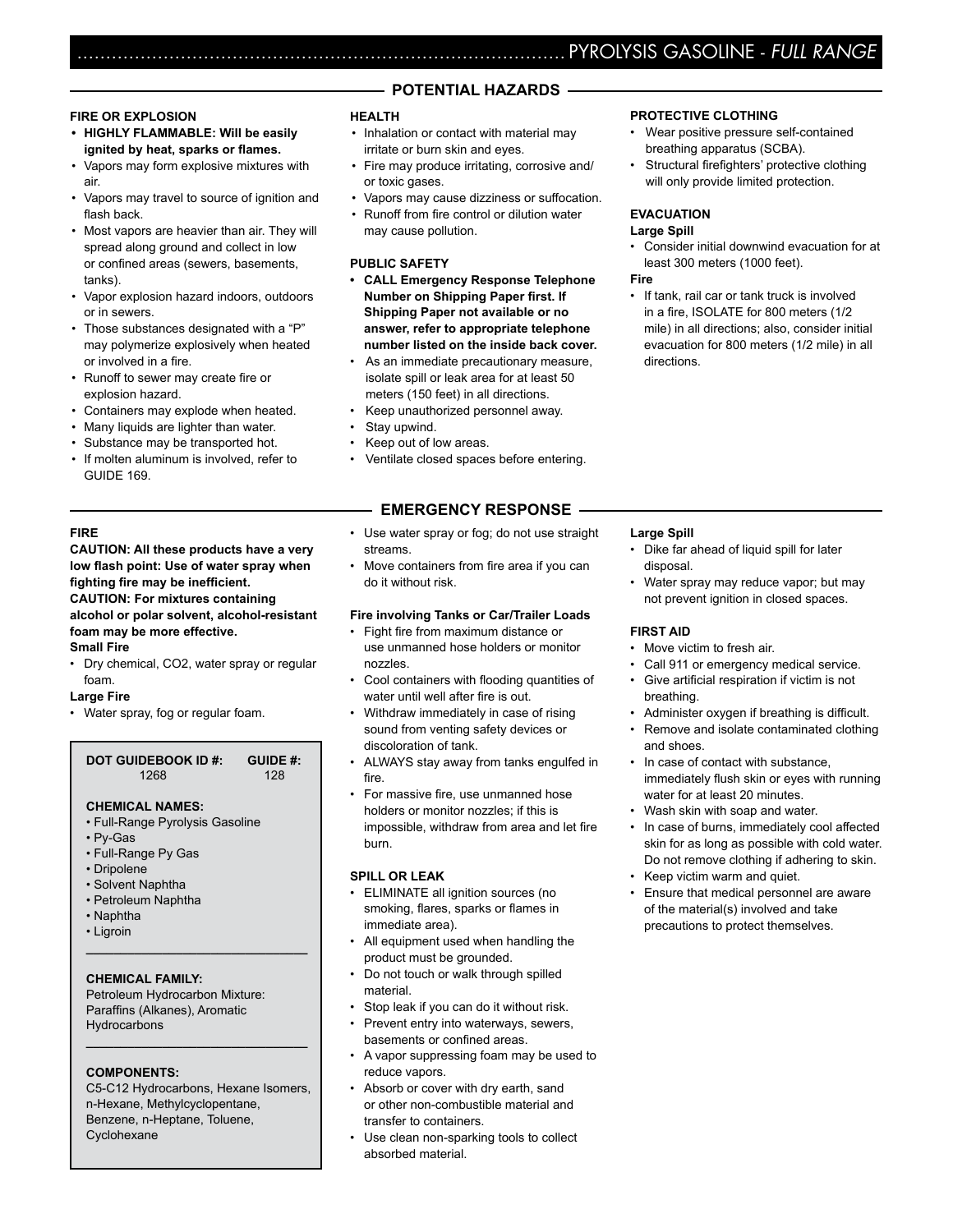# PYROLYSIS GASOLINE - *FULL RANGE*

## POTENTIAL HAZARDS

### FIRE OR EXPLOSION

- **HIGHLY FLAMMABLE: Will be easily ignited by heat, sparks or flames.**
- Vapors may form explosive mixtures with air.
- Vapors may travel to source of ignition and flash back.
- Most vapors are heavier than air. They will spread along ground and collect in low or confined areas (sewers, basements, tanks).
- Vapor explosion hazard indoors, outdoors or in sewers.
- Those substances designated with a "P" may polymerize explosively when heated or involved in a fire.
- Runoff to sewer may create fire or explosion hazard.
- Containers may explode when heated.
- Many liquids are lighter than water.
- Substance may be transported hot.
- If molten aluminum is involved, refer to GUIDE 169.

### HEALTH

- Inhalation or contact with material may irritate or burn skin and eyes.
- Fire may produce irritating, corrosive and/or toxic gases.
- Vapors may cause dizziness or suffocation.
- Runoff from fire control or dilution water may cause pollution.

### PUBLIC SAFETY

- **CALL Emergency Response Telephone Number on Shipping Paper first. If Shipping Paper not available or no answer, refer to appropriate telephone number listed on the inside back cover.**
- As an immediate precautionary measure, isolate spill or leak area for at least 50 meters (150 feet) in all directions.
- Keep unauthorized personnel away.
- Stay upwind.
- Keep out of low areas.
- Ventilate closed spaces before entering.

### PROTECTIVE CLOTHING

- Wear positive pressure self-contained breathing apparatus (SCBA).
- Structural firefighters' protective clothing will only provide limited protection.

### EVACUATION

**Large Spill**

- Consider initial downwind evacuation for at least 300 meters (1000 feet).

**Fire**

- If tank, rail car or tank truck is involved in a fire, ISOLATE for 800 meters (1/2 mile) in all directions; also, consider initial evacuation for 800 meters (1/2 mile) in all directions.

## EMERGENCY RESPONSE

### FIRE

**CAUTION: All these products have a very low flash point: Use of water spray when fighting fire may be inefficient.**
**CAUTION: For mixtures containing alcohol or polar solvent, alcohol-resistant foam may be more effective.**

**Small Fire**

- Dry chemical, CO2, water spray or regular foam.

**Large Fire**

- Water spray, fog or regular foam.
- Use water spray or fog; do not use straight streams.
- Move containers from fire area if you can do it without risk.

**Fire involving Tanks or Car/Trailer Loads**

- Fight fire from maximum distance or use unmanned hose holders or monitor nozzles.
- Cool containers with flooding quantities of water until well after fire is out.
- Withdraw immediately in case of rising sound from venting safety devices or discoloration of tank.
- ALWAYS stay away from tanks engulfed in fire.
- For massive fire, use unmanned hose holders or monitor nozzles; if this is impossible, withdraw from area and let fire burn.

**DOT GUIDEBOOK ID #:** 1268 **GUIDE #:** 128

**CHEMICAL NAMES:**

- Full-Range Pyrolysis Gasoline
- Py-Gas
- Full-Range Py Gas
- Dripolene
- Solvent Naphtha
- Petroleum Naphtha
- Naphtha
- Ligroin

**CHEMICAL FAMILY:**

Petroleum Hydrocarbon Mixture: Paraffins (Alkanes), Aromatic Hydrocarbons

**COMPONENTS:**

C5-C12 Hydrocarbons, Hexane Isomers, n-Hexane, Methylcyclopentane, Benzene, n-Heptane, Toluene, Cyclohexane

### SPILL OR LEAK

- ELIMINATE all ignition sources (no smoking, flares, sparks or flames in immediate area).
- All equipment used when handling the product must be grounded.
- Do not touch or walk through spilled material.
- Stop leak if you can do it without risk.
- Prevent entry into waterways, sewers, basements or confined areas.
- A vapor suppressing foam may be used to reduce vapors.
- Absorb or cover with dry earth, sand or other non-combustible material and transfer to containers.
- Use clean non-sparking tools to collect absorbed material.

**Large Spill**

- Dike far ahead of liquid spill for later disposal.
- Water spray may reduce vapor; but may not prevent ignition in closed spaces.

### FIRST AID

- Move victim to fresh air.
- Call 911 or emergency medical service.
- Give artificial respiration if victim is not breathing.
- Administer oxygen if breathing is difficult.
- Remove and isolate contaminated clothing and shoes.
- In case of contact with substance, immediately flush skin or eyes with running water for at least 20 minutes.
- Wash skin with soap and water.
- In case of burns, immediately cool affected skin for as long as possible with cold water. Do not remove clothing if adhering to skin.
- Keep victim warm and quiet.
- Ensure that medical personnel are aware of the material(s) involved and take precautions to protect themselves.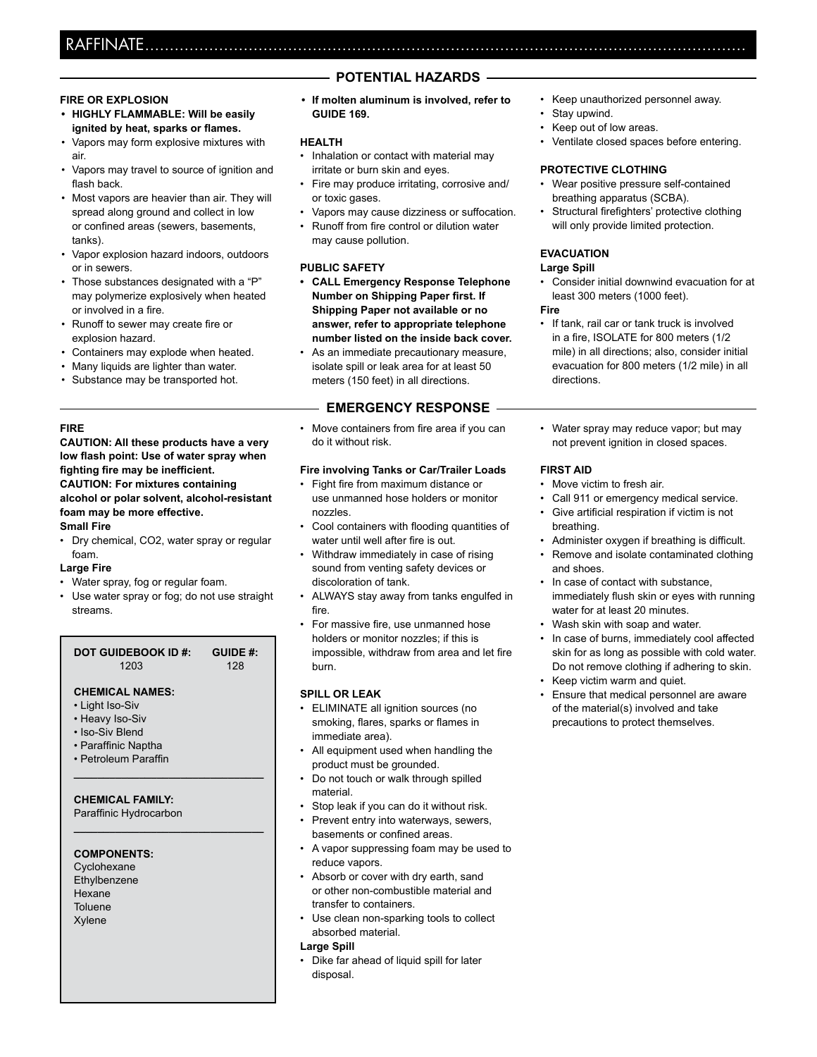# RAFFINATE

## POTENTIAL HAZARDS

### FIRE OR EXPLOSION

- **HIGHLY FLAMMABLE: Will be easily ignited by heat, sparks or flames.**
- Vapors may form explosive mixtures with air.
- Vapors may travel to source of ignition and flash back.
- Most vapors are heavier than air. They will spread along ground and collect in low or confined areas (sewers, basements, tanks).
- Vapor explosion hazard indoors, outdoors or in sewers.
- Those substances designated with a "P" may polymerize explosively when heated or involved in a fire.
- Runoff to sewer may create fire or explosion hazard.
- Containers may explode when heated.
- Many liquids are lighter than water.
- Substance may be transported hot.
- **If molten aluminum is involved, refer to GUIDE 169.**

### HEALTH

- Inhalation or contact with material may irritate or burn skin and eyes.
- Fire may produce irritating, corrosive and/or toxic gases.
- Vapors may cause dizziness or suffocation.
- Runoff from fire control or dilution water may cause pollution.

### PUBLIC SAFETY

- **CALL Emergency Response Telephone Number on Shipping Paper first. If Shipping Paper not available or no answer, refer to appropriate telephone number listed on the inside back cover.**
- As an immediate precautionary measure, isolate spill or leak area for at least 50 meters (150 feet) in all directions.
- Keep unauthorized personnel away.
- Stay upwind.
- Keep out of low areas.
- Ventilate closed spaces before entering.

### PROTECTIVE CLOTHING

- Wear positive pressure self-contained breathing apparatus (SCBA).
- Structural firefighters' protective clothing will only provide limited protection.

### EVACUATION

**Large Spill**

- Consider initial downwind evacuation for at least 300 meters (1000 feet).

**Fire**

- If tank, rail car or tank truck is involved in a fire, ISOLATE for 800 meters (1/2 mile) in all directions; also, consider initial evacuation for 800 meters (1/2 mile) in all directions.

## EMERGENCY RESPONSE

### FIRE

**CAUTION: All these products have a very low flash point: Use of water spray when fighting fire may be inefficient.**
**CAUTION: For mixtures containing alcohol or polar solvent, alcohol-resistant foam may be more effective.**

**Small Fire**

- Dry chemical, CO2, water spray or regular foam.

**Large Fire**

- Water spray, fog or regular foam.
- Use water spray or fog; do not use straight streams.
- Move containers from fire area if you can do it without risk.

**Fire involving Tanks or Car/Trailer Loads**

- Fight fire from maximum distance or use unmanned hose holders or monitor nozzles.
- Cool containers with flooding quantities of water until well after fire is out.
- Withdraw immediately in case of rising sound from venting safety devices or discoloration of tank.
- ALWAYS stay away from tanks engulfed in fire.
- For massive fire, use unmanned hose holders or monitor nozzles; if this is impossible, withdraw from area and let fire burn.

### SPILL OR LEAK

- ELIMINATE all ignition sources (no smoking, flares, sparks or flames in immediate area).
- All equipment used when handling the product must be grounded.
- Do not touch or walk through spilled material.
- Stop leak if you can do it without risk.
- Prevent entry into waterways, sewers, basements or confined areas.
- A vapor suppressing foam may be used to reduce vapors.
- Absorb or cover with dry earth, sand or other non-combustible material and transfer to containers.
- Use clean non-sparking tools to collect absorbed material.

**Large Spill**

- Dike far ahead of liquid spill for later disposal.
- Water spray may reduce vapor; but may not prevent ignition in closed spaces.

### FIRST AID

- Move victim to fresh air.
- Call 911 or emergency medical service.
- Give artificial respiration if victim is not breathing.
- Administer oxygen if breathing is difficult.
- Remove and isolate contaminated clothing and shoes.
- In case of contact with substance, immediately flush skin or eyes with running water for at least 20 minutes.
- Wash skin with soap and water.
- In case of burns, immediately cool affected skin for as long as possible with cold water. Do not remove clothing if adhering to skin.
- Keep victim warm and quiet.
- Ensure that medical personnel are aware of the material(s) involved and take precautions to protect themselves.

---

| DOT GUIDEBOOK ID #: | GUIDE #: |
|---|---|
| 1203 | 128 |

**CHEMICAL NAMES:**

- Light Iso-Siv
- Heavy Iso-Siv
- Iso-Siv Blend
- Paraffinic Naptha
- Petroleum Paraffin

**CHEMICAL FAMILY:**
Paraffinic Hydrocarbon

**COMPONENTS:**
Cyclohexane
Ethylbenzene
Hexane
Toluene
Xylene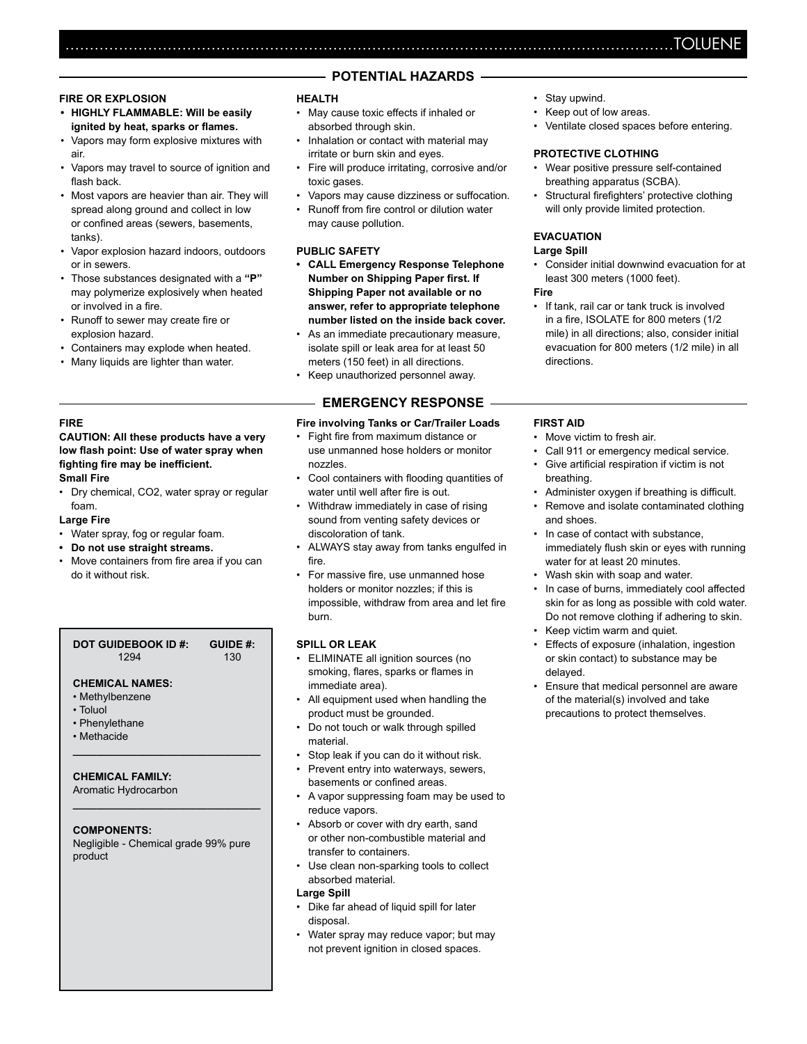# TOLUENE

## POTENTIAL HAZARDS

### FIRE OR EXPLOSION

- **HIGHLY FLAMMABLE: Will be easily ignited by heat, sparks or flames.**
- Vapors may form explosive mixtures with air.
- Vapors may travel to source of ignition and flash back.
- Most vapors are heavier than air. They will spread along ground and collect in low or confined areas (sewers, basements, tanks).
- Vapor explosion hazard indoors, outdoors or in sewers.
- Those substances designated with a **"P"** may polymerize explosively when heated or involved in a fire.
- Runoff to sewer may create fire or explosion hazard.
- Containers may explode when heated.
- Many liquids are lighter than water.

### HEALTH

- May cause toxic effects if inhaled or absorbed through skin.
- Inhalation or contact with material may irritate or burn skin and eyes.
- Fire will produce irritating, corrosive and/or toxic gases.
- Vapors may cause dizziness or suffocation.
- Runoff from fire control or dilution water may cause pollution.

### PUBLIC SAFETY

- **CALL Emergency Response Telephone Number on Shipping Paper first. If Shipping Paper not available or no answer, refer to appropriate telephone number listed on the inside back cover.**
- As an immediate precautionary measure, isolate spill or leak area for at least 50 meters (150 feet) in all directions.
- Keep unauthorized personnel away.
- Stay upwind.
- Keep out of low areas.
- Ventilate closed spaces before entering.

### PROTECTIVE CLOTHING

- Wear positive pressure self-contained breathing apparatus (SCBA).
- Structural firefighters' protective clothing will only provide limited protection.

### EVACUATION

**Large Spill**

- Consider initial downwind evacuation for at least 300 meters (1000 feet).

**Fire**

- If tank, rail car or tank truck is involved in a fire, ISOLATE for 800 meters (1/2 mile) in all directions; also, consider initial evacuation for 800 meters (1/2 mile) in all directions.

## EMERGENCY RESPONSE

### FIRE

**CAUTION: All these products have a very low flash point: Use of water spray when fighting fire may be inefficient.**

**Small Fire**

- Dry chemical, $CO_2$, water spray or regular foam.

**Large Fire**

- Water spray, fog or regular foam.
- **Do not use straight streams.**
- Move containers from fire area if you can do it without risk.

**DOT GUIDEBOOK ID #:** 1294 **GUIDE #:** 130

**CHEMICAL NAMES:**

- Methylbenzene
- Toluol
- Phenylethane
- Methacide

**CHEMICAL FAMILY:**

Aromatic Hydrocarbon

**COMPONENTS:**

Negligible - Chemical grade 99% pure product

### Fire involving Tanks or Car/Trailer Loads

- Fight fire from maximum distance or use unmanned hose holders or monitor nozzles.
- Cool containers with flooding quantities of water until well after fire is out.
- Withdraw immediately in case of rising sound from venting safety devices or discoloration of tank.
- ALWAYS stay away from tanks engulfed in fire.
- For massive fire, use unmanned hose holders or monitor nozzles; if this is impossible, withdraw from area and let fire burn.

### SPILL OR LEAK

- ELIMINATE all ignition sources (no smoking, flares, sparks or flames in immediate area).
- All equipment used when handling the product must be grounded.
- Do not touch or walk through spilled material.
- Stop leak if you can do it without risk.
- Prevent entry into waterways, sewers, basements or confined areas.
- A vapor suppressing foam may be used to reduce vapors.
- Absorb or cover with dry earth, sand or other non-combustible material and transfer to containers.
- Use clean non-sparking tools to collect absorbed material.

**Large Spill**

- Dike far ahead of liquid spill for later disposal.
- Water spray may reduce vapor; but may not prevent ignition in closed spaces.

### FIRST AID

- Move victim to fresh air.
- Call 911 or emergency medical service.
- Give artificial respiration if victim is not breathing.
- Administer oxygen if breathing is difficult.
- Remove and isolate contaminated clothing and shoes.
- In case of contact with substance, immediately flush skin or eyes with running water for at least 20 minutes.
- Wash skin with soap and water.
- In case of burns, immediately cool affected skin for as long as possible with cold water. Do not remove clothing if adhering to skin.
- Keep victim warm and quiet.
- Effects of exposure (inhalation, ingestion or skin contact) to substance may be delayed.
- Ensure that medical personnel are aware of the material(s) involved and take precautions to protect themselves.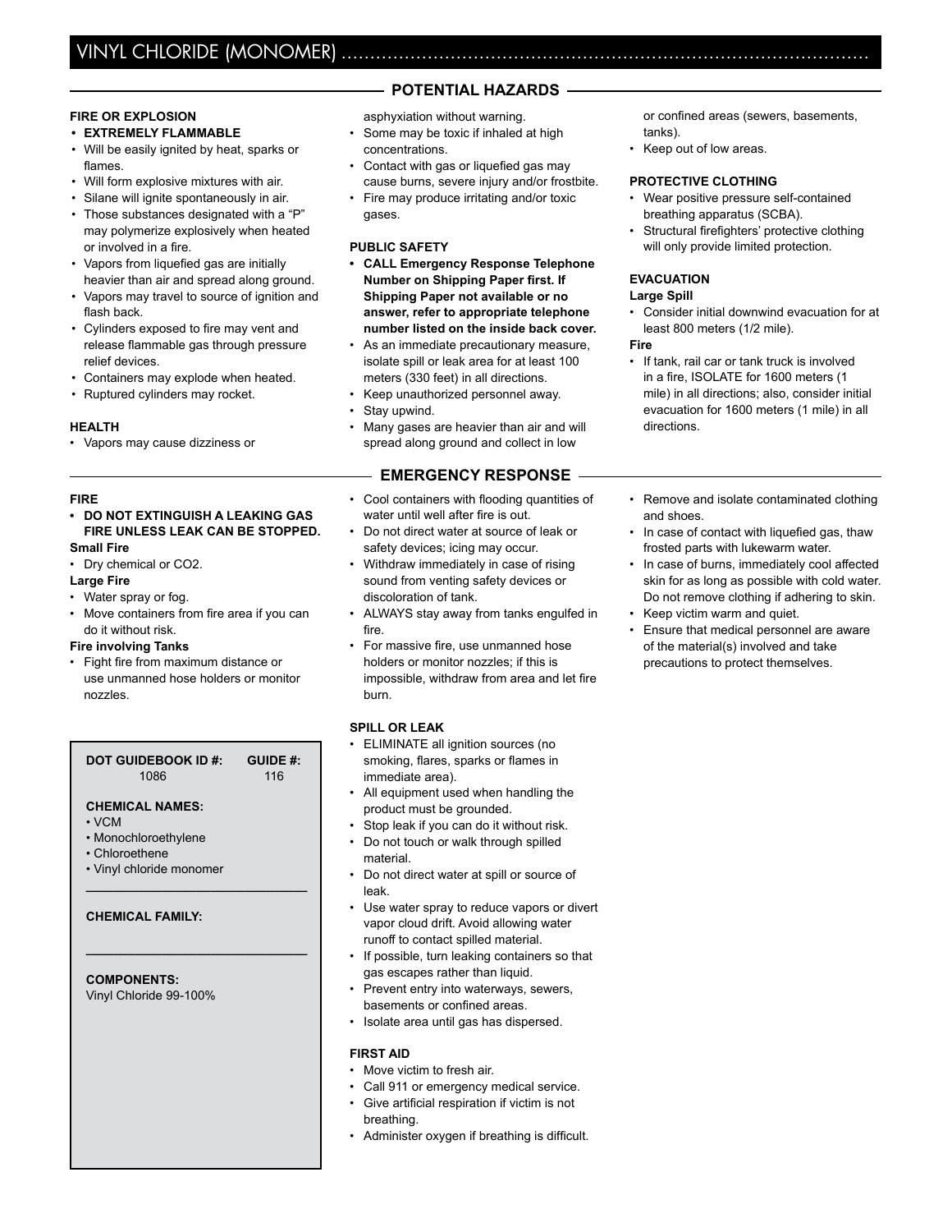# VINYL CHLORIDE (MONOMER)

## POTENTIAL HAZARDS

### FIRE OR EXPLOSION

- **EXTREMELY FLAMMABLE**
- Will be easily ignited by heat, sparks or flames.
- Will form explosive mixtures with air.
- Silane will ignite spontaneously in air.
- Those substances designated with a "P" may polymerize explosively when heated or involved in a fire.
- Vapors from liquefied gas are initially heavier than air and spread along ground.
- Vapors may travel to source of ignition and flash back.
- Cylinders exposed to fire may vent and release flammable gas through pressure relief devices.
- Containers may explode when heated.
- Ruptured cylinders may rocket.

### HEALTH

- Vapors may cause dizziness or asphyxiation without warning.
- Some may be toxic if inhaled at high concentrations.
- Contact with gas or liquefied gas may cause burns, severe injury and/or frostbite.
- Fire may produce irritating and/or toxic gases.

### PUBLIC SAFETY

- **CALL Emergency Response Telephone Number on Shipping Paper first. If Shipping Paper not available or no answer, refer to appropriate telephone number listed on the inside back cover.**
- As an immediate precautionary measure, isolate spill or leak area for at least 100 meters (330 feet) in all directions.
- Keep unauthorized personnel away.
- Stay upwind.
- Many gases are heavier than air and will spread along ground and collect in low or confined areas (sewers, basements, tanks).
- Keep out of low areas.

### PROTECTIVE CLOTHING

- Wear positive pressure self-contained breathing apparatus (SCBA).
- Structural firefighters' protective clothing will only provide limited protection.

### EVACUATION

**Large Spill**

- Consider initial downwind evacuation for at least 800 meters (1/2 mile).

**Fire**

- If tank, rail car or tank truck is involved in a fire, ISOLATE for 1600 meters (1 mile) in all directions; also, consider initial evacuation for 1600 meters (1 mile) in all directions.

## EMERGENCY RESPONSE

### FIRE

- **DO NOT EXTINGUISH A LEAKING GAS FIRE UNLESS LEAK CAN BE STOPPED.**

**Small Fire**

- Dry chemical or CO2.

**Large Fire**

- Water spray or fog.
- Move containers from fire area if you can do it without risk.

**Fire involving Tanks**

- Fight fire from maximum distance or use unmanned hose holders or monitor nozzles.
- Cool containers with flooding quantities of water until well after fire is out.
- Do not direct water at source of leak or safety devices; icing may occur.
- Withdraw immediately in case of rising sound from venting safety devices or discoloration of tank.
- ALWAYS stay away from tanks engulfed in fire.
- For massive fire, use unmanned hose holders or monitor nozzles; if this is impossible, withdraw from area and let fire burn.

**DOT GUIDEBOOK ID #:** 1086 **GUIDE #:** 116

**CHEMICAL NAMES:**

- VCM
- Monochloroethylene
- Chloroethene
- Vinyl chloride monomer

**CHEMICAL FAMILY:**

**COMPONENTS:**

Vinyl Chloride 99-100%

### SPILL OR LEAK

- ELIMINATE all ignition sources (no smoking, flares, sparks or flames in immediate area).
- All equipment used when handling the product must be grounded.
- Stop leak if you can do it without risk.
- Do not touch or walk through spilled material.
- Do not direct water at spill or source of leak.
- Use water spray to reduce vapors or divert vapor cloud drift. Avoid allowing water runoff to contact spilled material.
- If possible, turn leaking containers so that gas escapes rather than liquid.
- Prevent entry into waterways, sewers, basements or confined areas.
- Isolate area until gas has dispersed.

### FIRST AID

- Move victim to fresh air.
- Call 911 or emergency medical service.
- Give artificial respiration if victim is not breathing.
- Administer oxygen if breathing is difficult.
- Remove and isolate contaminated clothing and shoes.
- In case of contact with liquefied gas, thaw frosted parts with lukewarm water.
- In case of burns, immediately cool affected skin for as long as possible with cold water. Do not remove clothing if adhering to skin.
- Keep victim warm and quiet.
- Ensure that medical personnel are aware of the material(s) involved and take precautions to protect themselves.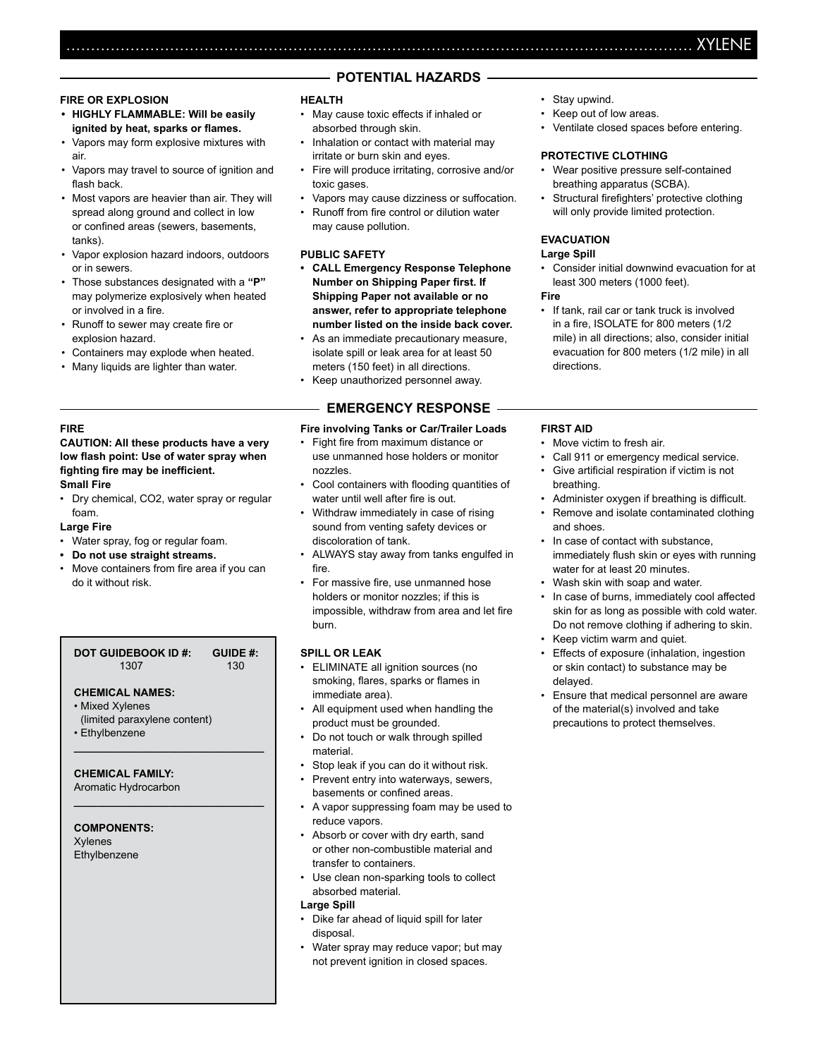# XYLENE

## POTENTIAL HAZARDS

### FIRE OR EXPLOSION

- **HIGHLY FLAMMABLE: Will be easily ignited by heat, sparks or flames.**
- Vapors may form explosive mixtures with air.
- Vapors may travel to source of ignition and flash back.
- Most vapors are heavier than air. They will spread along ground and collect in low or confined areas (sewers, basements, tanks).
- Vapor explosion hazard indoors, outdoors or in sewers.
- Those substances designated with a **"P"** may polymerize explosively when heated or involved in a fire.
- Runoff to sewer may create fire or explosion hazard.
- Containers may explode when heated.
- Many liquids are lighter than water.

### HEALTH

- May cause toxic effects if inhaled or absorbed through skin.
- Inhalation or contact with material may irritate or burn skin and eyes.
- Fire will produce irritating, corrosive and/or toxic gases.
- Vapors may cause dizziness or suffocation.
- Runoff from fire control or dilution water may cause pollution.

### PUBLIC SAFETY

- **CALL Emergency Response Telephone Number on Shipping Paper first. If Shipping Paper not available or no answer, refer to appropriate telephone number listed on the inside back cover.**
- As an immediate precautionary measure, isolate spill or leak area for at least 50 meters (150 feet) in all directions.
- Keep unauthorized personnel away.
- Stay upwind.
- Keep out of low areas.
- Ventilate closed spaces before entering.

### PROTECTIVE CLOTHING

- Wear positive pressure self-contained breathing apparatus (SCBA).
- Structural firefighters' protective clothing will only provide limited protection.

### EVACUATION

**Large Spill**

- Consider initial downwind evacuation for at least 300 meters (1000 feet).

**Fire**

- If tank, rail car or tank truck is involved in a fire, ISOLATE for 800 meters (1/2 mile) in all directions; also, consider initial evacuation for 800 meters (1/2 mile) in all directions.

## EMERGENCY RESPONSE

### FIRE

**CAUTION: All these products have a very low flash point: Use of water spray when fighting fire may be inefficient.**

**Small Fire**

- Dry chemical, $CO_2$, water spray or regular foam.

**Large Fire**

- Water spray, fog or regular foam.
- **Do not use straight streams.**
- Move containers from fire area if you can do it without risk.

**DOT GUIDEBOOK ID #:** 1307

**GUIDE #:** 130

**CHEMICAL NAMES:**

- Mixed Xylenes (limited paraxylene content)
- Ethylbenzene

**CHEMICAL FAMILY:**

Aromatic Hydrocarbon

**COMPONENTS:**

Xylenes

Ethylbenzene

### Fire involving Tanks or Car/Trailer Loads

- Fight fire from maximum distance or use unmanned hose holders or monitor nozzles.
- Cool containers with flooding quantities of water until well after fire is out.
- Withdraw immediately in case of rising sound from venting safety devices or discoloration of tank.
- ALWAYS stay away from tanks engulfed in fire.
- For massive fire, use unmanned hose holders or monitor nozzles; if this is impossible, withdraw from area and let fire burn.

### SPILL OR LEAK

- ELIMINATE all ignition sources (no smoking, flares, sparks or flames in immediate area).
- All equipment used when handling the product must be grounded.
- Do not touch or walk through spilled material.
- Stop leak if you can do it without risk.
- Prevent entry into waterways, sewers, basements or confined areas.
- A vapor suppressing foam may be used to reduce vapors.
- Absorb or cover with dry earth, sand or other non-combustible material and transfer to containers.
- Use clean non-sparking tools to collect absorbed material.

**Large Spill**

- Dike far ahead of liquid spill for later disposal.
- Water spray may reduce vapor; but may not prevent ignition in closed spaces.

### FIRST AID

- Move victim to fresh air.
- Call 911 or emergency medical service.
- Give artificial respiration if victim is not breathing.
- Administer oxygen if breathing is difficult.
- Remove and isolate contaminated clothing and shoes.
- In case of contact with substance, immediately flush skin or eyes with running water for at least 20 minutes.
- Wash skin with soap and water.
- In case of burns, immediately cool affected skin for as long as possible with cold water. Do not remove clothing if adhering to skin.
- Keep victim warm and quiet.
- Effects of exposure (inhalation, ingestion or skin contact) to substance may be delayed.
- Ensure that medical personnel are aware of the material(s) involved and take precautions to protect themselves.